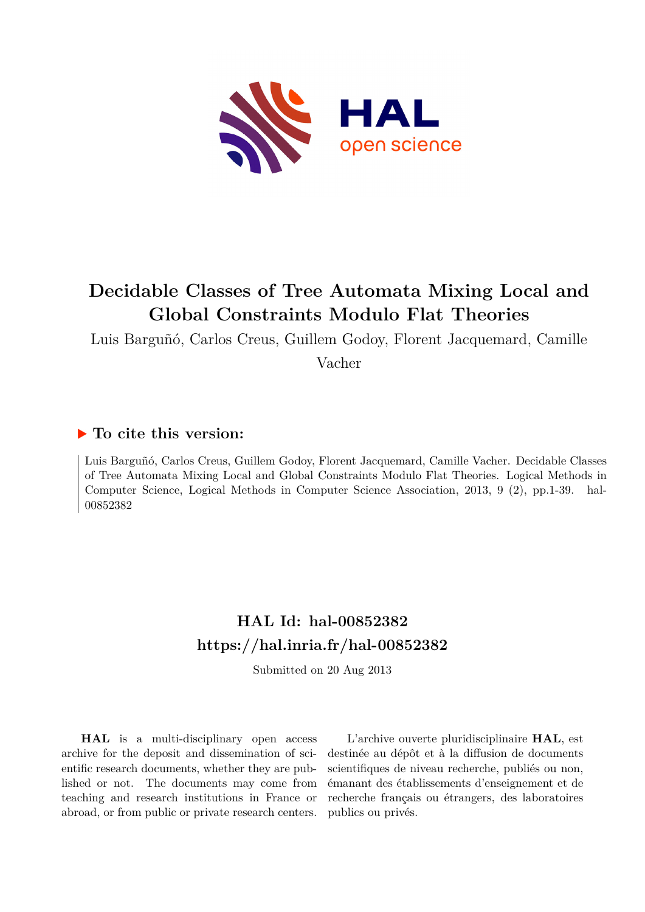# Decidable Classes of Tree Automata Mixing Local and Global Constraints Modulo Flat Theories

Luis Barguñó, Carlos Creus, Guillem Godoy, Florent Jacquemard, Camille Vacher

## ▶ To cite this version:

Luis Barguñó, Carlos Creus, Guillem Godoy, Florent Jacquemard, Camille Vacher. Decidable Classes of Tree Automata Mixing Local and Global Constraints Modulo Flat Theories. Logical Methods in Computer Science, Logical Methods in Computer Science Association, 2013, 9 (2), pp.1-39. hal-00852382

## HAL Id: hal-00852382

## https://hal.inria.fr/hal-00852382

Submitted on 20 Aug 2013

**HAL** is a multi-disciplinary open access archive for the deposit and dissemination of scientific research documents, whether they are published or not. The documents may come from teaching and research institutions in France or abroad, or from public or private research centers.

L'archive ouverte pluridisciplinaire **HAL**, est destinée au dépôt et à la diffusion de documents scientifiques de niveau recherche, publiés ou non, émanant des établissements d'enseignement et de recherche français ou étrangers, des laboratoires publics ou privés.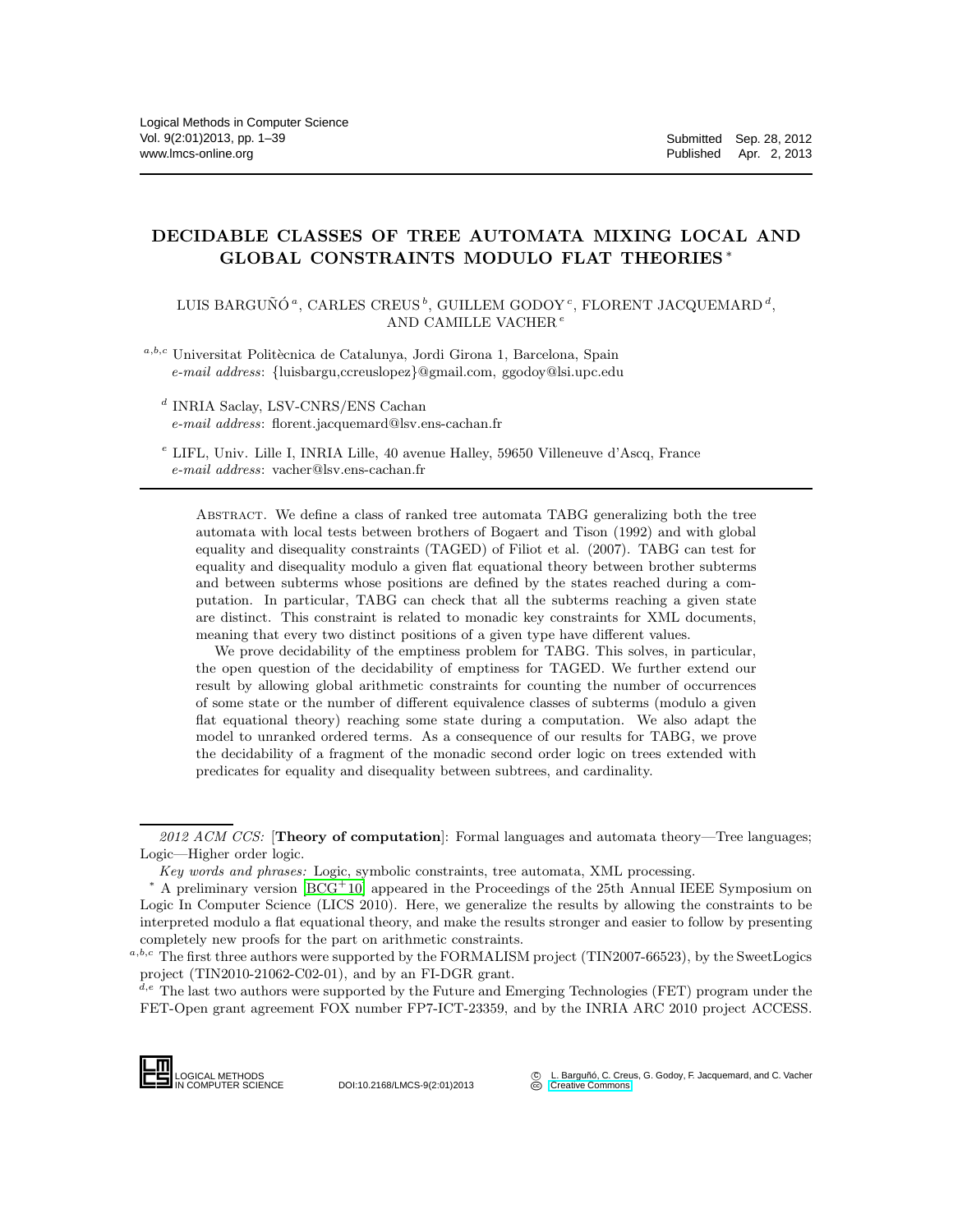# DECIDABLE CLASSES OF TREE AUTOMATA MIXING LOCAL AND GLOBAL CONSTRAINTS MODULO FLAT THEORIES *

LUIS BARGUÑÓ [a], CARLES CREUS [b], GUILLEM GODOY [c], FLORENT JACQUEMARD [d], AND CAMILLE VACHER [e]

[a,b,c] Universitat Politècnica de Catalunya, Jordi Girona 1, Barcelona, Spain
*e-mail address*: {luisbargu,ccreuslopez}@gmail.com, ggodoy@lsi.upc.edu

[d] INRIA Saclay, LSV-CNRS/ENS Cachan
*e-mail address*: florent.jacquemard@lsv.ens-cachan.fr

[e] LIFL, Univ. Lille I, INRIA Lille, 40 avenue Halley, 59650 Villeneuve d'Ascq, France
*e-mail address*: vacher@lsv.ens-cachan.fr

Abstract. We define a class of ranked tree automata TABG generalizing both the tree automata with local tests between brothers of Bogaert and Tison (1992) and with global equality and disequality constraints (TAGED) of Filiot et al. (2007). TABG can test for equality and disequality modulo a given flat equational theory between brother subterms and between subterms whose positions are defined by the states reached during a computation. In particular, TABG can check that all the subterms reaching a given state are distinct. This constraint is related to monadic key constraints for XML documents, meaning that every two distinct positions of a given type have different values.

We prove decidability of the emptiness problem for TABG. This solves, in particular, the open question of the decidability of emptiness for TAGED. We further extend our result by allowing global arithmetic constraints for counting the number of occurrences of some state or the number of different equivalence classes of subterms (modulo a given flat equational theory) reaching some state during a computation. We also adapt the model to unranked ordered terms. As a consequence of our results for TABG, we prove the decidability of a fragment of the monadic second order logic on trees extended with predicates for equality and disequality between subtrees, and cardinality.

*2012 ACM CCS:* [**Theory of computation**]: Formal languages and automata theory—Tree languages; Logic—Higher order logic.

*Key words and phrases:* Logic, symbolic constraints, tree automata, XML processing.

\* A preliminary version [BCG+10] appeared in the Proceedings of the 25th Annual IEEE Symposium on Logic In Computer Science (LICS 2010). Here, we generalize the results by allowing the constraints to be interpreted modulo a flat equational theory, and make the results stronger and easier to follow by presenting completely new proofs for the part on arithmetic constraints.

[a,b,c] The first three authors were supported by the FORMALISM project (TIN2007-66523), by the SweetLogics project (TIN2010-21062-C02-01), and by an FI-DGR grant.

[d,e] The last two authors were supported by the Future and Emerging Technologies (FET) program under the FET-Open grant agreement FOX number FP7-ICT-23359, and by the INRIA ARC 2010 project ACCESS.

LOGICAL METHODS IN COMPUTER SCIENCE DOI:10.2168/LMCS-9(2:01)2013

© L. Barguñó, C. Creus, G. Godoy, F. Jacquemard, and C. Vacher
Creative Commons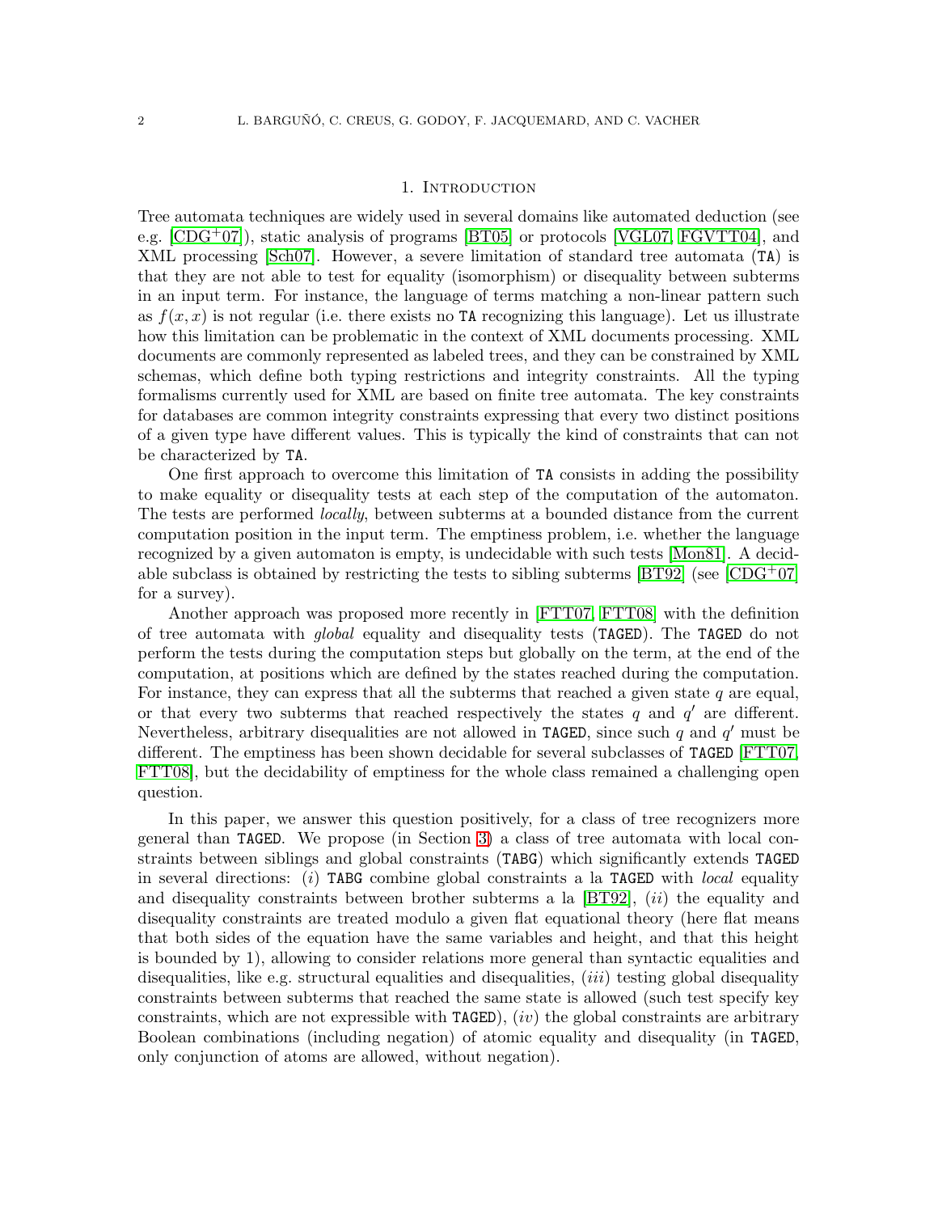## 1. Introduction

Tree automata techniques are widely used in several domains like automated deduction (see e.g. [CDG+07]), static analysis of programs [BT05] or protocols [VGL07, FGVTT04], and XML processing [Sch07]. However, a severe limitation of standard tree automata (TA) is that they are not able to test for equality (isomorphism) or disequality between subterms in an input term. For instance, the language of terms matching a non-linear pattern such as $f(x,x)$ is not regular (i.e. there exists no TA recognizing this language). Let us illustrate how this limitation can be problematic in the context of XML documents processing. XML documents are commonly represented as labeled trees, and they can be constrained by XML schemas, which define both typing restrictions and integrity constraints. All the typing formalisms currently used for XML are based on finite tree automata. The key constraints for databases are common integrity constraints expressing that every two distinct positions of a given type have different values. This is typically the kind of constraints that can not be characterized by TA.

One first approach to overcome this limitation of TA consists in adding the possibility to make equality or disequality tests at each step of the computation of the automaton. The tests are performed *locally*, between subterms at a bounded distance from the current computation position in the input term. The emptiness problem, i.e. whether the language recognized by a given automaton is empty, is undecidable with such tests [Mon81]. A decidable subclass is obtained by restricting the tests to sibling subterms [BT92] (see [CDG+07] for a survey).

Another approach was proposed more recently in [FTT07, FTT08] with the definition of tree automata with *global* equality and disequality tests (TAGED). The TAGED do not perform the tests during the computation steps but globally on the term, at the end of the computation, at positions which are defined by the states reached during the computation. For instance, they can express that all the subterms that reached a given state $q$ are equal, or that every two subterms that reached respectively the states $q$ and $q'$ are different. Nevertheless, arbitrary disequalities are not allowed in TAGED, since such $q$ and $q'$ must be different. The emptiness has been shown decidable for several subclasses of TAGED [FTT07, FTT08], but the decidability of emptiness for the whole class remained a challenging open question.

In this paper, we answer this question positively, for a class of tree recognizers more general than TAGED. We propose (in Section 3) a class of tree automata with local constraints between siblings and global constraints (TABG) which significantly extends TAGED in several directions: ($i$) TABG combine global constraints a la TAGED with *local* equality and disequality constraints between brother subterms a la [BT92], ($ii$) the equality and disequality constraints are treated modulo a given flat equational theory (here flat means that both sides of the equation have the same variables and height, and that this height is bounded by 1), allowing to consider relations more general than syntactic equalities and disequalities, like e.g. structural equalities and disequalities, ($iii$) testing global disequality constraints between subterms that reached the same state is allowed (such test specify key constraints, which are not expressible with TAGED), ($iv$) the global constraints are arbitrary Boolean combinations (including negation) of atomic equality and disequality (in TAGED, only conjunction of atoms are allowed, without negation).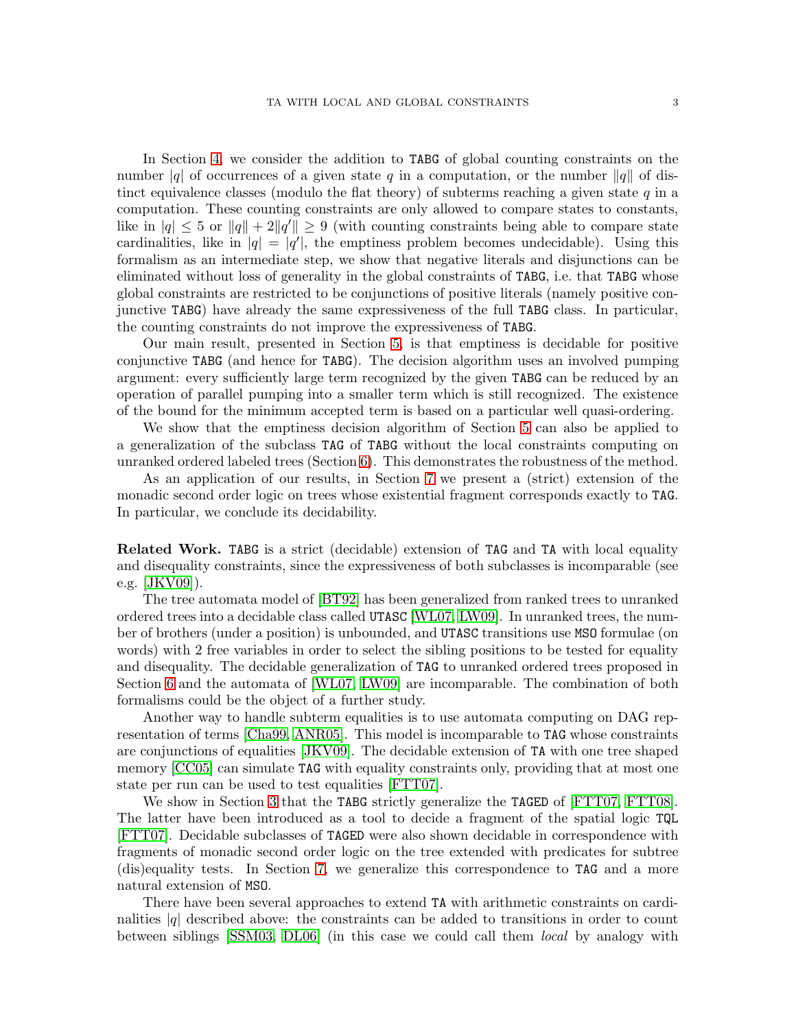In Section 4, we consider the addition to TABG of global counting constraints on the number $|q|$ of occurrences of a given state $q$ in a computation, or the number $\|q\|$ of distinct equivalence classes (modulo the flat theory) of subterms reaching a given state $q$ in a computation. These counting constraints are only allowed to compare states to constants, like in $|q| \leq 5$ or $\|q\| + 2\|q'\| \geq 9$ (with counting constraints being able to compare state cardinalities, like in $|q| = |q'|$, the emptiness problem becomes undecidable). Using this formalism as an intermediate step, we show that negative literals and disjunctions can be eliminated without loss of generality in the global constraints of TABG, i.e. that TABG whose global constraints are restricted to be conjunctions of positive literals (namely positive conjunctive TABG) have already the same expressiveness of the full TABG class. In particular, the counting constraints do not improve the expressiveness of TABG.

Our main result, presented in Section 5, is that emptiness is decidable for positive conjunctive TABG (and hence for TABG). The decision algorithm uses an involved pumping argument: every sufficiently large term recognized by the given TABG can be reduced by an operation of parallel pumping into a smaller term which is still recognized. The existence of the bound for the minimum accepted term is based on a particular well quasi-ordering.

We show that the emptiness decision algorithm of Section 5 can also be applied to a generalization of the subclass TAG of TABG without the local constraints computing on unranked ordered labeled trees (Section 6). This demonstrates the robustness of the method.

As an application of our results, in Section 7 we present a (strict) extension of the monadic second order logic on trees whose existential fragment corresponds exactly to TAG. In particular, we conclude its decidability.

**Related Work.** TABG is a strict (decidable) extension of TAG and TA with local equality and disequality constraints, since the expressiveness of both subclasses is incomparable (see e.g. [JKV09]).

The tree automata model of [BT92] has been generalized from ranked trees to unranked ordered trees into a decidable class called UTASC [WL07, LW09]. In unranked trees, the number of brothers (under a position) is unbounded, and UTASC transitions use MSO formulae (on words) with 2 free variables in order to select the sibling positions to be tested for equality and disequality. The decidable generalization of TAG to unranked ordered trees proposed in Section 6 and the automata of [WL07, LW09] are incomparable. The combination of both formalisms could be the object of a further study.

Another way to handle subterm equalities is to use automata computing on DAG representation of terms [Cha99, ANR05]. This model is incomparable to TAG whose constraints are conjunctions of equalities [JKV09]. The decidable extension of TA with one tree shaped memory [CC05] can simulate TAG with equality constraints only, providing that at most one state per run can be used to test equalities [FTT07].

We show in Section 3 that the TABG strictly generalize the TAGED of [FTT07, FTT08]. The latter have been introduced as a tool to decide a fragment of the spatial logic TQL [FTT07]. Decidable subclasses of TAGED were also shown decidable in correspondence with fragments of monadic second order logic on the tree extended with predicates for subtree (dis)equality tests. In Section 7, we generalize this correspondence to TAG and a more natural extension of MSO.

There have been several approaches to extend TA with arithmetic constraints on cardinalities $|q|$ described above: the constraints can be added to transitions in order to count between siblings [SSM03, DL06] (in this case we could call them *local* by analogy with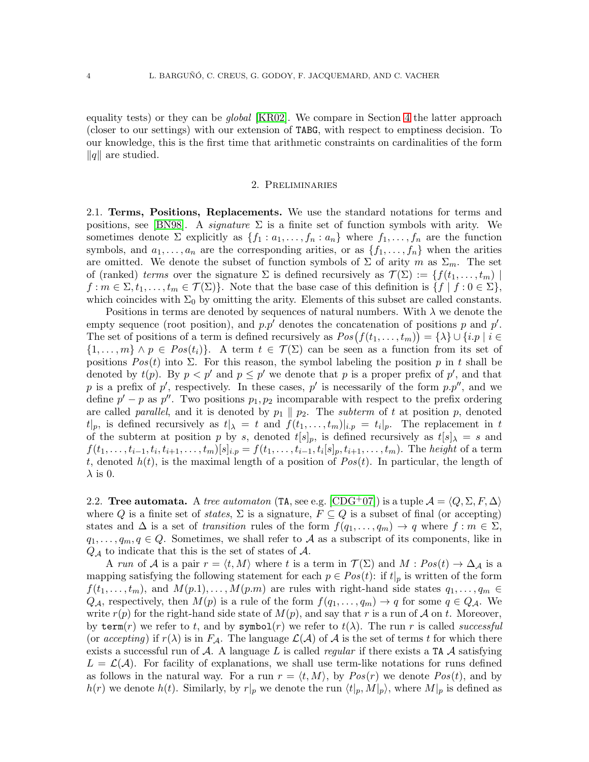equality tests) or they can be *global* [KR02]. We compare in Section 4 the latter approach (closer to our settings) with our extension of TABG, with respect to emptiness decision. To our knowledge, this is the first time that arithmetic constraints on cardinalities of the form $\|q\|$ are studied.

## 2. Preliminaries

**2.1. Terms, Positions, Replacements.** We use the standard notations for terms and positions, see [BN98]. A *signature* $\Sigma$ is a finite set of function symbols with arity. We sometimes denote $\Sigma$ explicitly as $\{f_1 : a_1, \ldots, f_n : a_n\}$ where $f_1, \ldots, f_n$ are the function symbols, and $a_1, \ldots, a_n$ are the corresponding arities, or as $\{f_1, \ldots, f_n\}$ when the arities are omitted. We denote the subset of function symbols of $\Sigma$ of arity $m$ as $\Sigma_m$. The set of (ranked) *terms* over the signature $\Sigma$ is defined recursively as $\mathcal{T}(\Sigma) := \{f(t_1, \ldots, t_m) \mid f : m \in \Sigma, t_1, \ldots, t_m \in \mathcal{T}(\Sigma)\}$. Note that the base case of this definition is $\{f \mid f : 0 \in \Sigma\}$, which coincides with $\Sigma_0$ by omitting the arity. Elements of this subset are called constants.

Positions in terms are denoted by sequences of natural numbers. With $\lambda$ we denote the empty sequence (root position), and $p.p'$ denotes the concatenation of positions $p$ and $p'$. The set of positions of a term is defined recursively as $Pos\big(f(t_1, \ldots, t_m)\big) = \{\lambda\} \cup \{i.p \mid i \in \{1, \ldots, m\} \wedge p \in Pos(t_i)\}$. A term $t \in \mathcal{T}(\Sigma)$ can be seen as a function from its set of positions $Pos(t)$ into $\Sigma$. For this reason, the symbol labeling the position $p$ in $t$ shall be denoted by $t(p)$. By $p < p'$ and $p \leq p'$ we denote that $p$ is a proper prefix of $p'$, and that $p$ is a prefix of $p'$, respectively. In these cases, $p'$ is necessarily of the form $p.p''$, and we define $p' - p$ as $p''$. Two positions $p_1, p_2$ incomparable with respect to the prefix ordering are called *parallel*, and it is denoted by $p_1 \parallel p_2$. The *subterm* of $t$ at position $p$, denoted $t|_p$, is defined recursively as $t|_\lambda = t$ and $f(t_1, \ldots, t_m)|_{i.p} = t_i|_p$. The replacement in $t$ of the subterm at position $p$ by $s$, denoted $t[s]_p$, is defined recursively as $t[s]_\lambda = s$ and $f(t_1, \ldots, t_{i-1}, t_i, t_{i+1}, \ldots, t_m)[s]_{i.p} = f(t_1, \ldots, t_{i-1}, t_i[s]_p, t_{i+1}, \ldots, t_m)$. The *height* of a term $t$, denoted $h(t)$, is the maximal length of a position of $Pos(t)$. In particular, the length of $\lambda$ is 0.

**2.2. Tree automata.** A *tree automaton* (TA, see e.g. [CDG+07]) is a tuple $\mathcal{A} = \langle Q, \Sigma, F, \Delta \rangle$ where $Q$ is a finite set of *states*, $\Sigma$ is a signature, $F \subseteq Q$ is a subset of final (or accepting) states and $\Delta$ is a set of *transition* rules of the form $f(q_1, \ldots, q_m) \to q$ where $f : m \in \Sigma$, $q_1, \ldots, q_m, q \in Q$. Sometimes, we shall refer to $\mathcal{A}$ as a subscript of its components, like in $Q_\mathcal{A}$ to indicate that this is the set of states of $\mathcal{A}$.

A *run* of $\mathcal{A}$ is a pair $r = \langle t, M \rangle$ where $t$ is a term in $\mathcal{T}(\Sigma)$ and $M : Pos(t) \to \Delta_\mathcal{A}$ is a mapping satisfying the following statement for each $p \in Pos(t)$: if $t|_p$ is written of the form $f(t_1, \ldots, t_m)$, and $M(p.1), \ldots, M(p.m)$ are rules with right-hand side states $q_1, \ldots, q_m \in Q_\mathcal{A}$, respectively, then $M(p)$ is a rule of the form $f(q_1, \ldots, q_m) \to q$ for some $q \in Q_\mathcal{A}$. We write $r(p)$ for the right-hand side state of $M(p)$, and say that $r$ is a run of $\mathcal{A}$ on $t$. Moreover, by $\texttt{term}(r)$ we refer to $t$, and by $\texttt{symbol}(r)$ we refer to $t(\lambda)$. The run $r$ is called *successful* (or *accepting*) if $r(\lambda)$ is in $F_\mathcal{A}$. The language $\mathcal{L}(\mathcal{A})$ of $\mathcal{A}$ is the set of terms $t$ for which there exists a successful run of $\mathcal{A}$. A language $L$ is called *regular* if there exists a TA $\mathcal{A}$ satisfying $L = \mathcal{L}(\mathcal{A})$. For facility of explanations, we shall use term-like notations for runs defined as follows in the natural way. For a run $r = \langle t, M \rangle$, by $Pos(r)$ we denote $Pos(t)$, and by $h(r)$ we denote $h(t)$. Similarly, by $r|_p$ we denote the run $\langle t|_p, M|_p \rangle$, where $M|_p$ is defined as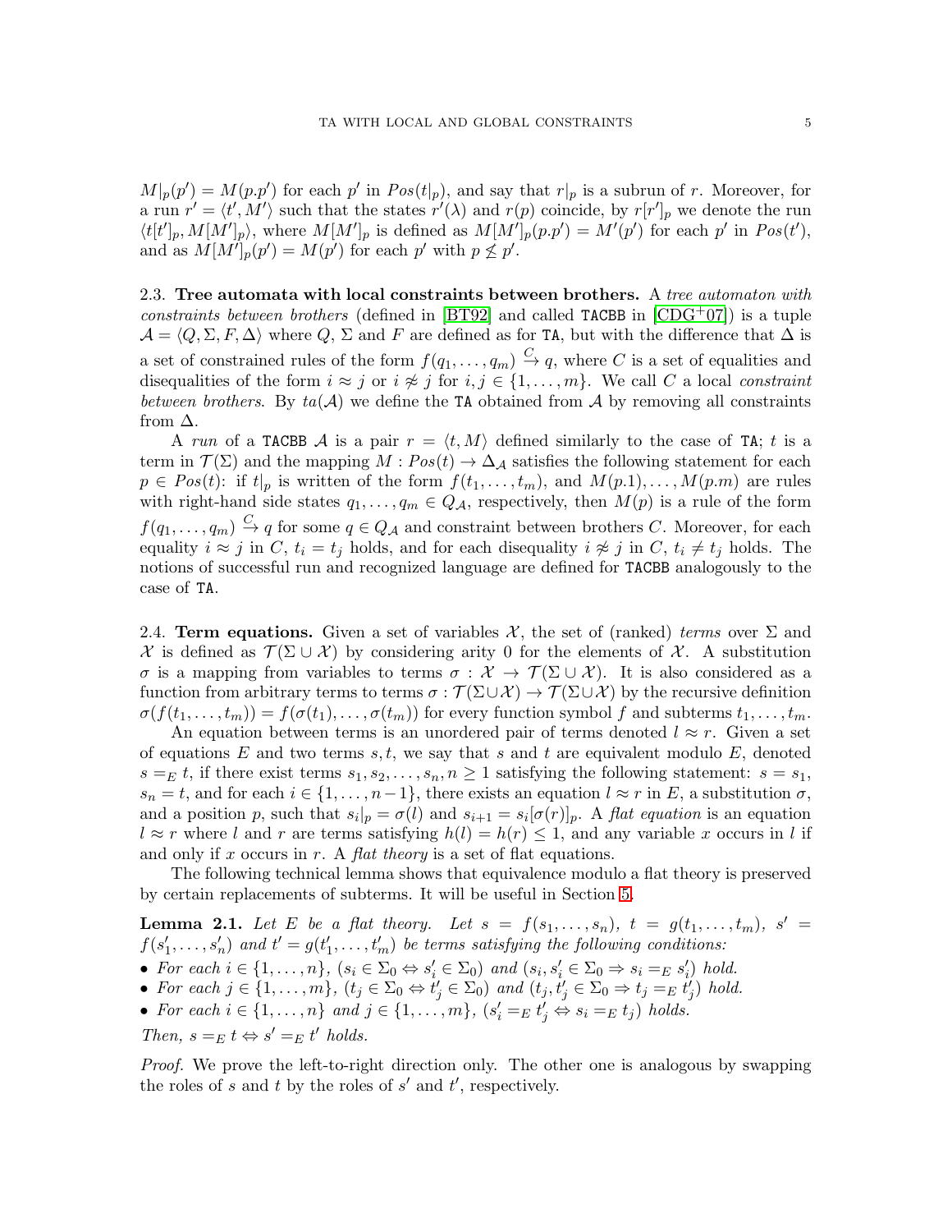$M|_p(p') = M(p.p')$ for each $p'$ in $Pos(t|_p)$, and say that $r|_p$ is a subrun of $r$. Moreover, for a run $r' = \langle t', M' \rangle$ such that the states $r'(\lambda)$ and $r(p)$ coincide, by $r[r']_p$ we denote the run $\langle t[t']_p, M[M']_p \rangle$, where $M[M']_p$ is defined as $M[M']_p(p.p') = M'(p')$ for each $p'$ in $Pos(t')$, and as $M[M']_p(p') = M(p')$ for each $p'$ with $p \not\leq p'$.

**2.3. Tree automata with local constraints between brothers.** A *tree automaton with constraints between brothers* (defined in [BT92] and called TACBB in [CDG⁺07]) is a tuple $\mathcal{A} = \langle Q, \Sigma, F, \Delta \rangle$ where $Q$, $\Sigma$ and $F$ are defined as for TA, but with the difference that $\Delta$ is a set of constrained rules of the form $f(q_1, \ldots, q_m) \xrightarrow{C} q$, where $C$ is a set of equalities and disequalities of the form $i \approx j$ or $i \not\approx j$ for $i, j \in \{1, \ldots, m\}$. We call $C$ a local *constraint between brothers*. By $ta(\mathcal{A})$ we define the TA obtained from $\mathcal{A}$ by removing all constraints from $\Delta$.

A *run* of a TACBB $\mathcal{A}$ is a pair $r = \langle t, M \rangle$ defined similarly to the case of TA; $t$ is a term in $\mathcal{T}(\Sigma)$ and the mapping $M : Pos(t) \to \Delta_{\mathcal{A}}$ satisfies the following statement for each $p \in Pos(t)$: if $t|_p$ is written of the form $f(t_1, \ldots, t_m)$, and $M(p.1), \ldots, M(p.m)$ are rules with right-hand side states $q_1, \ldots, q_m \in Q_{\mathcal{A}}$, respectively, then $M(p)$ is a rule of the form $f(q_1, \ldots, q_m) \xrightarrow{C} q$ for some $q \in Q_{\mathcal{A}}$ and constraint between brothers $C$. Moreover, for each equality $i \approx j$ in $C$, $t_i = t_j$ holds, and for each disequality $i \not\approx j$ in $C$, $t_i \neq t_j$ holds. The notions of successful run and recognized language are defined for TACBB analogously to the case of TA.

**2.4. Term equations.** Given a set of variables $\mathcal{X}$, the set of (ranked) *terms* over $\Sigma$ and $\mathcal{X}$ is defined as $\mathcal{T}(\Sigma \cup \mathcal{X})$ by considering arity 0 for the elements of $\mathcal{X}$. A substitution $\sigma$ is a mapping from variables to terms $\sigma : \mathcal{X} \to \mathcal{T}(\Sigma \cup \mathcal{X})$. It is also considered as a function from arbitrary terms to terms $\sigma : \mathcal{T}(\Sigma \cup \mathcal{X}) \to \mathcal{T}(\Sigma \cup \mathcal{X})$ by the recursive definition $\sigma(f(t_1, \ldots, t_m)) = f(\sigma(t_1), \ldots, \sigma(t_m))$ for every function symbol $f$ and subterms $t_1, \ldots, t_m$.

An equation between terms is an unordered pair of terms denoted $l \approx r$. Given a set of equations $E$ and two terms $s, t$, we say that $s$ and $t$ are equivalent modulo $E$, denoted $s =_E t$, if there exist terms $s_1, s_2, \ldots, s_n, n \geq 1$ satisfying the following statement: $s = s_1$, $s_n = t$, and for each $i \in \{1, \ldots, n-1\}$, there exists an equation $l \approx r$ in $E$, a substitution $\sigma$, and a position $p$, such that $s_i|_p = \sigma(l)$ and $s_{i+1} = s_i[\sigma(r)]_p$. A *flat equation* is an equation $l \approx r$ where $l$ and $r$ are terms satisfying $h(l) = h(r) \leq 1$, and any variable $x$ occurs in $l$ if and only if $x$ occurs in $r$. A *flat theory* is a set of flat equations.

The following technical lemma shows that equivalence modulo a flat theory is preserved by certain replacements of subterms. It will be useful in Section 5.

**Lemma 2.1.** *Let $E$ be a flat theory. Let $s = f(s_1, \ldots, s_n)$, $t = g(t_1, \ldots, t_m)$, $s' = f(s'_1, \ldots, s'_n)$ and $t' = g(t'_1, \ldots, t'_m)$ be terms satisfying the following conditions:*

- *For each $i \in \{1, \ldots, n\}$, $(s_i \in \Sigma_0 \Leftrightarrow s'_i \in \Sigma_0)$ and $(s_i, s'_i \in \Sigma_0 \Rightarrow s_i =_E s'_i)$ hold.*
- *For each $j \in \{1, \ldots, m\}$, $(t_j \in \Sigma_0 \Leftrightarrow t'_j \in \Sigma_0)$ and $(t_j, t'_j \in \Sigma_0 \Rightarrow t_j =_E t'_j)$ hold.*
- *For each $i \in \{1, \ldots, n\}$ and $j \in \{1, \ldots, m\}$, $(s'_i =_E t'_j \Leftrightarrow s_i =_E t_j)$ holds.*

*Then, $s =_E t \Leftrightarrow s' =_E t'$ holds.*

*Proof.* We prove the left-to-right direction only. The other one is analogous by swapping the roles of $s$ and $t$ by the roles of $s'$ and $t'$, respectively.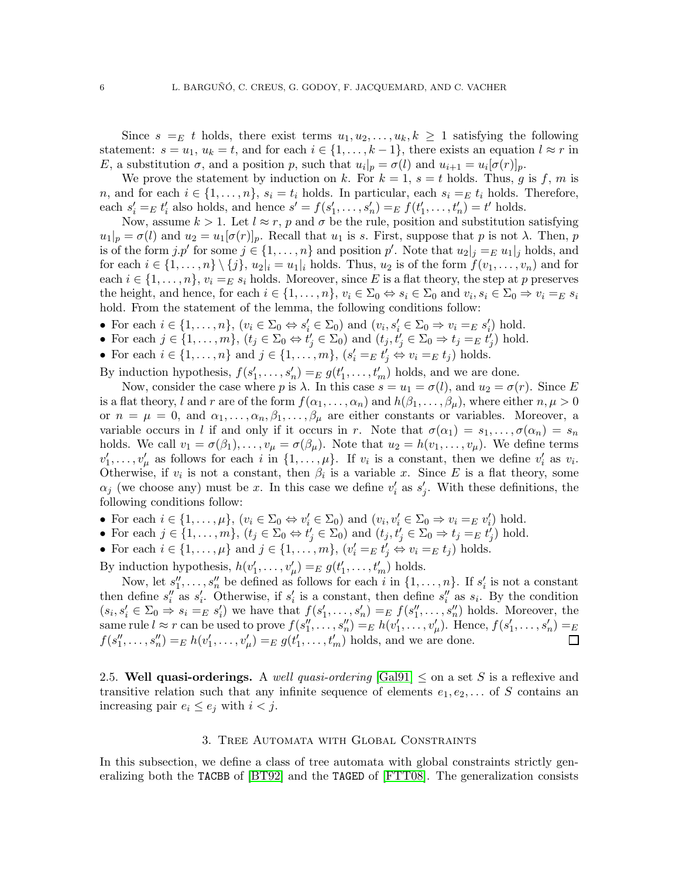Since $s =_E t$ holds, there exist terms $u_1, u_2, \ldots, u_k, k \geq 1$ satisfying the following statement: $s = u_1$, $u_k = t$, and for each $i \in \{1, \ldots, k-1\}$, there exists an equation $l \approx r$ in $E$, a substitution $\sigma$, and a position $p$, such that $u_i|_p = \sigma(l)$ and $u_{i+1} = u_i[\sigma(r)]_p$.

We prove the statement by induction on $k$. For $k = 1$, $s = t$ holds. Thus, $g$ is $f$, $m$ is $n$, and for each $i \in \{1, \ldots, n\}$, $s_i = t_i$ holds. In particular, each $s_i =_E t_i$ holds. Therefore, each $s'_i =_E t'_i$ also holds, and hence $s' = f(s'_1, \ldots, s'_n) =_E f(t'_1, \ldots, t'_n) = t'$ holds.

Now, assume $k > 1$. Let $l \approx r$, $p$ and $\sigma$ be the rule, position and substitution satisfying $u_1|_p = \sigma(l)$ and $u_2 = u_1[\sigma(r)]_p$. Recall that $u_1$ is $s$. First, suppose that $p$ is not $\lambda$. Then, $p$ is of the form $j.p'$ for some $j \in \{1, \ldots, n\}$ and position $p'$. Note that $u_2|_j =_E u_1|_j$ holds, and for each $i \in \{1, \ldots, n\} \setminus \{j\}$, $u_2|_i = u_1|_i$ holds. Thus, $u_2$ is of the form $f(v_1, \ldots, v_n)$ and for each $i \in \{1, \ldots, n\}$, $v_i =_E s_i$ holds. Moreover, since $E$ is a flat theory, the step at $p$ preserves the height, and hence, for each $i \in \{1, \ldots, n\}$, $v_i \in \Sigma_0 \Leftrightarrow s_i \in \Sigma_0$ and $v_i, s_i \in \Sigma_0 \Rightarrow v_i =_E s_i$ hold. From the statement of the lemma, the following conditions follow:

- For each $i \in \{1, \ldots, n\}$, $(v_i \in \Sigma_0 \Leftrightarrow s'_i \in \Sigma_0)$ and $(v_i, s'_i \in \Sigma_0 \Rightarrow v_i =_E s'_i)$ hold.
- For each $j \in \{1, \ldots, m\}$, $(t_j \in \Sigma_0 \Leftrightarrow t'_j \in \Sigma_0)$ and $(t_j, t'_j \in \Sigma_0 \Rightarrow t_j =_E t'_j)$ hold.
- For each $i \in \{1, \ldots, n\}$ and $j \in \{1, \ldots, m\}$, $(s'_i =_E t'_j \Leftrightarrow v_i =_E t_j)$ holds.

By induction hypothesis, $f(s'_1, \ldots, s'_n) =_E g(t'_1, \ldots, t'_m)$ holds, and we are done.

Now, consider the case where $p$ is $\lambda$. In this case $s = u_1 = \sigma(l)$, and $u_2 = \sigma(r)$. Since $E$ is a flat theory, $l$ and $r$ are of the form $f(\alpha_1, \ldots, \alpha_n)$ and $h(\beta_1, \ldots, \beta_\mu)$, where either $n, \mu > 0$ or $n = \mu = 0$, and $\alpha_1, \ldots, \alpha_n, \beta_1, \ldots, \beta_\mu$ are either constants or variables. Moreover, a variable occurs in $l$ if and only if it occurs in $r$. Note that $\sigma(\alpha_1) = s_1, \ldots, \sigma(\alpha_n) = s_n$ holds. We call $v_1 = \sigma(\beta_1), \ldots, v_\mu = \sigma(\beta_\mu)$. Note that $u_2 = h(v_1, \ldots, v_\mu)$. We define terms $v'_1, \ldots, v'_\mu$ as follows for each $i$ in $\{1, \ldots, \mu\}$. If $v_i$ is a constant, then we define $v'_i$ as $v_i$. Otherwise, if $v_i$ is not a constant, then $\beta_i$ is a variable $x$. Since $E$ is a flat theory, some $\alpha_j$ (we choose any) must be $x$. In this case we define $v'_i$ as $s'_j$. With these definitions, the following conditions follow:

- For each $i \in \{1, \ldots, \mu\}$, $(v_i \in \Sigma_0 \Leftrightarrow v'_i \in \Sigma_0)$ and $(v_i, v'_i \in \Sigma_0 \Rightarrow v_i =_E v'_i)$ hold.
- For each $j \in \{1, \ldots, m\}$, $(t_j \in \Sigma_0 \Leftrightarrow t'_j \in \Sigma_0)$ and $(t_j, t'_j \in \Sigma_0 \Rightarrow t_j =_E t'_j)$ hold.
- For each $i \in \{1, \ldots, \mu\}$ and $j \in \{1, \ldots, m\}$, $(v'_i =_E t'_j \Leftrightarrow v_i =_E t_j)$ holds.

By induction hypothesis, $h(v'_1, \ldots, v'_\mu) =_E g(t'_1, \ldots, t'_m)$ holds.

Now, let $s''_1, \ldots, s''_n$ be defined as follows for each $i$ in $\{1, \ldots, n\}$. If $s'_i$ is not a constant then define $s''_i$ as $s'_i$. Otherwise, if $s'_i$ is a constant, then define $s''_i$ as $s_i$. By the condition $(s_i, s'_i \in \Sigma_0 \Rightarrow s_i =_E s'_i)$ we have that $f(s'_1, \ldots, s'_n) =_E f(s''_1, \ldots, s''_n)$ holds. Moreover, the same rule $l \approx r$ can be used to prove $f(s''_1, \ldots, s''_n) =_E h(v'_1, \ldots, v'_\mu)$. Hence, $f(s'_1, \ldots, s'_n) =_E f(s''_1, \ldots, s''_n) =_E h(v'_1, \ldots, v'_\mu) =_E g(t'_1, \ldots, t'_m)$ holds, and we are done. □

### 2.5. Well quasi-orderings.

A *well quasi-ordering* [Gal91] $\leq$ on a set $S$ is a reflexive and transitive relation such that any infinite sequence of elements $e_1, e_2, \ldots$ of $S$ contains an increasing pair $e_i \leq e_j$ with $i < j$.

## 3. Tree Automata with Global Constraints

In this subsection, we define a class of tree automata with global constraints strictly generalizing both the TACBB of [BT92] and the TAGED of [FTT08]. The generalization consists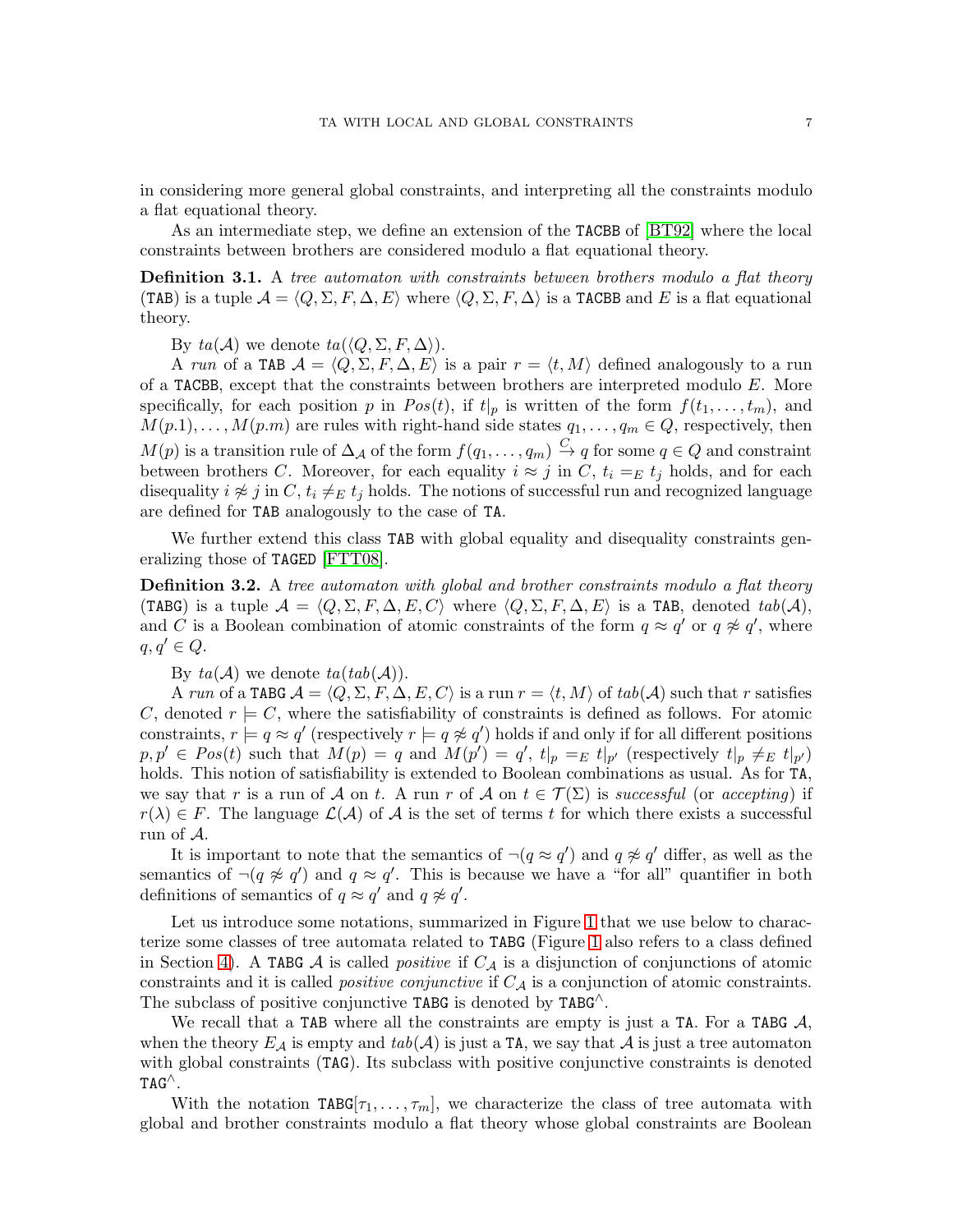in considering more general global constraints, and interpreting all the constraints modulo a flat equational theory.

As an intermediate step, we define an extension of the TACBB of [BT92] where the local constraints between brothers are considered modulo a flat equational theory.

**Definition 3.1.** A *tree automaton with constraints between brothers modulo a flat theory* (TAB) is a tuple $\mathcal{A} = \langle Q, \Sigma, F, \Delta, E \rangle$ where $\langle Q, \Sigma, F, \Delta \rangle$ is a TACBB and $E$ is a flat equational theory.

By $ta(\mathcal{A})$ we denote $ta(\langle Q, \Sigma, F, \Delta \rangle)$.

A *run* of a TAB $\mathcal{A} = \langle Q, \Sigma, F, \Delta, E \rangle$ is a pair $r = \langle t, M \rangle$ defined analogously to a run of a TACBB, except that the constraints between brothers are interpreted modulo $E$. More specifically, for each position $p$ in $Pos(t)$, if $t|_p$ is written of the form $f(t_1, \ldots, t_m)$, and $M(p.1), \ldots, M(p.m)$ are rules with right-hand side states $q_1, \ldots, q_m \in Q$, respectively, then $M(p)$ is a transition rule of $\Delta_{\mathcal{A}}$ of the form $f(q_1, \ldots, q_m) \xrightarrow{C} q$ for some $q \in Q$ and constraint between brothers $C$. Moreover, for each equality $i \approx j$ in $C$, $t_i =_E t_j$ holds, and for each disequality $i \not\approx j$ in $C$, $t_i \neq_E t_j$ holds. The notions of successful run and recognized language are defined for TAB analogously to the case of TA.

We further extend this class TAB with global equality and disequality constraints generalizing those of TAGED [FTT08].

**Definition 3.2.** A *tree automaton with global and brother constraints modulo a flat theory* (TABG) is a tuple $\mathcal{A} = \langle Q, \Sigma, F, \Delta, E, C \rangle$ where $\langle Q, \Sigma, F, \Delta, E \rangle$ is a TAB, denoted $tab(\mathcal{A})$, and $C$ is a Boolean combination of atomic constraints of the form $q \approx q'$ or $q \not\approx q'$, where $q, q' \in Q$.

By $ta(\mathcal{A})$ we denote $ta(tab(\mathcal{A}))$.

A *run* of a TABG $\mathcal{A} = \langle Q, \Sigma, F, \Delta, E, C \rangle$ is a run $r = \langle t, M \rangle$ of $tab(\mathcal{A})$ such that $r$ satisfies $C$, denoted $r \models C$, where the satisfiability of constraints is defined as follows. For atomic constraints, $r \models q \approx q'$ (respectively $r \models q \not\approx q'$) holds if and only if for all different positions $p, p' \in Pos(t)$ such that $M(p) = q$ and $M(p') = q'$, $t|_p =_E t|_{p'}$ (respectively $t|_p \neq_E t|_{p'}$) holds. This notion of satisfiability is extended to Boolean combinations as usual. As for TA, we say that $r$ is a run of $\mathcal{A}$ on $t$. A run $r$ of $\mathcal{A}$ on $t \in \mathcal{T}(\Sigma)$ is *successful* (or *accepting*) if $r(\lambda) \in F$. The language $\mathcal{L}(\mathcal{A})$ of $\mathcal{A}$ is the set of terms $t$ for which there exists a successful run of $\mathcal{A}$.

It is important to note that the semantics of $\neg(q \approx q')$ and $q \not\approx q'$ differ, as well as the semantics of $\neg(q \not\approx q')$ and $q \approx q'$. This is because we have a "for all" quantifier in both definitions of semantics of $q \approx q'$ and $q \not\approx q'$.

Let us introduce some notations, summarized in Figure 1 that we use below to characterize some classes of tree automata related to TABG (Figure 1 also refers to a class defined in Section 4). A TABG $\mathcal{A}$ is called *positive* if $C_{\mathcal{A}}$ is a disjunction of conjunctions of atomic constraints and it is called *positive conjunctive* if $C_{\mathcal{A}}$ is a conjunction of atomic constraints. The subclass of positive conjunctive TABG is denoted by $\text{TABG}^{\wedge}$.

We recall that a TAB where all the constraints are empty is just a TA. For a TABG $\mathcal{A}$, when the theory $E_{\mathcal{A}}$ is empty and $tab(\mathcal{A})$ is just a TA, we say that $\mathcal{A}$ is just a tree automaton with global constraints (TAG). Its subclass with positive conjunctive constraints is denoted $\text{TAG}^{\wedge}$.

With the notation $\text{TABG}[\tau_1, \ldots, \tau_m]$, we characterize the class of tree automata with global and brother constraints modulo a flat theory whose global constraints are Boolean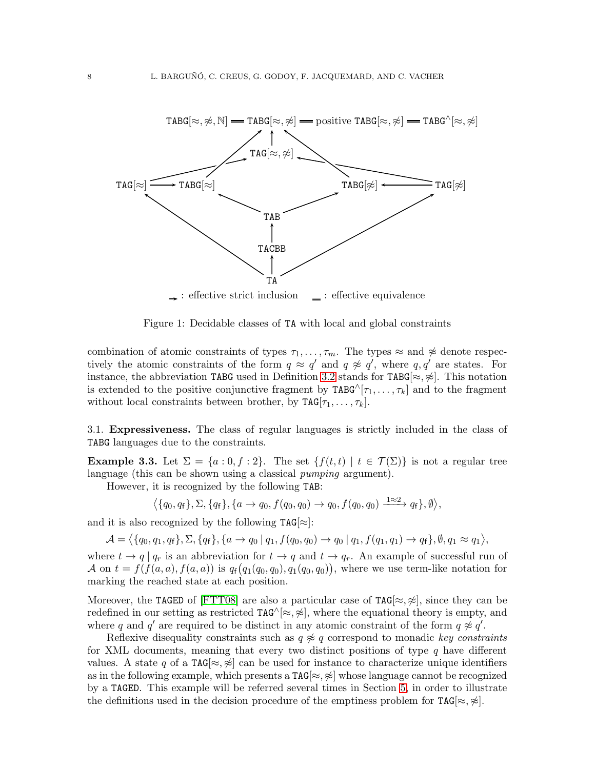Figure 1: Decidable classes of TA with local and global constraints

combination of atomic constraints of types $\tau_1, \ldots, \tau_m$. The types $\approx$ and $\not\approx$ denote respectively the atomic constraints of the form $q \approx q'$ and $q \not\approx q'$, where $q, q'$ are states. For instance, the abbreviation TABG used in Definition 3.2 stands for TABG$[\approx, \not\approx]$. This notation is extended to the positive conjunctive fragment by TABG$^{\wedge}[\tau_1, \ldots, \tau_k]$ and to the fragment without local constraints between brother, by TAG$[\tau_1, \ldots, \tau_k]$.

3.1. **Expressiveness.** The class of regular languages is strictly included in the class of TABG languages due to the constraints.

**Example 3.3.** Let $\Sigma = \{a : 0, f : 2\}$. The set $\{f(t,t) \mid t \in \mathcal{T}(\Sigma)\}$ is not a regular tree language (this can be shown using a classical *pumping* argument).

However, it is recognized by the following TAB:

$$\big\langle \{q_0, q_\mathsf{f}\}, \Sigma, \{q_\mathsf{f}\}, \{a \to q_0, f(q_0, q_0) \to q_0, f(q_0, q_0) \xrightarrow{1\approx 2} q_\mathsf{f}\}, \emptyset \big\rangle,$$

and it is also recognized by the following TAG$[\approx]$:

$$\mathcal{A} = \big\langle \{q_0, q_1, q_\mathsf{f}\}, \Sigma, \{q_\mathsf{f}\}, \{a \to q_0 \mid q_1, f(q_0, q_0) \to q_0 \mid q_1, f(q_1, q_1) \to q_\mathsf{f}\}, \emptyset, q_1 \approx q_1 \big\rangle,$$

where $t \to q \mid q_r$ is an abbreviation for $t \to q$ and $t \to q_r$. An example of successful run of $\mathcal{A}$ on $t = f(f(a,a), f(a,a))$ is $q_\mathsf{f}\big(q_1(q_0, q_0), q_1(q_0, q_0)\big)$, where we use term-like notation for marking the reached state at each position.

Moreover, the TAGED of [FTT08] are also a particular case of TAG$[\approx, \not\approx]$, since they can be redefined in our setting as restricted TAG$^{\wedge}[\approx, \not\approx]$, where the equational theory is empty, and where $q$ and $q'$ are required to be distinct in any atomic constraint of the form $q \not\approx q'$.

Reflexive disequality constraints such as $q \not\approx q$ correspond to monadic *key constraints* for XML documents, meaning that every two distinct positions of type $q$ have different values. A state $q$ of a TAG$[\approx, \not\approx]$ can be used for instance to characterize unique identifiers as in the following example, which presents a TAG$[\approx, \not\approx]$ whose language cannot be recognized by a TAGED. This example will be referred several times in Section 5, in order to illustrate the definitions used in the decision procedure of the emptiness problem for TAG$[\approx, \not\approx]$.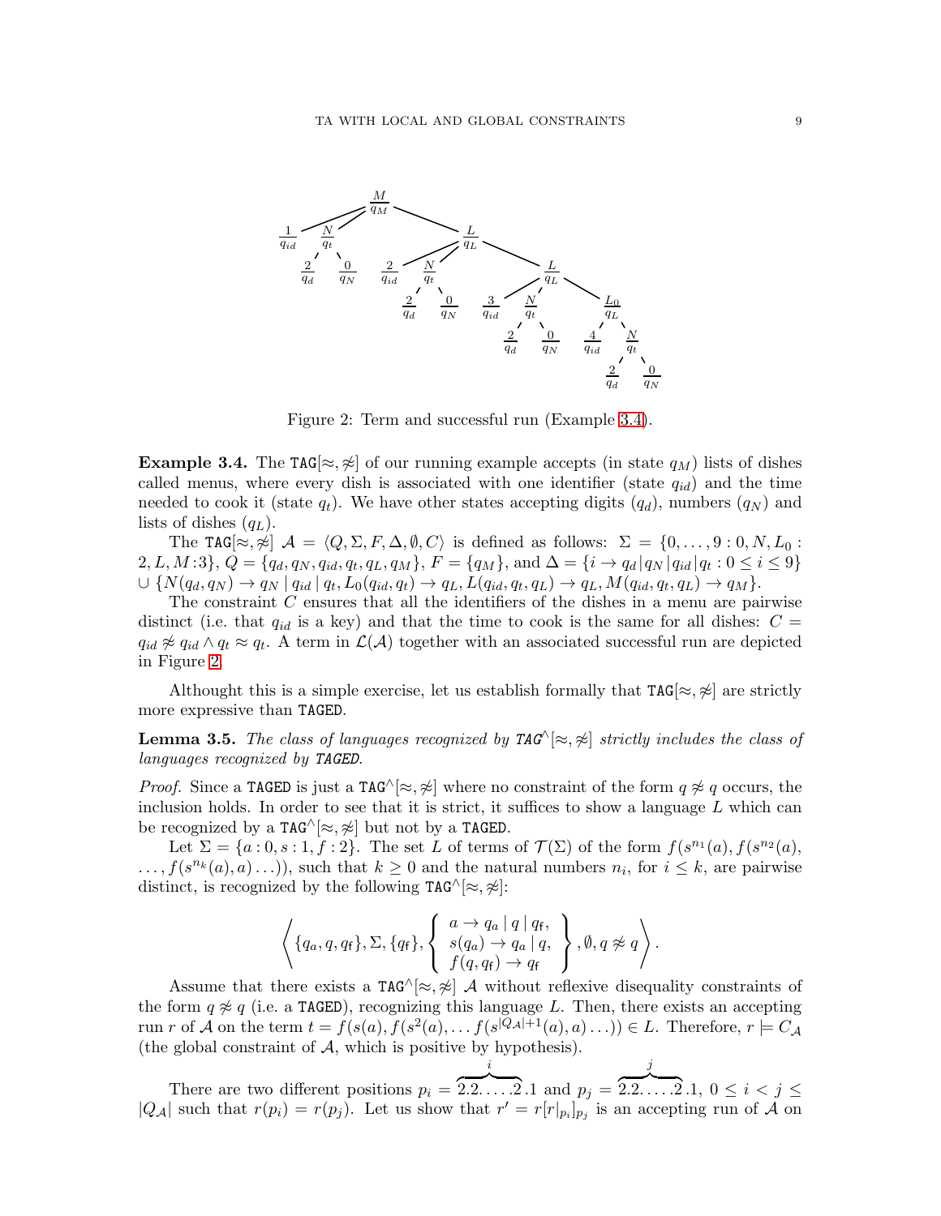Figure 2: Term and successful run (Example 3.4).

**Example 3.4.** The $\mathtt{TAG}[\approx, \not\approx]$ of our running example accepts (in state $q_M$) lists of dishes called menus, where every dish is associated with one identifier (state $q_{id}$) and the time needed to cook it (state $q_t$). We have other states accepting digits ($q_d$), numbers ($q_N$) and lists of dishes ($q_L$).

The $\mathtt{TAG}[\approx, \not\approx]$ $\mathcal{A} = \langle Q, \Sigma, F, \Delta, \emptyset, C\rangle$ is defined as follows: $\Sigma = \{0, \ldots, 9 : 0, N, L_0 : 2, L, M : 3\}$, $Q = \{q_d, q_N, q_{id}, q_t, q_L, q_M\}$, $F = \{q_M\}$, and $\Delta = \{i \to q_d | q_N | q_{id} | q_t : 0 \leq i \leq 9\} \cup \{N(q_d, q_N) \to q_N \mid q_{id} \mid q_t, L_0(q_{id}, q_t) \to q_L, L(q_{id}, q_t, q_L) \to q_L, M(q_{id}, q_t, q_L) \to q_M\}$.

The constraint $C$ ensures that all the identifiers of the dishes in a menu are pairwise distinct (i.e. that $q_{id}$ is a key) and that the time to cook is the same for all dishes: $C = q_{id} \not\approx q_{id} \wedge q_t \approx q_t$. A term in $\mathcal{L}(\mathcal{A})$ together with an associated successful run are depicted in Figure 2.

Althought this is a simple exercise, let us establish formally that $\mathtt{TAG}[\approx, \not\approx]$ are strictly more expressive than $\mathtt{TAGED}$.

**Lemma 3.5.** *The class of languages recognized by $\mathtt{TAG}^{\wedge}[\approx, \not\approx]$ strictly includes the class of languages recognized by $\mathtt{TAGED}$.*

*Proof.* Since a $\mathtt{TAGED}$ is just a $\mathtt{TAG}^{\wedge}[\approx, \not\approx]$ where no constraint of the form $q \not\approx q$ occurs, the inclusion holds. In order to see that it is strict, it suffices to show a language $L$ which can be recognized by a $\mathtt{TAG}^{\wedge}[\approx, \not\approx]$ but not by a $\mathtt{TAGED}$.

Let $\Sigma = \{a : 0, s : 1, f : 2\}$. The set $L$ of terms of $\mathcal{T}(\Sigma)$ of the form $f(s^{n_1}(a), f(s^{n_2}(a), \ldots, f(s^{n_k}(a), a) \ldots))$, such that $k \geq 0$ and the natural numbers $n_i$, for $i \leq k$, are pairwise distinct, is recognized by the following $\mathtt{TAG}^{\wedge}[\approx, \not\approx]$:

$$\left\langle \{q_a, q, q_\mathsf{f}\}, \Sigma, \{q_\mathsf{f}\}, \left\{ \begin{array}{l} a \to q_a \mid q \mid q_\mathsf{f}, \\ s(q_a) \to q_a \mid q, \\ f(q, q_\mathsf{f}) \to q_\mathsf{f} \end{array} \right\}, \emptyset, q \not\approx q \right\rangle.$$

Assume that there exists a $\mathtt{TAG}^{\wedge}[\approx, \not\approx]$ $\mathcal{A}$ without reflexive disequality constraints of the form $q \not\approx q$ (i.e. a $\mathtt{TAGED}$), recognizing this language $L$. Then, there exists an accepting run $r$ of $\mathcal{A}$ on the term $t = f(s(a), f(s^2(a), \ldots f(s^{|Q_\mathcal{A}|+1}(a), a) \ldots)) \in L$. Therefore, $r \models C_\mathcal{A}$ (the global constraint of $\mathcal{A}$, which is positive by hypothesis).

There are two different positions $p_i = \overbrace{2.2.\ldots.2}^{i}.1$ and $p_j = \overbrace{2.2.\ldots.2}^{j}.1$, $0 \leq i < j \leq |Q_\mathcal{A}|$ such that $r(p_i) = r(p_j)$. Let us show that $r' = r[r|_{p_i}]_{p_j}$ is an accepting run of $\mathcal{A}$ on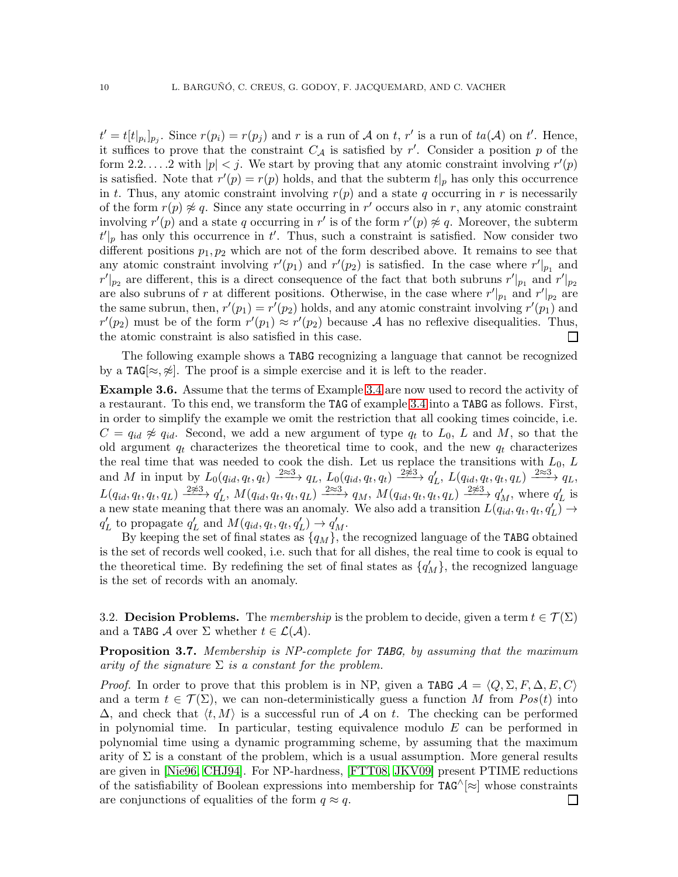$t' = t[t|_{p_i}]_{p_j}$. Since $r(p_i) = r(p_j)$ and $r$ is a run of $\mathcal{A}$ on $t$, $r'$ is a run of $ta(\mathcal{A})$ on $t'$. Hence, it suffices to prove that the constraint $C_{\mathcal{A}}$ is satisfied by $r'$. Consider a position $p$ of the form $2.2.\ldots.2$ with $|p| < j$. We start by proving that any atomic constraint involving $r'(p)$ is satisfied. Note that $r'(p) = r(p)$ holds, and that the subterm $t|_p$ has only this occurrence in $t$. Thus, any atomic constraint involving $r(p)$ and a state $q$ occurring in $r$ is necessarily of the form $r(p) \not\approx q$. Since any state occurring in $r'$ occurs also in $r$, any atomic constraint involving $r'(p)$ and a state $q$ occurring in $r'$ is of the form $r'(p) \not\approx q$. Moreover, the subterm $t'|_p$ has only this occurrence in $t'$. Thus, such a constraint is satisfied. Now consider two different positions $p_1, p_2$ which are not of the form described above. It remains to see that any atomic constraint involving $r'(p_1)$ and $r'(p_2)$ is satisfied. In the case where $r'|_{p_1}$ and $r'|_{p_2}$ are different, this is a direct consequence of the fact that both subruns $r'|_{p_1}$ and $r'|_{p_2}$ are also subruns of $r$ at different positions. Otherwise, in the case where $r'|_{p_1}$ and $r'|_{p_2}$ are the same subrun, then, $r'(p_1) = r'(p_2)$ holds, and any atomic constraint involving $r'(p_1)$ and $r'(p_2)$ must be of the form $r'(p_1) \approx r'(p_2)$ because $\mathcal{A}$ has no reflexive disequalities. Thus, the atomic constraint is also satisfied in this case. ◻

The following example shows a TABG recognizing a language that cannot be recognized by a TAG$[\approx, \not\approx]$. The proof is a simple exercise and it is left to the reader.

**Example 3.6.** Assume that the terms of Example 3.4 are now used to record the activity of a restaurant. To this end, we transform the TAG of example 3.4 into a TABG as follows. First, in order to simplify the example we omit the restriction that all cooking times coincide, i.e. $C = q_{id} \not\approx q_{id}$. Second, we add a new argument of type $q_t$ to $L_0$, $L$ and $M$, so that the old argument $q_t$ characterizes the theoretical time to cook, and the new $q_t$ characterizes the real time that was needed to cook the dish. Let us replace the transitions with $L_0$, $L$ and $M$ in input by $L_0(q_{id}, q_t, q_t) \xrightarrow{2\approx 3} q_L$, $L_0(q_{id}, q_t, q_t) \xrightarrow{2\not\approx 3} q'_L$, $L(q_{id}, q_t, q_t, q_L) \xrightarrow{2\approx 3} q_L$, $L(q_{id}, q_t, q_t, q_L) \xrightarrow{2\not\approx 3} q'_L$, $M(q_{id}, q_t, q_t, q_L) \xrightarrow{2\approx 3} q_M$, $M(q_{id}, q_t, q_t, q_L) \xrightarrow{2\not\approx 3} q'_M$, where $q'_L$ is a new state meaning that there was an anomaly. We also add a transition $L(q_{id}, q_t, q_t, q'_L) \to q'_L$ to propagate $q'_L$ and $M(q_{id}, q_t, q_t, q'_L) \to q'_M$.

By keeping the set of final states as $\{q_M\}$, the recognized language of the TABG obtained is the set of records well cooked, i.e. such that for all dishes, the real time to cook is equal to the theoretical time. By redefining the set of final states as $\{q'_M\}$, the recognized language is the set of records with an anomaly.

3.2. **Decision Problems.** The *membership* is the problem to decide, given a term $t \in \mathcal{T}(\Sigma)$ and a TABG $\mathcal{A}$ over $\Sigma$ whether $t \in \mathcal{L}(\mathcal{A})$.

**Proposition 3.7.** *Membership is NP-complete for TABG, by assuming that the maximum arity of the signature $\Sigma$ is a constant for the problem.*

*Proof.* In order to prove that this problem is in NP, given a TABG $\mathcal{A} = \langle Q, \Sigma, F, \Delta, E, C\rangle$ and a term $t \in \mathcal{T}(\Sigma)$, we can non-deterministically guess a function $M$ from $Pos(t)$ into $\Delta$, and check that $\langle t, M\rangle$ is a successful run of $\mathcal{A}$ on $t$. The checking can be performed in polynomial time. In particular, testing equivalence modulo $E$ can be performed in polynomial time using a dynamic programming scheme, by assuming that the maximum arity of $\Sigma$ is a constant of the problem, which is a usual assumption. More general results are given in [Nie96, CHJ94]. For NP-hardness, [FTT08, JKV09] present PTIME reductions of the satisfiability of Boolean expressions into membership for TAG$^\wedge[\approx]$ whose constraints are conjunctions of equalities of the form $q \approx q$. ◻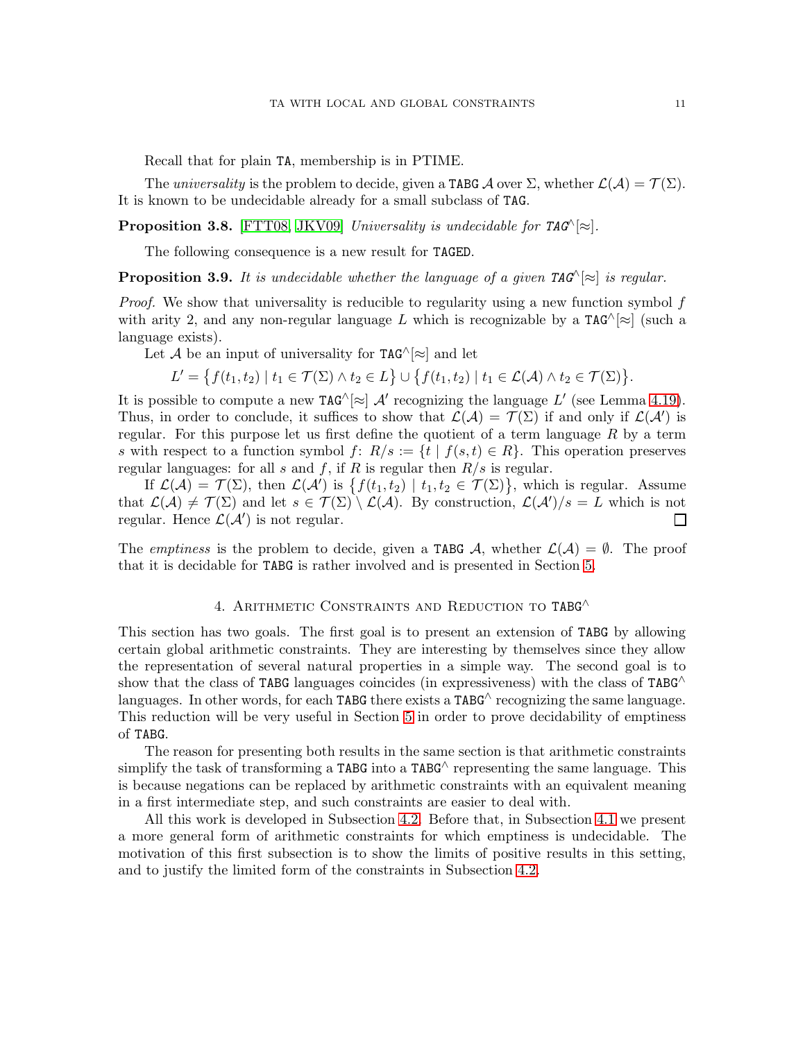Recall that for plain TA, membership is in PTIME.

The *universality* is the problem to decide, given a TABG $\mathcal{A}$ over $\Sigma$, whether $\mathcal{L}(\mathcal{A}) = \mathcal{T}(\Sigma)$. It is known to be undecidable already for a small subclass of TAG.

**Proposition 3.8.** [FTT08, JKV09] *Universality is undecidable for* TAG$^\wedge[\approx]$*.*

The following consequence is a new result for TAGED.

**Proposition 3.9.** *It is undecidable whether the language of a given* TAG$^\wedge[\approx]$ *is regular.*

*Proof.* We show that universality is reducible to regularity using a new function symbol $f$ with arity 2, and any non-regular language $L$ which is recognizable by a TAG$^\wedge[\approx]$ (such a language exists).

Let $\mathcal{A}$ be an input of universality for TAG$^\wedge[\approx]$ and let

$$L' = \big\{ f(t_1, t_2) \mid t_1 \in \mathcal{T}(\Sigma) \wedge t_2 \in L \big\} \cup \big\{ f(t_1, t_2) \mid t_1 \in \mathcal{L}(\mathcal{A}) \wedge t_2 \in \mathcal{T}(\Sigma) \big\}.$$

It is possible to compute a new TAG$^\wedge[\approx]$ $\mathcal{A}'$ recognizing the language $L'$ (see Lemma 4.19). Thus, in order to conclude, it suffices to show that $\mathcal{L}(\mathcal{A}) = \mathcal{T}(\Sigma)$ if and only if $\mathcal{L}(\mathcal{A}')$ is regular. For this purpose let us first define the quotient of a term language $R$ by a term $s$ with respect to a function symbol $f$: $R/s := \{t \mid f(s,t) \in R\}$. This operation preserves regular languages: for all $s$ and $f$, if $R$ is regular then $R/s$ is regular.

If $\mathcal{L}(\mathcal{A}) = \mathcal{T}(\Sigma)$, then $\mathcal{L}(\mathcal{A}')$ is $\big\{ f(t_1, t_2) \mid t_1, t_2 \in \mathcal{T}(\Sigma)\big\}$, which is regular. Assume that $\mathcal{L}(\mathcal{A}) \neq \mathcal{T}(\Sigma)$ and let $s \in \mathcal{T}(\Sigma) \setminus \mathcal{L}(\mathcal{A})$. By construction, $\mathcal{L}(\mathcal{A}')/s = L$ which is not regular. Hence $\mathcal{L}(\mathcal{A}')$ is not regular. ☐

The *emptiness* is the problem to decide, given a TABG $\mathcal{A}$, whether $\mathcal{L}(\mathcal{A}) = \emptyset$. The proof that it is decidable for TABG is rather involved and is presented in Section 5.

## 4. Arithmetic Constraints and Reduction to TABG$^\wedge$

This section has two goals. The first goal is to present an extension of TABG by allowing certain global arithmetic constraints. They are interesting by themselves since they allow the representation of several natural properties in a simple way. The second goal is to show that the class of TABG languages coincides (in expressiveness) with the class of TABG$^\wedge$ languages. In other words, for each TABG there exists a TABG$^\wedge$ recognizing the same language. This reduction will be very useful in Section 5 in order to prove decidability of emptiness of TABG.

The reason for presenting both results in the same section is that arithmetic constraints simplify the task of transforming a TABG into a TABG$^\wedge$ representing the same language. This is because negations can be replaced by arithmetic constraints with an equivalent meaning in a first intermediate step, and such constraints are easier to deal with.

All this work is developed in Subsection 4.2. Before that, in Subsection 4.1 we present a more general form of arithmetic constraints for which emptiness is undecidable. The motivation of this first subsection is to show the limits of positive results in this setting, and to justify the limited form of the constraints in Subsection 4.2.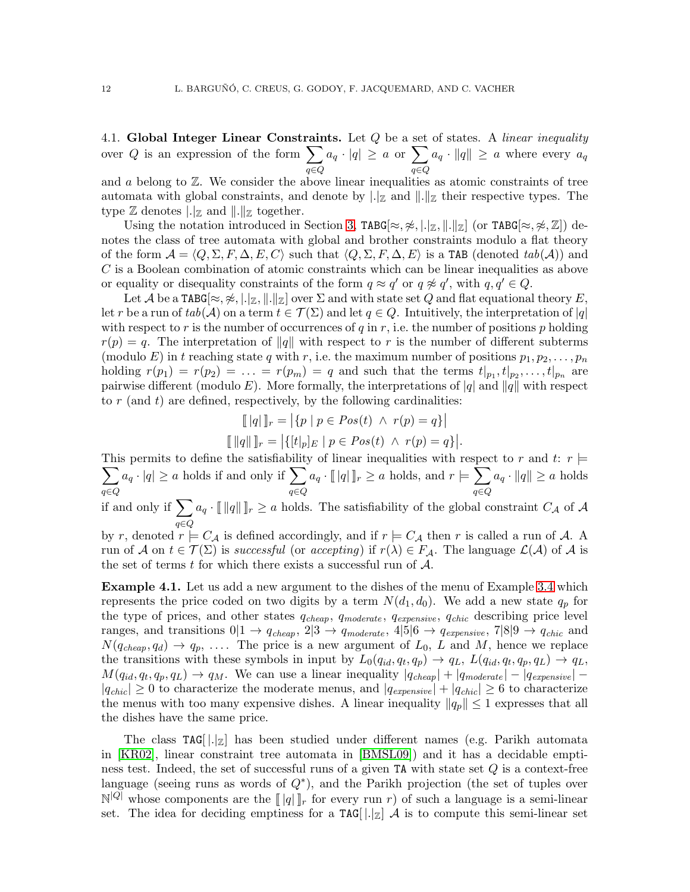4.1. **Global Integer Linear Constraints.** Let $Q$ be a set of states. A *linear inequality* over $Q$ is an expression of the form $\sum_{q \in Q} a_q \cdot |q| \geq a$ or $\sum_{q \in Q} a_q \cdot \|q\| \geq a$ where every $a_q$ and $a$ belong to $\mathbb{Z}$. We consider the above linear inequalities as atomic constraints of tree automata with global constraints, and denote by $|.|_\mathbb{Z}$ and $\|.\|_\mathbb{Z}$ their respective types. The type $\mathbb{Z}$ denotes $|.|_\mathbb{Z}$ and $\|.\|_\mathbb{Z}$ together.

Using the notation introduced in Section 3, $\mathtt{TABG}[\approx, \not\approx, |.|_\mathbb{Z}, \|.\|_\mathbb{Z}]$ (or $\mathtt{TABG}[\approx, \not\approx, \mathbb{Z}]$) denotes the class of tree automata with global and brother constraints modulo a flat theory of the form $\mathcal{A} = \langle Q, \Sigma, F, \Delta, E, C \rangle$ such that $\langle Q, \Sigma, F, \Delta, E \rangle$ is a $\mathtt{TAB}$ (denoted $tab(\mathcal{A})$) and $C$ is a Boolean combination of atomic constraints which can be linear inequalities as above or equality or disequality constraints of the form $q \approx q'$ or $q \not\approx q'$, with $q, q' \in Q$.

Let $\mathcal{A}$ be a $\mathtt{TABG}[\approx, \not\approx, |.|_\mathbb{Z}, \|.\|_\mathbb{Z}]$ over $\Sigma$ and with state set $Q$ and flat equational theory $E$, let $r$ be a run of $tab(\mathcal{A})$ on a term $t \in \mathcal{T}(\Sigma)$ and let $q \in Q$. Intuitively, the interpretation of $|q|$ with respect to $r$ is the number of occurrences of $q$ in $r$, i.e. the number of positions $p$ holding $r(p) = q$. The interpretation of $\|q\|$ with respect to $r$ is the number of different subterms (modulo $E$) in $t$ reaching state $q$ with $r$, i.e. the maximum number of positions $p_1, p_2, \ldots, p_n$ holding $r(p_1) = r(p_2) = \ldots = r(p_m) = q$ and such that the terms $t|_{p_1}, t|_{p_2}, \ldots, t|_{p_n}$ are pairwise different (modulo $E$). More formally, the interpretations of $|q|$ and $\|q\|$ with respect to $r$ (and $t$) are defined, respectively, by the following cardinalities:

$$[\![\, |q| \,]\!]_r = \big|\{p \mid p \in Pos(t) \ \wedge\ r(p) = q\}\big|$$

$$[\![\, \|q\| \,]\!]_r = \big|\{[t|_p]_E \mid p \in Pos(t) \ \wedge\ r(p) = q\}\big|.$$

This permits to define the satisfiability of linear inequalities with respect to $r$ and $t$: $r \models \sum_{q \in Q} a_q \cdot |q| \geq a$ holds if and only if $\sum_{q \in Q} a_q \cdot [\![\, |q| \,]\!]_r \geq a$ holds, and $r \models \sum_{q \in Q} a_q \cdot \|q\| \geq a$ holds if and only if $\sum_{q \in Q} a_q \cdot [\![\, \|q\| \,]\!]_r \geq a$ holds. The satisfiability of the global constraint $C_\mathcal{A}$ of $\mathcal{A}$ by $r$, denoted $r \models C_\mathcal{A}$ is defined accordingly, and if $r \models C_\mathcal{A}$ then $r$ is called a run of $\mathcal{A}$. A run of $\mathcal{A}$ on $t \in \mathcal{T}(\Sigma)$ is *successful* (or *accepting*) if $r(\lambda) \in F_\mathcal{A}$. The language $\mathcal{L}(\mathcal{A})$ of $\mathcal{A}$ is the set of terms $t$ for which there exists a successful run of $\mathcal{A}$.

**Example 4.1.** Let us add a new argument to the dishes of the menu of Example 3.4 which represents the price coded on two digits by a term $N(d_1, d_0)$. We add a new state $q_p$ for the type of prices, and other states $q_{cheap}$, $q_{moderate}$, $q_{expensive}$, $q_{chic}$ describing price level ranges, and transitions $0|1 \to q_{cheap}$, $2|3 \to q_{moderate}$, $4|5|6 \to q_{expensive}$, $7|8|9 \to q_{chic}$ and $N(q_{cheap}, q_d) \to q_p$, .... The price is a new argument of $L_0$, $L$ and $M$, hence we replace the transitions with these symbols in input by $L_0(q_{id}, q_t, q_p) \to q_L$, $L(q_{id}, q_t, q_p, q_L) \to q_L$, $M(q_{id}, q_t, q_p, q_L) \to q_M$. We can use a linear inequality $|q_{cheap}| + |q_{moderate}| - |q_{expensive}| - |q_{chic}| \geq 0$ to characterize the moderate menus, and $|q_{expensive}| + |q_{chic}| \geq 6$ to characterize the menus with too many expensive dishes. A linear inequality $\|q_p\| \leq 1$ expresses that all the dishes have the same price.

The class $\mathtt{TAG}[\,|.|_\mathbb{Z}]$ has been studied under different names (e.g. Parikh automata in [KR02], linear constraint tree automata in [BMSL09]) and it has a decidable emptiness test. Indeed, the set of successful runs of a given $\mathtt{TA}$ with state set $Q$ is a context-free language (seeing runs as words of $Q^*$), and the Parikh projection (the set of tuples over $\mathbb{N}^{|Q|}$ whose components are the $[\![\, |q| \,]\!]_r$ for every run $r$) of such a language is a semi-linear set. The idea for deciding emptiness for a $\mathtt{TAG}[\,|.|_\mathbb{Z}]$ $\mathcal{A}$ is to compute this semi-linear set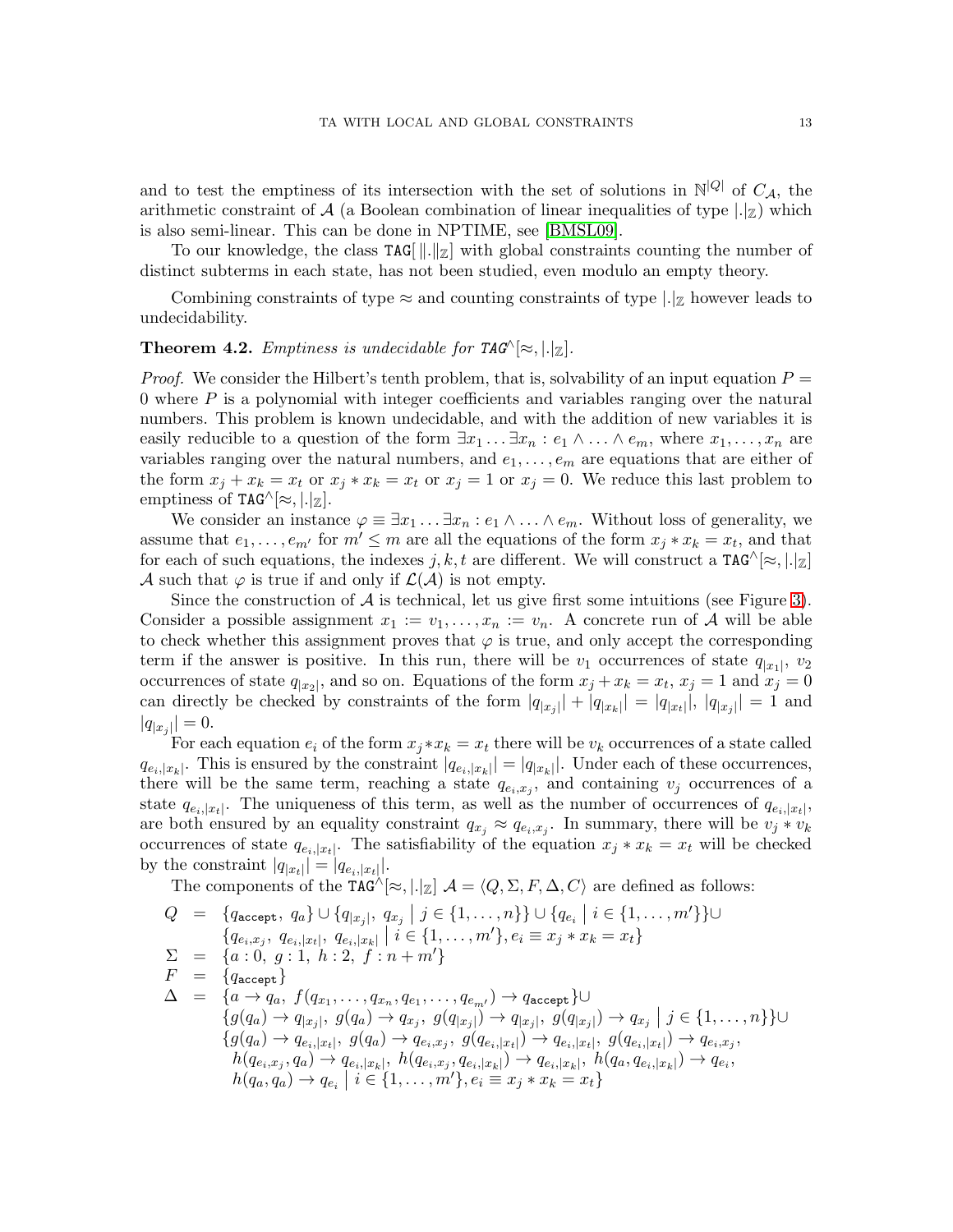and to test the emptiness of its intersection with the set of solutions in $\mathbb{N}^{|Q|}$ of $C_{\mathcal{A}}$, the arithmetic constraint of $\mathcal{A}$ (a Boolean combination of linear inequalities of type $|.|_{\mathbb{Z}}$) which is also semi-linear. This can be done in NPTIME, see [BMSL09].

To our knowledge, the class $\mathtt{TAG}[\|.\|_{\mathbb{Z}}]$ with global constraints counting the number of distinct subterms in each state, has not been studied, even modulo an empty theory.

Combining constraints of type $\approx$ and counting constraints of type $|.|_{\mathbb{Z}}$ however leads to undecidability.

**Theorem 4.2.** *Emptiness is undecidable for* $\mathtt{TAG}^{\wedge}[\approx, |.|_{\mathbb{Z}}]$.

*Proof.* We consider the Hilbert's tenth problem, that is, solvability of an input equation $P = 0$ where $P$ is a polynomial with integer coefficients and variables ranging over the natural numbers. This problem is known undecidable, and with the addition of new variables it is easily reducible to a question of the form $\exists x_1 \ldots \exists x_n : e_1 \wedge \ldots \wedge e_m$, where $x_1, \ldots, x_n$ are variables ranging over the natural numbers, and $e_1, \ldots, e_m$ are equations that are either of the form $x_j + x_k = x_t$ or $x_j * x_k = x_t$ or $x_j = 1$ or $x_j = 0$. We reduce this last problem to emptiness of $\mathtt{TAG}^{\wedge}[\approx, |.|_{\mathbb{Z}}]$.

We consider an instance $\varphi \equiv \exists x_1 \ldots \exists x_n : e_1 \wedge \ldots \wedge e_m$. Without loss of generality, we assume that $e_1, \ldots, e_{m'}$ for $m' \leq m$ are all the equations of the form $x_j * x_k = x_t$, and that for each of such equations, the indexes $j, k, t$ are different. We will construct a $\mathtt{TAG}^{\wedge}[\approx, |.|_{\mathbb{Z}}]$ $\mathcal{A}$ such that $\varphi$ is true if and only if $\mathcal{L}(\mathcal{A})$ is not empty.

Since the construction of $\mathcal{A}$ is technical, let us give first some intuitions (see Figure 3). Consider a possible assignment $x_1 := v_1, \ldots, x_n := v_n$. A concrete run of $\mathcal{A}$ will be able to check whether this assignment proves that $\varphi$ is true, and only accept the corresponding term if the answer is positive. In this run, there will be $v_1$ occurrences of state $q_{|x_1|}$, $v_2$ occurrences of state $q_{|x_2|}$, and so on. Equations of the form $x_j + x_k = x_t$, $x_j = 1$ and $x_j = 0$ can directly be checked by constraints of the form $|q_{|x_j|}| + |q_{|x_k|}| = |q_{|x_t|}|$, $|q_{|x_j|}| = 1$ and $|q_{|x_j|}| = 0$.

For each equation $e_i$ of the form $x_j * x_k = x_t$ there will be $v_k$ occurrences of a state called $q_{e_i,|x_k|}$. This is ensured by the constraint $|q_{e_i,|x_k|}| = |q_{|x_k|}|$. Under each of these occurrences, there will be the same term, reaching a state $q_{e_i,x_j}$, and containing $v_j$ occurrences of a state $q_{e_i,|x_t|}$. The uniqueness of this term, as well as the number of occurrences of $q_{e_i,|x_t|}$, are both ensured by an equality constraint $q_{x_j} \approx q_{e_i,x_j}$. In summary, there will be $v_j * v_k$ occurrences of state $q_{e_i,|x_t|}$. The satisfiability of the equation $x_j * x_k = x_t$ will be checked by the constraint $|q_{|x_t|}| = |q_{e_i,|x_t|}|$.

The components of the $\mathtt{TAG}^{\wedge}[\approx, |.|_{\mathbb{Z}}]$ $\mathcal{A} = \langle Q, \Sigma, F, \Delta, C \rangle$ are defined as follows:

$$
\begin{array}{rcl}
Q & = & \{q_{\mathtt{accept}},\ q_a\} \cup \{q_{|x_j|},\ q_{x_j} \mid j \in \{1, \ldots, n\}\} \cup \{q_{e_i} \mid i \in \{1, \ldots, m'\}\} \cup \\
 & & \{q_{e_i,x_j},\ q_{e_i,|x_t|},\ q_{e_i,|x_k|} \mid i \in \{1, \ldots, m'\}, e_i \equiv x_j * x_k = x_t\} \\
\Sigma & = & \{a : 0,\ g : 1,\ h : 2,\ f : n + m'\} \\
F & = & \{q_{\mathtt{accept}}\} \\
\Delta & = & \{a \to q_a,\ f(q_{x_1}, \ldots, q_{x_n}, q_{e_1}, \ldots, q_{e_{m'}}) \to q_{\mathtt{accept}}\} \cup \\
 & & \{g(q_a) \to q_{|x_j|},\ g(q_a) \to q_{x_j},\ g(q_{|x_j|}) \to q_{|x_j|},\ g(q_{|x_j|}) \to q_{x_j} \mid j \in \{1, \ldots, n\}\} \cup \\
 & & \{g(q_a) \to q_{e_i,|x_t|},\ g(q_a) \to q_{e_i,x_j},\ g(q_{e_i,|x_t|}) \to q_{e_i,|x_t|},\ g(q_{e_i,|x_t|}) \to q_{e_i,x_j}, \\
 & & \ h(q_{e_i,x_j}, q_a) \to q_{e_i,|x_k|},\ h(q_{e_i,x_j}, q_{e_i,|x_k|}) \to q_{e_i,|x_k|},\ h(q_a, q_{e_i,|x_k|}) \to q_{e_i}, \\
 & & \ h(q_a, q_a) \to q_{e_i} \mid i \in \{1, \ldots, m'\}, e_i \equiv x_j * x_k = x_t\}
\end{array}
$$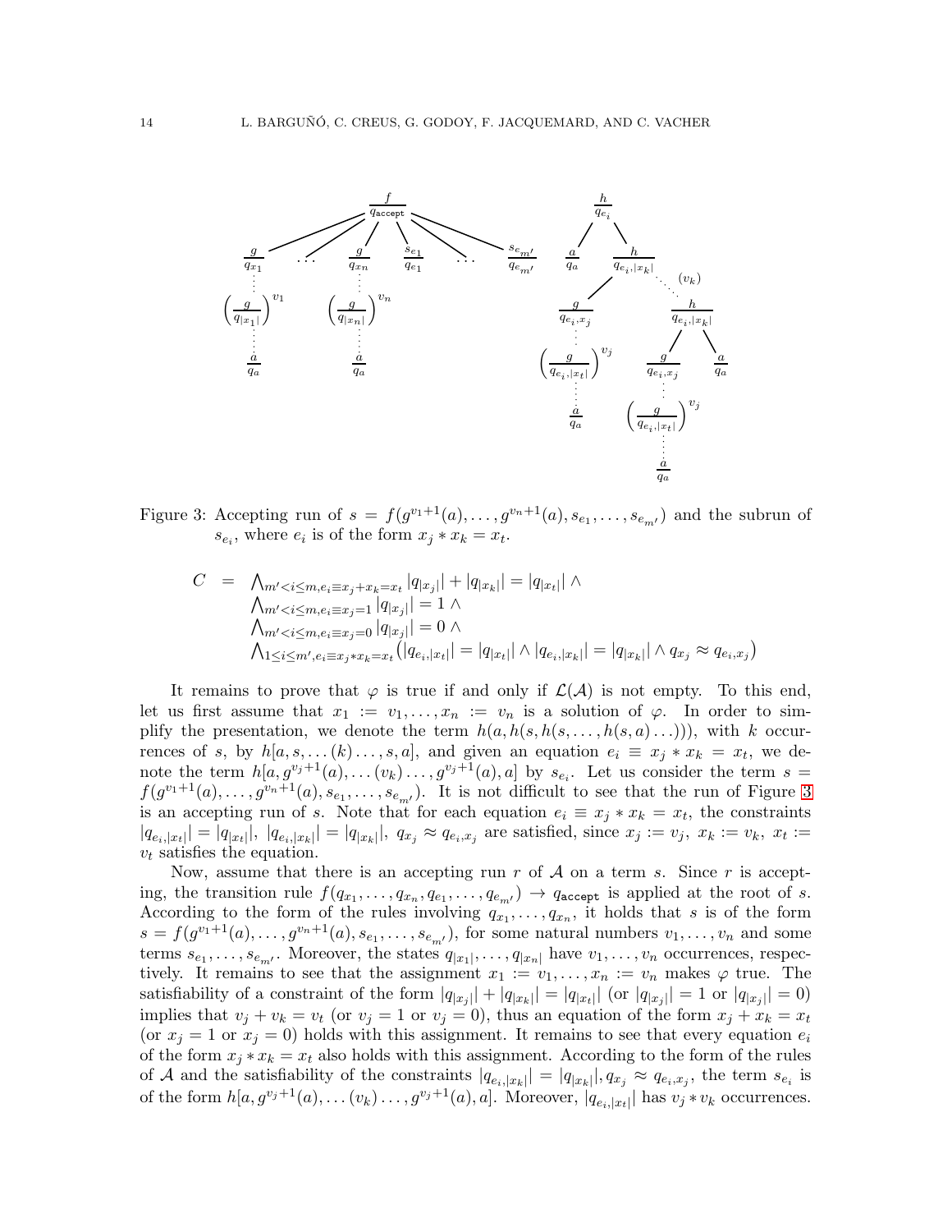Figure 3: Accepting run of $s = f(g^{v_1+1}(a), \ldots, g^{v_n+1}(a), s_{e_1}, \ldots, s_{e_{m'}})$ and the subrun of $s_{e_i}$, where $e_i$ is of the form $x_j * x_k = x_t$.

$$
\begin{array}{rcl}
C & = & \bigwedge_{m'<i\leq m, e_i\equiv x_j+x_k=x_t} |q_{|x_j|}| + |q_{|x_k|}| = |q_{|x_t|}| \wedge \\
& & \bigwedge_{m'<i\leq m, e_i\equiv x_j=1} |q_{|x_j|}| = 1 \wedge \\
& & \bigwedge_{m'<i\leq m, e_i\equiv x_j=0} |q_{|x_j|}| = 0 \wedge \\
& & \bigwedge_{1\leq i\leq m', e_i\equiv x_j*x_k=x_t} \big(|q_{e_i,|x_t|}| = |q_{|x_t|}| \wedge |q_{e_i,|x_k|}| = |q_{|x_k|}| \wedge q_{x_j} \approx q_{e_i,x_j}\big)
\end{array}
$$

It remains to prove that $\varphi$ is true if and only if $\mathcal{L}(\mathcal{A})$ is not empty. To this end, let us first assume that $x_1 := v_1, \ldots, x_n := v_n$ is a solution of $\varphi$. In order to simplify the presentation, we denote the term $h(a, h(s, h(s, \ldots, h(s, a) \ldots)))$, with $k$ occurrences of $s$, by $h[a, s, \ldots (k) \ldots, s, a]$, and given an equation $e_i \equiv x_j * x_k = x_t$, we denote the term $h[a, g^{v_j+1}(a), \ldots (v_k) \ldots, g^{v_j+1}(a), a]$ by $s_{e_i}$. Let us consider the term $s = f(g^{v_1+1}(a), \ldots, g^{v_n+1}(a), s_{e_1}, \ldots, s_{e_{m'}})$. It is not difficult to see that the run of Figure 3 is an accepting run of $s$. Note that for each equation $e_i \equiv x_j * x_k = x_t$, the constraints $|q_{e_i,|x_t|}| = |q_{|x_t|}|$, $|q_{e_i,|x_k|}| = |q_{|x_k|}|$, $q_{x_j} \approx q_{e_i,x_j}$ are satisfied, since $x_j := v_j$, $x_k := v_k$, $x_t := v_t$ satisfies the equation.

Now, assume that there is an accepting run $r$ of $\mathcal{A}$ on a term $s$. Since $r$ is accepting, the transition rule $f(q_{x_1}, \ldots, q_{x_n}, q_{e_1}, \ldots, q_{e_{m'}}) \to q_{\mathtt{accept}}$ is applied at the root of $s$. According to the form of the rules involving $q_{x_1}, \ldots, q_{x_n}$, it holds that $s$ is of the form $s = f(g^{v_1+1}(a), \ldots, g^{v_n+1}(a), s_{e_1}, \ldots, s_{e_{m'}})$, for some natural numbers $v_1, \ldots, v_n$ and some terms $s_{e_1}, \ldots, s_{e_{m'}}$. Moreover, the states $q_{|x_1|}, \ldots, q_{|x_n|}$ have $v_1, \ldots, v_n$ occurrences, respectively. It remains to see that the assignment $x_1 := v_1, \ldots, x_n := v_n$ makes $\varphi$ true. The satisfiability of a constraint of the form $|q_{|x_j|}| + |q_{|x_k|}| = |q_{|x_t|}|$ (or $|q_{|x_j|}| = 1$ or $|q_{|x_j|}| = 0$) implies that $v_j + v_k = v_t$ (or $v_j = 1$ or $v_j = 0$), thus an equation of the form $x_j + x_k = x_t$ (or $x_j = 1$ or $x_j = 0$) holds with this assignment. It remains to see that every equation $e_i$ of the form $x_j * x_k = x_t$ also holds with this assignment. According to the form of the rules of $\mathcal{A}$ and the satisfiability of the constraints $|q_{e_i,|x_k|}| = |q_{|x_k|}|$, $q_{x_j} \approx q_{e_i,x_j}$, the term $s_{e_i}$ is of the form $h[a, g^{v_j+1}(a), \ldots (v_k) \ldots, g^{v_j+1}(a), a]$. Moreover, $|q_{e_i,|x_t|}|$ has $v_j * v_k$ occurrences.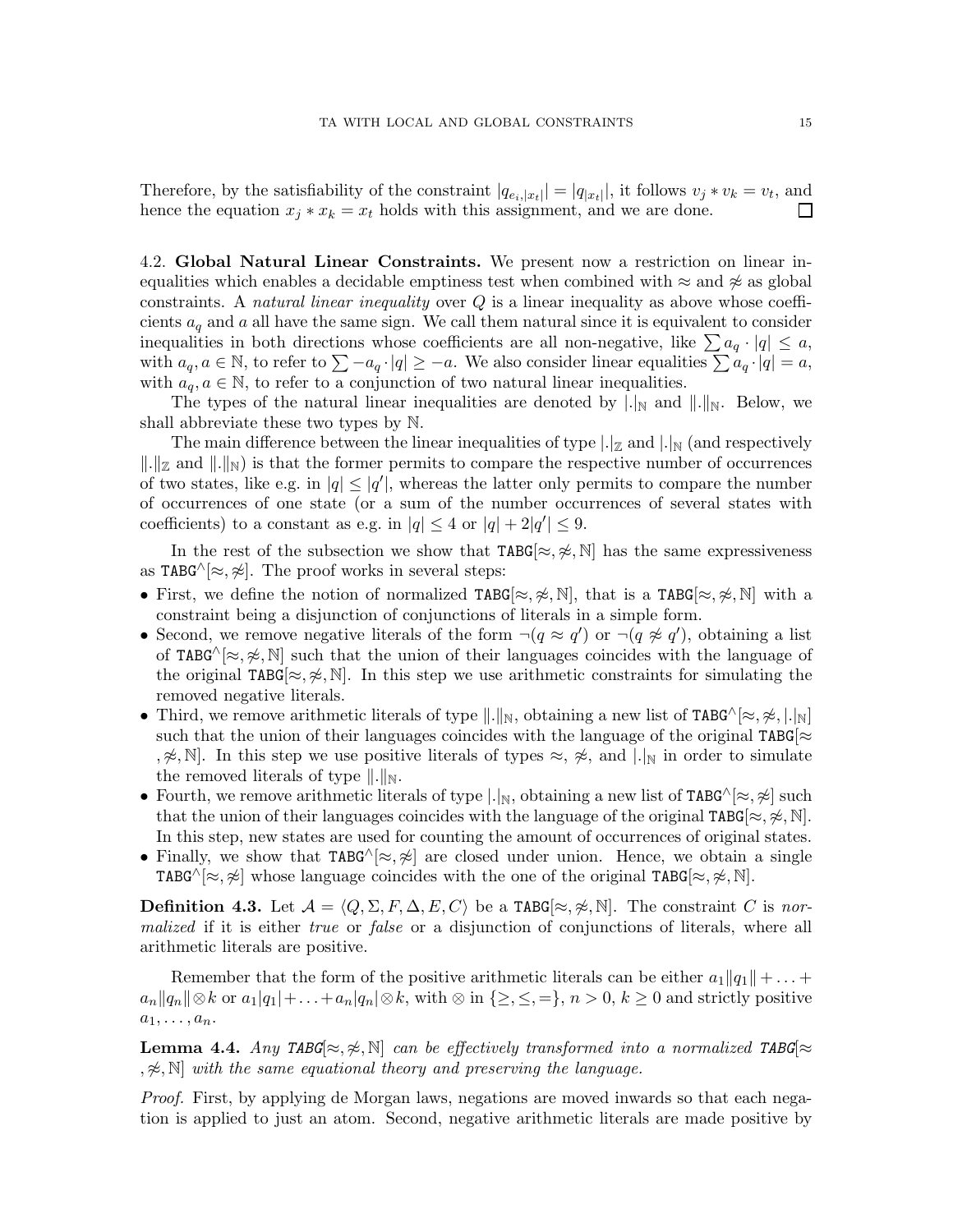Therefore, by the satisfiability of the constraint $|q_{e_i,|x_t|}| = |q_{|x_t|}|$, it follows $v_j * v_k = v_t$, and hence the equation $x_j * x_k = x_t$ holds with this assignment, and we are done. □

4.2. **Global Natural Linear Constraints.** We present now a restriction on linear inequalities which enables a decidable emptiness test when combined with $\approx$ and $\not\approx$ as global constraints. A *natural linear inequality* over $Q$ is a linear inequality as above whose coefficients $a_q$ and $a$ all have the same sign. We call them natural since it is equivalent to consider inequalities in both directions whose coefficients are all non-negative, like $\sum a_q \cdot |q| \leq a$, with $a_q, a \in \mathbb{N}$, to refer to $\sum -a_q \cdot |q| \geq -a$. We also consider linear equalities $\sum a_q \cdot |q| = a$, with $a_q, a \in \mathbb{N}$, to refer to a conjunction of two natural linear inequalities.

The types of the natural linear inequalities are denoted by $|.|_\mathbb{N}$ and $\|.\|_\mathbb{N}$. Below, we shall abbreviate these two types by $\mathbb{N}$.

The main difference between the linear inequalities of type $|.|_\mathbb{Z}$ and $|.|_\mathbb{N}$ (and respectively $\|.\|_\mathbb{Z}$ and $\|.\|_\mathbb{N}$) is that the former permits to compare the respective number of occurrences of two states, like e.g. in $|q| \leq |q'|$, whereas the latter only permits to compare the number of occurrences of one state (or a sum of the number occurrences of several states with coefficients) to a constant as e.g. in $|q| \leq 4$ or $|q| + 2|q'| \leq 9$.

In the rest of the subsection we show that TABG$[\approx, \not\approx, \mathbb{N}]$ has the same expressiveness as TABG$^\wedge[\approx, \not\approx]$. The proof works in several steps:

- First, we define the notion of normalized TABG$[\approx, \not\approx, \mathbb{N}]$, that is a TABG$[\approx, \not\approx, \mathbb{N}]$ with a constraint being a disjunction of conjunctions of literals in a simple form.
- Second, we remove negative literals of the form $\neg(q \approx q')$ or $\neg(q \not\approx q')$, obtaining a list of TABG$^\wedge[\approx, \not\approx, \mathbb{N}]$ such that the union of their languages coincides with the language of the original TABG$[\approx, \not\approx, \mathbb{N}]$. In this step we use arithmetic constraints for simulating the removed negative literals.
- Third, we remove arithmetic literals of type $\|.\|_\mathbb{N}$, obtaining a new list of TABG$^\wedge[\approx, \not\approx, |.|_\mathbb{N}]$ such that the union of their languages coincides with the language of the original TABG$[\approx, \not\approx, \mathbb{N}]$. In this step we use positive literals of types $\approx$, $\not\approx$, and $|.|_\mathbb{N}$ in order to simulate the removed literals of type $\|.\|_\mathbb{N}$.
- Fourth, we remove arithmetic literals of type $|.|_\mathbb{N}$, obtaining a new list of TABG$^\wedge[\approx, \not\approx]$ such that the union of their languages coincides with the language of the original TABG$[\approx, \not\approx, \mathbb{N}]$. In this step, new states are used for counting the amount of occurrences of original states.
- Finally, we show that TABG$^\wedge[\approx, \not\approx]$ are closed under union. Hence, we obtain a single TABG$^\wedge[\approx, \not\approx]$ whose language coincides with the one of the original TABG$[\approx, \not\approx, \mathbb{N}]$.

**Definition 4.3.** Let $\mathcal{A} = \langle Q, \Sigma, F, \Delta, E, C \rangle$ be a TABG$[\approx, \not\approx, \mathbb{N}]$. The constraint $C$ is *normalized* if it is either *true* or *false* or a disjunction of conjunctions of literals, where all arithmetic literals are positive.

Remember that the form of the positive arithmetic literals can be either $a_1\|q_1\| + \ldots + a_n\|q_n\| \otimes k$ or $a_1|q_1| + \ldots + a_n|q_n| \otimes k$, with $\otimes$ in $\{\geq, \leq, =\}$, $n > 0$, $k \geq 0$ and strictly positive $a_1, \ldots, a_n$.

**Lemma 4.4.** *Any TABG$[\approx, \not\approx, \mathbb{N}]$ can be effectively transformed into a normalized TABG$[\approx, \not\approx, \mathbb{N}]$ with the same equational theory and preserving the language.*

*Proof.* First, by applying de Morgan laws, negations are moved inwards so that each negation is applied to just an atom. Second, negative arithmetic literals are made positive by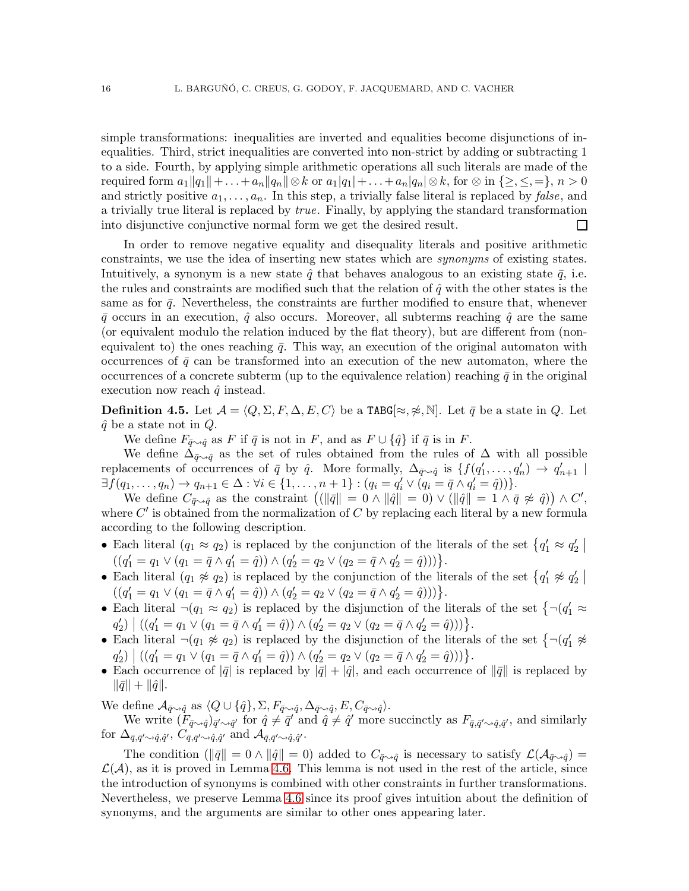simple transformations: inequalities are inverted and equalities become disjunctions of inequalities. Third, strict inequalities are converted into non-strict by adding or subtracting 1 to a side. Fourth, by applying simple arithmetic operations all such literals are made of the required form $a_1\|q_1\| + \ldots + a_n\|q_n\| \otimes k$ or $a_1|q_1| + \ldots + a_n|q_n| \otimes k$, for $\otimes$ in $\{\geq, \leq, =\}$, $n > 0$ and strictly positive $a_1, \ldots, a_n$. In this step, a trivially false literal is replaced by *false*, and a trivially true literal is replaced by *true*. Finally, by applying the standard transformation into disjunctive conjunctive normal form we get the desired result. $\square$

In order to remove negative equality and disequality literals and positive arithmetic constraints, we use the idea of inserting new states which are *synonyms* of existing states. Intuitively, a synonym is a new state $\hat{q}$ that behaves analogous to an existing state $\bar{q}$, i.e. the rules and constraints are modified such that the relation of $\hat{q}$ with the other states is the same as for $\bar{q}$. Nevertheless, the constraints are further modified to ensure that, whenever $\bar{q}$ occurs in an execution, $\hat{q}$ also occurs. Moreover, all subterms reaching $\hat{q}$ are the same (or equivalent modulo the relation induced by the flat theory), but are different from (non-equivalent to) the ones reaching $\bar{q}$. This way, an execution of the original automaton with occurrences of $\bar{q}$ can be transformed into an execution of the new automaton, where the occurrences of a concrete subterm (up to the equivalence relation) reaching $\bar{q}$ in the original execution now reach $\hat{q}$ instead.

**Definition 4.5.** Let $\mathcal{A} = \langle Q, \Sigma, F, \Delta, E, C\rangle$ be a $\texttt{TABG}[\approx, \not\approx, \mathbb{N}]$. Let $\bar{q}$ be a state in $Q$. Let $\hat{q}$ be a state not in $Q$.

We define $F_{\bar{q}\rightsquigarrow\hat{q}}$ as $F$ if $\bar{q}$ is not in $F$, and as $F \cup \{\hat{q}\}$ if $\bar{q}$ is in $F$.

We define $\Delta_{\bar{q}\rightsquigarrow\hat{q}}$ as the set of rules obtained from the rules of $\Delta$ with all possible replacements of occurrences of $\bar{q}$ by $\hat{q}$. More formally, $\Delta_{\bar{q}\rightsquigarrow\hat{q}}$ is $\{f(q'_1, \ldots, q'_n) \to q'_{n+1} \mid \exists f(q_1, \ldots, q_n) \to q_{n+1} \in \Delta : \forall i \in \{1, \ldots, n+1\} : (q_i = q'_i \vee (q_i = \bar{q} \wedge q'_i = \hat{q}))\}$.

We define $C_{\bar{q}\rightsquigarrow\hat{q}}$ as the constraint $\big((\|\bar{q}\| = 0 \wedge \|\hat{q}\| = 0) \vee (\|\hat{q}\| = 1 \wedge \bar{q} \not\approx \hat{q})\big) \wedge C'$, where $C'$ is obtained from the normalization of $C$ by replacing each literal by a new formula according to the following description.

- Each literal $(q_1 \approx q_2)$ is replaced by the conjunction of the literals of the set $\big\{q'_1 \approx q'_2 \mid ((q'_1 = q_1 \vee (q_1 = \bar{q} \wedge q'_1 = \hat{q})) \wedge (q'_2 = q_2 \vee (q_2 = \bar{q} \wedge q'_2 = \hat{q})))\big\}$.
- Each literal $(q_1 \not\approx q_2)$ is replaced by the conjunction of the literals of the set $\big\{q'_1 \not\approx q'_2 \mid ((q'_1 = q_1 \vee (q_1 = \bar{q} \wedge q'_1 = \hat{q})) \wedge (q'_2 = q_2 \vee (q_2 = \bar{q} \wedge q'_2 = \hat{q})))\big\}$.
- Each literal $\neg(q_1 \approx q_2)$ is replaced by the disjunction of the literals of the set $\big\{\neg(q'_1 \approx q'_2) \mid ((q'_1 = q_1 \vee (q_1 = \bar{q} \wedge q'_1 = \hat{q})) \wedge (q'_2 = q_2 \vee (q_2 = \bar{q} \wedge q'_2 = \hat{q})))\big\}$.
- Each literal $\neg(q_1 \not\approx q_2)$ is replaced by the disjunction of the literals of the set $\big\{\neg(q'_1 \not\approx q'_2) \mid ((q'_1 = q_1 \vee (q_1 = \bar{q} \wedge q'_1 = \hat{q})) \wedge (q'_2 = q_2 \vee (q_2 = \bar{q} \wedge q'_2 = \hat{q})))\big\}$.
- Each occurrence of $|\bar{q}|$ is replaced by $|\bar{q}| + |\hat{q}|$, and each occurrence of $\|\bar{q}\|$ is replaced by $\|\bar{q}\| + \|\hat{q}\|$.

We define $\mathcal{A}_{\bar{q}\rightsquigarrow\hat{q}}$ as $\langle Q \cup \{\hat{q}\}, \Sigma, F_{\bar{q}\rightsquigarrow\hat{q}}, \Delta_{\bar{q}\rightsquigarrow\hat{q}}, E, C_{\bar{q}\rightsquigarrow\hat{q}}\rangle$.

We write $(F_{\bar{q}\rightsquigarrow\hat{q}})_{\bar{q}'\rightsquigarrow\hat{q}'}$ for $\hat{q} \neq \bar{q}'$ and $\hat{q} \neq \hat{q}'$ more succinctly as $F_{\bar{q},\bar{q}'\rightsquigarrow\hat{q},\hat{q}'}$, and similarly for $\Delta_{\bar{q},\bar{q}'\rightsquigarrow\hat{q},\hat{q}'}$, $C_{\bar{q},\bar{q}'\rightsquigarrow\hat{q},\hat{q}'}$ and $\mathcal{A}_{\bar{q},\bar{q}'\rightsquigarrow\hat{q},\hat{q}'}$.

The condition $(\|\bar{q}\| = 0 \wedge \|\hat{q}\| = 0)$ added to $C_{\bar{q}\rightsquigarrow\hat{q}}$ is necessary to satisfy $\mathcal{L}(\mathcal{A}_{\bar{q}\rightsquigarrow\hat{q}}) = \mathcal{L}(\mathcal{A})$, as it is proved in Lemma 4.6. This lemma is not used in the rest of the article, since the introduction of synonyms is combined with other constraints in further transformations. Nevertheless, we preserve Lemma 4.6 since its proof gives intuition about the definition of synonyms, and the arguments are similar to other ones appearing later.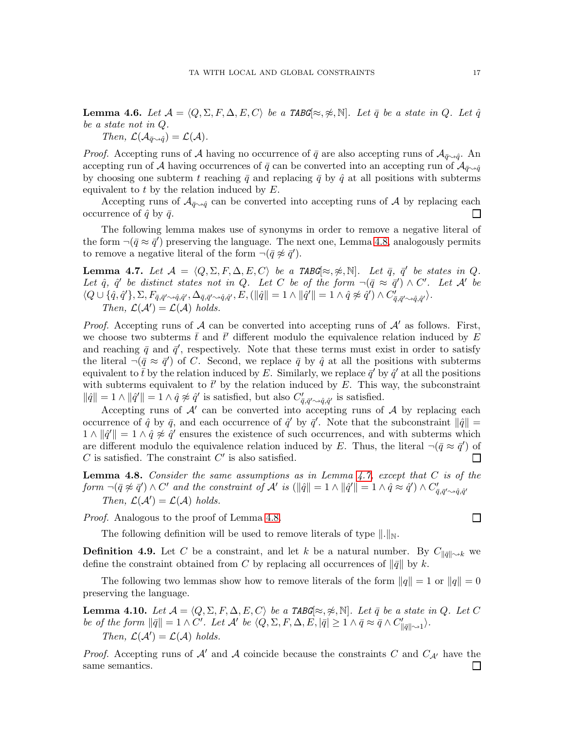**Lemma 4.6.** *Let $\mathcal{A} = \langle Q, \Sigma, F, \Delta, E, C\rangle$ be a* TABG$[\approx, \not\approx, \mathbb{N}]$. *Let $\bar{q}$ be a state in $Q$. Let $\hat{q}$ be a state not in $Q$.*

*Then, $\mathcal{L}(\mathcal{A}_{\bar{q}\rightsquigarrow\hat{q}}) = \mathcal{L}(\mathcal{A})$.*

*Proof.* Accepting runs of $\mathcal{A}$ having no occurrence of $\bar{q}$ are also accepting runs of $\mathcal{A}_{\bar{q}\rightsquigarrow\hat{q}}$. An accepting run of $\mathcal{A}$ having occurrences of $\bar{q}$ can be converted into an accepting run of $\mathcal{A}_{\bar{q}\rightsquigarrow\hat{q}}$ by choosing one subterm $t$ reaching $\bar{q}$ and replacing $\bar{q}$ by $\hat{q}$ at all positions with subterms equivalent to $t$ by the relation induced by $E$.

Accepting runs of $\mathcal{A}_{\bar{q}\rightsquigarrow\hat{q}}$ can be converted into accepting runs of $\mathcal{A}$ by replacing each occurrence of $\hat{q}$ by $\bar{q}$. $\square$

The following lemma makes use of synonyms in order to remove a negative literal of the form $\neg(\bar{q} \approx \bar{q}')$ preserving the language. The next one, Lemma 4.8, analogously permits to remove a negative literal of the form $\neg(\bar{q} \not\approx \bar{q}')$.

**Lemma 4.7.** *Let $\mathcal{A} = \langle Q, \Sigma, F, \Delta, E, C\rangle$ be a* TABG$[\approx, \not\approx, \mathbb{N}]$. *Let $\bar{q}$, $\bar{q}'$ be states in $Q$. Let $\hat{q}$, $\hat{q}'$ be distinct states not in $Q$. Let $C$ be of the form $\neg(\bar{q} \approx \bar{q}') \wedge C'$. Let $\mathcal{A}'$ be $\langle Q \cup \{\hat{q}, \hat{q}'\}, \Sigma, F_{\bar{q},\bar{q}'\rightsquigarrow\hat{q},\hat{q}'}, \Delta_{\bar{q},\bar{q}'\rightsquigarrow\hat{q},\hat{q}'}, E, (\|\hat{q}\| = 1 \wedge \|\hat{q}'\| = 1 \wedge \hat{q} \not\approx \hat{q}') \wedge C'_{\bar{q},\bar{q}'\rightsquigarrow\hat{q},\hat{q}'}\rangle$.*

*Then, $\mathcal{L}(\mathcal{A}') = \mathcal{L}(\mathcal{A})$ holds.*

*Proof.* Accepting runs of $\mathcal{A}$ can be converted into accepting runs of $\mathcal{A}'$ as follows. First, we choose two subterms $\bar{t}$ and $\bar{t}'$ different modulo the equivalence relation induced by $E$ and reaching $\bar{q}$ and $\bar{q}'$, respectively. Note that these terms must exist in order to satisfy the literal $\neg(\bar{q} \approx \bar{q}')$ of $C$. Second, we replace $\bar{q}$ by $\hat{q}$ at all the positions with subterms equivalent to $\bar{t}$ by the relation induced by $E$. Similarly, we replace $\bar{q}'$ by $\hat{q}'$ at all the positions with subterms equivalent to $\bar{t}'$ by the relation induced by $E$. This way, the subconstraint $\|\hat{q}\| = 1 \wedge \|\hat{q}'\| = 1 \wedge \hat{q} \not\approx \hat{q}'$ is satisfied, but also $C'_{\bar{q},\bar{q}'\rightsquigarrow\hat{q},\hat{q}'}$ is satisfied.

Accepting runs of $\mathcal{A}'$ can be converted into accepting runs of $\mathcal{A}$ by replacing each occurrence of $\hat{q}$ by $\bar{q}$, and each occurrence of $\hat{q}'$ by $\bar{q}'$. Note that the subconstraint $\|\hat{q}\| = 1 \wedge \|\hat{q}'\| = 1 \wedge \hat{q} \not\approx \hat{q}'$ ensures the existence of such occurrences, and with subterms which are different modulo the equivalence relation induced by $E$. Thus, the literal $\neg(\bar{q} \approx \bar{q}')$ of $C$ is satisfied. The constraint $C'$ is also satisfied. $\square$

**Lemma 4.8.** *Consider the same assumptions as in Lemma 4.7, except that $C$ is of the form $\neg(\bar{q} \not\approx \bar{q}') \wedge C'$ and the constraint of $\mathcal{A}'$ is $(\|\hat{q}\| = 1 \wedge \|\hat{q}'\| = 1 \wedge \hat{q} \approx \hat{q}') \wedge C'_{\bar{q},\bar{q}'\rightsquigarrow\hat{q},\hat{q}'}$*

*Then, $\mathcal{L}(\mathcal{A}') = \mathcal{L}(\mathcal{A})$ holds.*

*Proof.* Analogous to the proof of Lemma 4.8. $\square$

The following definition will be used to remove literals of type $\|.\|_{\mathbb{N}}$.

**Definition 4.9.** Let $C$ be a constraint, and let $k$ be a natural number. By $C_{\|\bar{q}\|\rightsquigarrow k}$ we define the constraint obtained from $C$ by replacing all occurrences of $\|\bar{q}\|$ by $k$.

The following two lemmas show how to remove literals of the form $\|q\| = 1$ or $\|q\| = 0$ preserving the language.

**Lemma 4.10.** *Let $\mathcal{A} = \langle Q, \Sigma, F, \Delta, E, C\rangle$ be a* TABG$[\approx, \not\approx, \mathbb{N}]$. *Let $\bar{q}$ be a state in $Q$. Let $C$ be of the form $\|\bar{q}\| = 1 \wedge C'$. Let $\mathcal{A}'$ be $\langle Q, \Sigma, F, \Delta, E, |\bar{q}| \geq 1 \wedge \bar{q} \approx \bar{q} \wedge C'_{\|\bar{q}\|\rightsquigarrow 1}\rangle$.*

*Then, $\mathcal{L}(\mathcal{A}') = \mathcal{L}(\mathcal{A})$ holds.*

*Proof.* Accepting runs of $\mathcal{A}'$ and $\mathcal{A}$ coincide because the constraints $C$ and $C_{\mathcal{A}'}$ have the same semantics. $\square$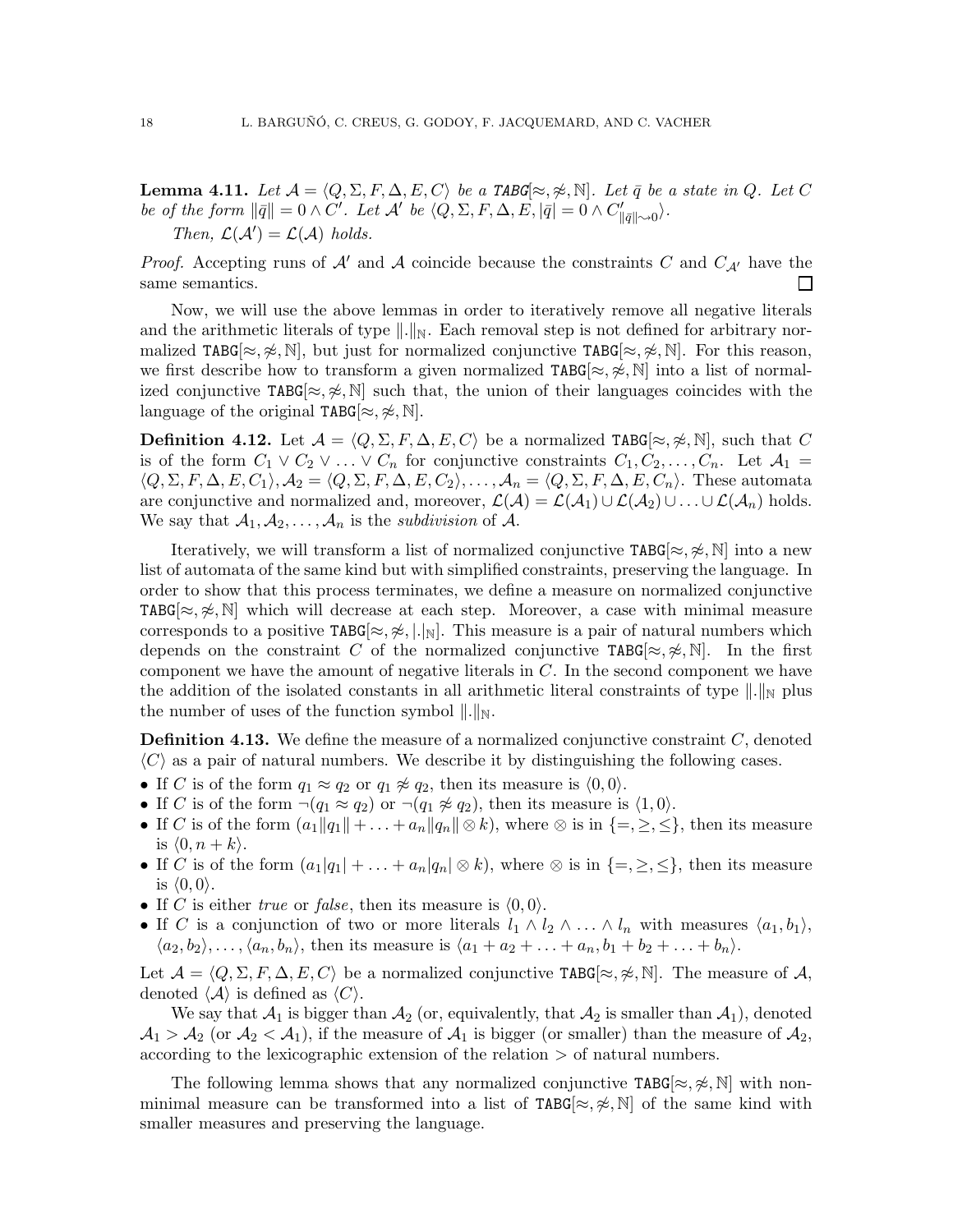**Lemma 4.11.** *Let $\mathcal{A} = \langle Q, \Sigma, F, \Delta, E, C\rangle$ be a TABG$[\approx, \not\approx, \mathbb{N}]$. Let $\bar{q}$ be a state in $Q$. Let $C$ be of the form $\|\bar{q}\| = 0 \wedge C'$. Let $\mathcal{A}'$ be $\langle Q, \Sigma, F, \Delta, E, |\bar{q}| = 0 \wedge C'_{\|\bar{q}\| \rightsquigarrow 0}\rangle$.*

*Then, $\mathcal{L}(\mathcal{A}') = \mathcal{L}(\mathcal{A})$ holds.*

*Proof.* Accepting runs of $\mathcal{A}'$ and $\mathcal{A}$ coincide because the constraints $C$ and $C_{\mathcal{A}'}$ have the same semantics. $\square$

Now, we will use the above lemmas in order to iteratively remove all negative literals and the arithmetic literals of type $\|.\|_{\mathbb{N}}$. Each removal step is not defined for arbitrary normalized TABG$[\approx, \not\approx, \mathbb{N}]$, but just for normalized conjunctive TABG$[\approx, \not\approx, \mathbb{N}]$. For this reason, we first describe how to transform a given normalized TABG$[\approx, \not\approx, \mathbb{N}]$ into a list of normalized conjunctive TABG$[\approx, \not\approx, \mathbb{N}]$ such that, the union of their languages coincides with the language of the original TABG$[\approx, \not\approx, \mathbb{N}]$.

**Definition 4.12.** Let $\mathcal{A} = \langle Q, \Sigma, F, \Delta, E, C\rangle$ be a normalized TABG$[\approx, \not\approx, \mathbb{N}]$, such that $C$ is of the form $C_1 \vee C_2 \vee \ldots \vee C_n$ for conjunctive constraints $C_1, C_2, \ldots, C_n$. Let $\mathcal{A}_1 = \langle Q, \Sigma, F, \Delta, E, C_1\rangle, \mathcal{A}_2 = \langle Q, \Sigma, F, \Delta, E, C_2\rangle, \ldots, \mathcal{A}_n = \langle Q, \Sigma, F, \Delta, E, C_n\rangle$. These automata are conjunctive and normalized and, moreover, $\mathcal{L}(\mathcal{A}) = \mathcal{L}(\mathcal{A}_1) \cup \mathcal{L}(\mathcal{A}_2) \cup \ldots \cup \mathcal{L}(\mathcal{A}_n)$ holds. We say that $\mathcal{A}_1, \mathcal{A}_2, \ldots, \mathcal{A}_n$ is the *subdivision* of $\mathcal{A}$.

Iteratively, we will transform a list of normalized conjunctive TABG$[\approx, \not\approx, \mathbb{N}]$ into a new list of automata of the same kind but with simplified constraints, preserving the language. In order to show that this process terminates, we define a measure on normalized conjunctive TABG$[\approx, \not\approx, \mathbb{N}]$ which will decrease at each step. Moreover, a case with minimal measure corresponds to a positive TABG$[\approx, \not\approx, |.|_{\mathbb{N}}]$. This measure is a pair of natural numbers which depends on the constraint $C$ of the normalized conjunctive TABG$[\approx, \not\approx, \mathbb{N}]$. In the first component we have the amount of negative literals in $C$. In the second component we have the addition of the isolated constants in all arithmetic literal constraints of type $\|.\|_{\mathbb{N}}$ plus the number of uses of the function symbol $\|.\|_{\mathbb{N}}$.

**Definition 4.13.** We define the measure of a normalized conjunctive constraint $C$, denoted $\langle C\rangle$ as a pair of natural numbers. We describe it by distinguishing the following cases.

- If $C$ is of the form $q_1 \approx q_2$ or $q_1 \not\approx q_2$, then its measure is $\langle 0, 0\rangle$.
- If $C$ is of the form $\neg(q_1 \approx q_2)$ or $\neg(q_1 \not\approx q_2)$, then its measure is $\langle 1, 0\rangle$.
- If $C$ is of the form $(a_1\|q_1\| + \ldots + a_n\|q_n\| \otimes k)$, where $\otimes$ is in $\{=, \geq, \leq\}$, then its measure is $\langle 0, n + k\rangle$.
- If $C$ is of the form $(a_1|q_1| + \ldots + a_n|q_n| \otimes k)$, where $\otimes$ is in $\{=, \geq, \leq\}$, then its measure is $\langle 0, 0\rangle$.
- If $C$ is either *true* or *false*, then its measure is $\langle 0, 0\rangle$.
- If $C$ is a conjunction of two or more literals $l_1 \wedge l_2 \wedge \ldots \wedge l_n$ with measures $\langle a_1, b_1\rangle$, $\langle a_2, b_2\rangle, \ldots, \langle a_n, b_n\rangle$, then its measure is $\langle a_1 + a_2 + \ldots + a_n, b_1 + b_2 + \ldots + b_n\rangle$.

Let $\mathcal{A} = \langle Q, \Sigma, F, \Delta, E, C\rangle$ be a normalized conjunctive TABG$[\approx, \not\approx, \mathbb{N}]$. The measure of $\mathcal{A}$, denoted $\langle \mathcal{A}\rangle$ is defined as $\langle C\rangle$.

We say that $\mathcal{A}_1$ is bigger than $\mathcal{A}_2$ (or, equivalently, that $\mathcal{A}_2$ is smaller than $\mathcal{A}_1$), denoted $\mathcal{A}_1 > \mathcal{A}_2$ (or $\mathcal{A}_2 < \mathcal{A}_1$), if the measure of $\mathcal{A}_1$ is bigger (or smaller) than the measure of $\mathcal{A}_2$, according to the lexicographic extension of the relation $>$ of natural numbers.

The following lemma shows that any normalized conjunctive TABG$[\approx, \not\approx, \mathbb{N}]$ with non-minimal measure can be transformed into a list of TABG$[\approx, \not\approx, \mathbb{N}]$ of the same kind with smaller measures and preserving the language.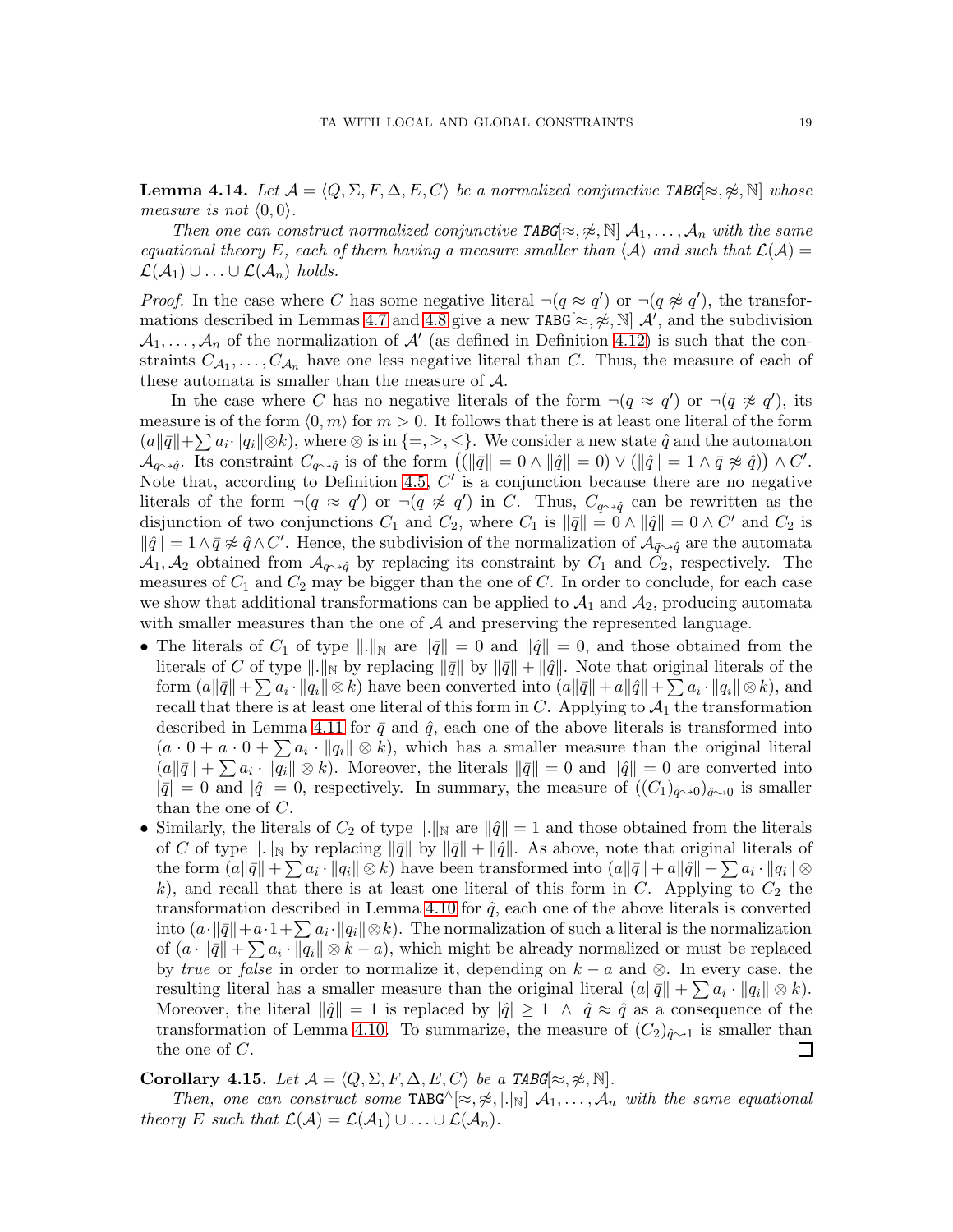**Lemma 4.14.** *Let $\mathcal{A} = \langle Q, \Sigma, F, \Delta, E, C\rangle$ be a normalized conjunctive* TABG$[\approx, \not\approx, \mathbb{N}]$ *whose measure is not $\langle 0, 0\rangle$.*

*Then one can construct normalized conjunctive* TABG$[\approx, \not\approx, \mathbb{N}]$ *$\mathcal{A}_1, \ldots, \mathcal{A}_n$ with the same equational theory $E$, each of them having a measure smaller than $\langle \mathcal{A}\rangle$ and such that $\mathcal{L}(\mathcal{A}) = \mathcal{L}(\mathcal{A}_1) \cup \ldots \cup \mathcal{L}(\mathcal{A}_n)$ holds.*

*Proof.* In the case where $C$ has some negative literal $\neg(q \approx q')$ or $\neg(q \not\approx q')$, the transformations described in Lemmas 4.7 and 4.8 give a new TABG$[\approx, \not\approx, \mathbb{N}]$ $\mathcal{A}'$, and the subdivision $\mathcal{A}_1, \ldots, \mathcal{A}_n$ of the normalization of $\mathcal{A}'$ (as defined in Definition 4.12) is such that the constraints $C_{\mathcal{A}_1}, \ldots, C_{\mathcal{A}_n}$ have one less negative literal than $C$. Thus, the measure of each of these automata is smaller than the measure of $\mathcal{A}$.

In the case where $C$ has no negative literals of the form $\neg(q \approx q')$ or $\neg(q \not\approx q')$, its measure is of the form $\langle 0, m\rangle$ for $m > 0$. It follows that there is at least one literal of the form $(a\|\bar{q}\|+\sum a_i\cdot\|q_i\|\otimes k)$, where $\otimes$ is in $\{=, \geq, \leq\}$. We consider a new state $\hat{q}$ and the automaton $\mathcal{A}_{\bar{q}\rightsquigarrow\hat{q}}$. Its constraint $C_{\bar{q}\rightsquigarrow\hat{q}}$ is of the form $\big((\|\bar{q}\| = 0 \wedge \|\hat{q}\| = 0) \vee (\|\hat{q}\| = 1 \wedge \bar{q} \not\approx \hat{q})\big) \wedge C'$. Note that, according to Definition 4.5, $C'$ is a conjunction because there are no negative literals of the form $\neg(q \approx q')$ or $\neg(q \not\approx q')$ in $C$. Thus, $C_{\bar{q}\rightsquigarrow\hat{q}}$ can be rewritten as the disjunction of two conjunctions $C_1$ and $C_2$, where $C_1$ is $\|\bar{q}\| = 0 \wedge \|\hat{q}\| = 0 \wedge C'$ and $C_2$ is $\|\hat{q}\| = 1 \wedge \bar{q} \not\approx \hat{q} \wedge C'$. Hence, the subdivision of the normalization of $\mathcal{A}_{\bar{q}\rightsquigarrow\hat{q}}$ are the automata $\mathcal{A}_1, \mathcal{A}_2$ obtained from $\mathcal{A}_{\bar{q}\rightsquigarrow\hat{q}}$ by replacing its constraint by $C_1$ and $C_2$, respectively. The measures of $C_1$ and $C_2$ may be bigger than the one of $C$. In order to conclude, for each case we show that additional transformations can be applied to $\mathcal{A}_1$ and $\mathcal{A}_2$, producing automata with smaller measures than the one of $\mathcal{A}$ and preserving the represented language.

- The literals of $C_1$ of type $\|.\|_{\mathbb{N}}$ are $\|\bar{q}\| = 0$ and $\|\hat{q}\| = 0$, and those obtained from the literals of $C$ of type $\|.\|_{\mathbb{N}}$ by replacing $\|\bar{q}\|$ by $\|\bar{q}\| + \|\hat{q}\|$. Note that original literals of the form $(a\|\bar{q}\| + \sum a_i \cdot \|q_i\| \otimes k)$ have been converted into $(a\|\bar{q}\| + a\|\hat{q}\| + \sum a_i \cdot \|q_i\| \otimes k)$, and recall that there is at least one literal of this form in $C$. Applying to $\mathcal{A}_1$ the transformation described in Lemma 4.11 for $\bar{q}$ and $\hat{q}$, each one of the above literals is transformed into $(a \cdot 0 + a \cdot 0 + \sum a_i \cdot \|q_i\| \otimes k)$, which has a smaller measure than the original literal $(a\|\bar{q}\| + \sum a_i \cdot \|q_i\| \otimes k)$. Moreover, the literals $\|\bar{q}\| = 0$ and $\|\hat{q}\| = 0$ are converted into $|\bar{q}| = 0$ and $|\hat{q}| = 0$, respectively. In summary, the measure of $((C_1)_{\bar{q}\rightsquigarrow 0})_{\hat{q}\rightsquigarrow 0}$ is smaller than the one of $C$.
- Similarly, the literals of $C_2$ of type $\|.\|_{\mathbb{N}}$ are $\|\hat{q}\| = 1$ and those obtained from the literals of $C$ of type $\|.\|_{\mathbb{N}}$ by replacing $\|\bar{q}\|$ by $\|\bar{q}\| + \|\hat{q}\|$. As above, note that original literals of the form $(a\|\bar{q}\| + \sum a_i \cdot \|q_i\| \otimes k)$ have been transformed into $(a\|\bar{q}\| + a\|\hat{q}\| + \sum a_i \cdot \|q_i\| \otimes k)$, and recall that there is at least one literal of this form in $C$. Applying to $C_2$ the transformation described in Lemma 4.10 for $\hat{q}$, each one of the above literals is converted into $(a\cdot\|\bar{q}\| + a\cdot 1 + \sum a_i \cdot \|q_i\| \otimes k)$. The normalization of such a literal is the normalization of $(a \cdot \|\bar{q}\| + \sum a_i \cdot \|q_i\| \otimes k - a)$, which might be already normalized or must be replaced by *true* or *false* in order to normalize it, depending on $k - a$ and $\otimes$. In every case, the resulting literal has a smaller measure than the original literal $(a\|\bar{q}\| + \sum a_i \cdot \|q_i\| \otimes k)$. Moreover, the literal $\|\hat{q}\| = 1$ is replaced by $|\hat{q}| \geq 1 \;\wedge\; \hat{q} \approx \hat{q}$ as a consequence of the transformation of Lemma 4.10. To summarize, the measure of $(C_2)_{\hat{q}\rightsquigarrow 1}$ is smaller than the one of $C$. ☐

**Corollary 4.15.** *Let $\mathcal{A} = \langle Q, \Sigma, F, \Delta, E, C\rangle$ be a* TABG$[\approx, \not\approx, \mathbb{N}]$.

*Then, one can construct some* TABG$^{\wedge}[\approx, \not\approx, |.|_{\mathbb{N}}]$ *$\mathcal{A}_1, \ldots, \mathcal{A}_n$ with the same equational theory $E$ such that $\mathcal{L}(\mathcal{A}) = \mathcal{L}(\mathcal{A}_1) \cup \ldots \cup \mathcal{L}(\mathcal{A}_n)$.*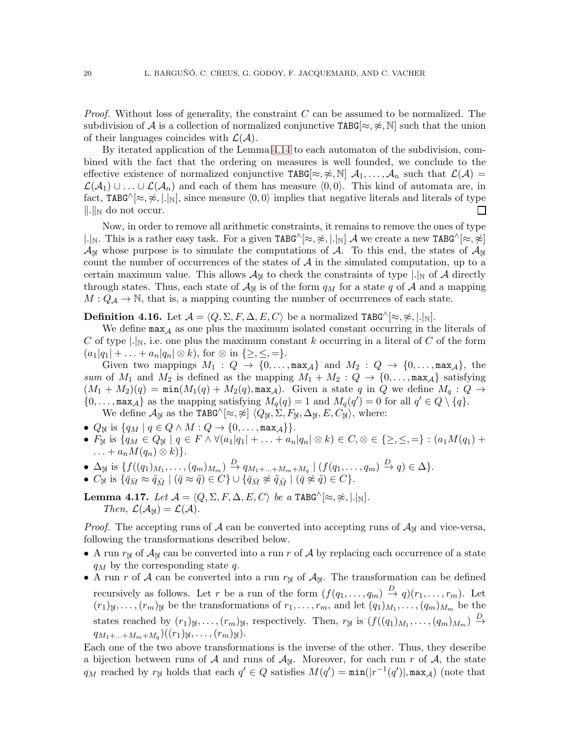*Proof.* Without loss of generality, the constraint $C$ can be assumed to be normalized. The subdivision of $\mathcal{A}$ is a collection of normalized conjunctive $\mathtt{TABG}[\approx,\not\approx,\mathbb{N}]$ such that the union of their languages coincides with $\mathcal{L}(\mathcal{A})$.

By iterated application of the Lemma 4.14 to each automaton of the subdivision, combined with the fact that the ordering on measures is well founded, we conclude to the effective existence of normalized conjunctive $\mathtt{TABG}[\approx,\not\approx,\mathbb{N}]$ $\mathcal{A}_1,\ldots,\mathcal{A}_n$ such that $\mathcal{L}(\mathcal{A}) = \mathcal{L}(\mathcal{A}_1)\cup\ldots\cup\mathcal{L}(\mathcal{A}_n)$ and each of them has measure $\langle 0,0\rangle$. This kind of automata are, in fact, $\mathtt{TABG}^{\wedge}[\approx,\not\approx,|.|_{\mathbb{N}}]$, since measure $\langle 0,0\rangle$ implies that negative literals and literals of type $\|.\|_{\mathbb{N}}$ do not occur. $\square$

Now, in order to remove all arithmetic constraints, it remains to remove the ones of type $|.|_{\mathbb{N}}$. This is a rather easy task. For a given $\mathtt{TABG}^{\wedge}[\approx,\not\approx,|.|_{\mathbb{N}}]$ $\mathcal{A}$ we create a new $\mathtt{TABG}^{\wedge}[\approx,\not\approx]$ $\mathcal{A}_{\not\mathbb{N}}$ whose purpose is to simulate the computations of $\mathcal{A}$. To this end, the states of $\mathcal{A}_{\not\mathbb{N}}$ count the number of occurrences of the states of $\mathcal{A}$ in the simulated computation, up to a certain maximum value. This allows $\mathcal{A}_{\not\mathbb{N}}$ to check the constraints of type $|.|_{\mathbb{N}}$ of $\mathcal{A}$ directly through states. Thus, each state of $\mathcal{A}_{\not\mathbb{N}}$ is of the form $q_M$ for a state $q$ of $\mathcal{A}$ and a mapping $M : Q_{\mathcal{A}} \to \mathbb{N}$, that is, a mapping counting the number of occurrences of each state.

**Definition 4.16.** Let $\mathcal{A} = \langle Q,\Sigma,F,\Delta,E,C\rangle$ be a normalized $\mathtt{TABG}^{\wedge}[\approx,\not\approx,|.|_{\mathbb{N}}]$.

We define $\mathtt{max}_{\mathcal{A}}$ as one plus the maximum isolated constant occurring in the literals of $C$ of type $|.|_{\mathbb{N}}$, i.e. one plus the maximum constant $k$ occurring in a literal of $C$ of the form $(a_1|q_1| + \ldots + a_n|q_n| \otimes k)$, for $\otimes$ in $\{\geq,\leq,=\}$.

Given two mappings $M_1 : Q \to \{0,\ldots,\mathtt{max}_{\mathcal{A}}\}$ and $M_2 : Q \to \{0,\ldots,\mathtt{max}_{\mathcal{A}}\}$, the *sum* of $M_1$ and $M_2$ is defined as the mapping $M_1 + M_2 : Q \to \{0,\ldots,\mathtt{max}_{\mathcal{A}}\}$ satisfying $(M_1 + M_2)(q) = \mathtt{min}(M_1(q) + M_2(q),\mathtt{max}_{\mathcal{A}})$. Given a state $q$ in $Q$ we define $M_q : Q \to \{0,\ldots,\mathtt{max}_{\mathcal{A}}\}$ as the mapping satisfying $M_q(q) = 1$ and $M_q(q') = 0$ for all $q' \in Q\setminus\{q\}$.

We define $\mathcal{A}_{\not\mathbb{N}}$ as the $\mathtt{TABG}^{\wedge}[\approx,\not\approx]$ $\langle Q_{\not\mathbb{N}},\Sigma,F_{\not\mathbb{N}},\Delta_{\not\mathbb{N}},E,C_{\not\mathbb{N}}\rangle$, where:

- $Q_{\not\mathbb{N}}$ is $\{q_M \mid q \in Q \wedge M : Q \to \{0,\ldots,\mathtt{max}_{\mathcal{A}}\}\}$.
- $F_{\not\mathbb{N}}$ is $\{q_M \in Q_{\not\mathbb{N}} \mid q \in F \wedge \forall(a_1|q_1| + \ldots + a_n|q_n| \otimes k) \in C, \otimes \in \{\geq,\leq,=\} : (a_1M(q_1) + \ldots + a_nM(q_n) \otimes k)\}$.
- $\Delta_{\not\mathbb{N}}$ is $\{f((q_1)_{M_1},\ldots,(q_m)_{M_m}) \xrightarrow{D} q_{M_1+\ldots+M_m+M_q} \mid (f(q_1,\ldots,q_m) \xrightarrow{D} q) \in \Delta\}$.
- $C_{\not\mathbb{N}}$ is $\{\bar{q}_{\bar{M}} \approx \tilde{q}_{\tilde{M}} \mid (\bar{q} \approx \tilde{q}) \in C\} \cup \{\bar{q}_{\bar{M}} \not\approx \tilde{q}_{\tilde{M}} \mid (\bar{q} \not\approx \tilde{q}) \in C\}$.

**Lemma 4.17.** *Let $\mathcal{A} = \langle Q,\Sigma,F,\Delta,E,C\rangle$ be a $\mathtt{TABG}^{\wedge}[\approx,\not\approx,|.|_{\mathbb{N}}]$. Then, $\mathcal{L}(\mathcal{A}_{\not\mathbb{N}}) = \mathcal{L}(\mathcal{A})$.*

*Proof.* The accepting runs of $\mathcal{A}$ can be converted into accepting runs of $\mathcal{A}_{\not\mathbb{N}}$ and vice-versa, following the transformations described below.

- A run $r_{\not\mathbb{N}}$ of $\mathcal{A}_{\not\mathbb{N}}$ can be converted into a run $r$ of $\mathcal{A}$ by replacing each occurrence of a state $q_M$ by the corresponding state $q$.
- A run $r$ of $\mathcal{A}$ can be converted into a run $r_{\not\mathbb{N}}$ of $\mathcal{A}_{\not\mathbb{N}}$. The transformation can be defined recursively as follows. Let $r$ be a run of the form $(f(q_1,\ldots,q_m) \xrightarrow{D} q)(r_1,\ldots,r_m)$. Let $(r_1)_{\not\mathbb{N}},\ldots,(r_m)_{\not\mathbb{N}}$ be the transformations of $r_1,\ldots,r_m$, and let $(q_1)_{M_1},\ldots,(q_m)_{M_m}$ be the states reached by $(r_1)_{\not\mathbb{N}},\ldots,(r_m)_{\not\mathbb{N}}$, respectively. Then, $r_{\not\mathbb{N}}$ is $(f((q_1)_{M_1},\ldots,(q_m)_{M_m}) \xrightarrow{D} q_{M_1+\ldots+M_m+M_q})((r_1)_{\not\mathbb{N}},\ldots,(r_m)_{\not\mathbb{N}})$.

Each one of the two above transformations is the inverse of the other. Thus, they describe a bijection between runs of $\mathcal{A}$ and runs of $\mathcal{A}_{\not\mathbb{N}}$. Moreover, for each run $r$ of $\mathcal{A}$, the state $q_M$ reached by $r_{\not\mathbb{N}}$ holds that each $q' \in Q$ satisfies $M(q') = \mathtt{min}(|r^{-1}(q')|,\mathtt{max}_{\mathcal{A}})$ (note that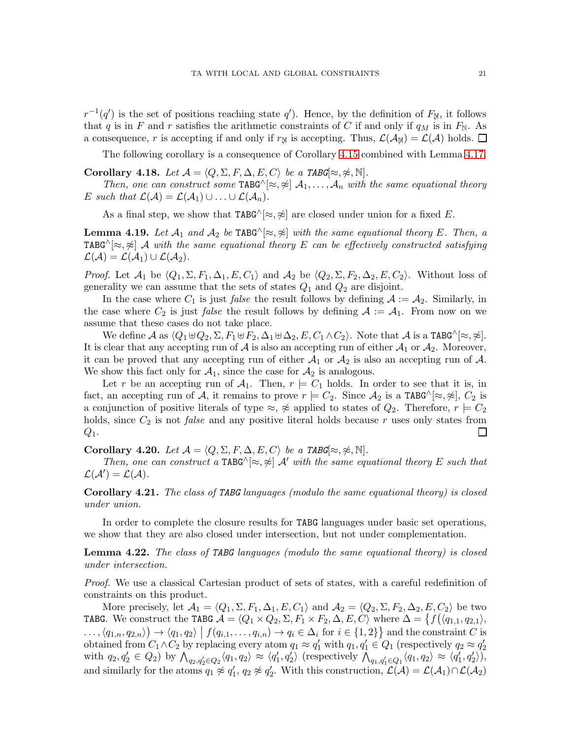$r^{-1}(q')$ is the set of positions reaching state $q'$). Hence, by the definition of $F_{\mathbb{N}}$, it follows that $q$ is in $F$ and $r$ satisfies the arithmetic constraints of $C$ if and only if $q_M$ is in $F_{\mathbb{N}}$. As a consequence, $r$ is accepting if and only if $r_{\mathbb{N}}$ is accepting. Thus, $\mathcal{L}(\mathcal{A}_{\mathbb{N}}) = \mathcal{L}(\mathcal{A})$ holds. $\square$

The following corollary is a consequence of Corollary 4.15 combined with Lemma 4.17.

**Corollary 4.18.** *Let $\mathcal{A} = \langle Q, \Sigma, F, \Delta, E, C\rangle$ be a TABG$[\approx, \not\approx, \mathbb{N}]$.*

*Then, one can construct some $\mathtt{TABG}^{\wedge}[\approx, \not\approx]$ $\mathcal{A}_1, \ldots, \mathcal{A}_n$ with the same equational theory $E$ such that $\mathcal{L}(\mathcal{A}) = \mathcal{L}(\mathcal{A}_1) \cup \ldots \cup \mathcal{L}(\mathcal{A}_n)$.*

As a final step, we show that $\mathtt{TABG}^{\wedge}[\approx, \not\approx]$ are closed under union for a fixed $E$.

**Lemma 4.19.** *Let $\mathcal{A}_1$ and $\mathcal{A}_2$ be $\mathtt{TABG}^{\wedge}[\approx, \not\approx]$ with the same equational theory $E$. Then, a $\mathtt{TABG}^{\wedge}[\approx, \not\approx]$ $\mathcal{A}$ with the same equational theory $E$ can be effectively constructed satisfying $\mathcal{L}(\mathcal{A}) = \mathcal{L}(\mathcal{A}_1) \cup \mathcal{L}(\mathcal{A}_2)$.*

*Proof.* Let $\mathcal{A}_1$ be $\langle Q_1, \Sigma, F_1, \Delta_1, E, C_1\rangle$ and $\mathcal{A}_2$ be $\langle Q_2, \Sigma, F_2, \Delta_2, E, C_2\rangle$. Without loss of generality we can assume that the sets of states $Q_1$ and $Q_2$ are disjoint.

In the case where $C_1$ is just *false* the result follows by defining $\mathcal{A} := \mathcal{A}_2$. Similarly, in the case where $C_2$ is just *false* the result follows by defining $\mathcal{A} := \mathcal{A}_1$. From now on we assume that these cases do not take place.

We define $\mathcal{A}$ as $\langle Q_1 \uplus Q_2, \Sigma, F_1 \uplus F_2, \Delta_1 \uplus \Delta_2, E, C_1 \wedge C_2\rangle$. Note that $\mathcal{A}$ is a $\mathtt{TABG}^{\wedge}[\approx, \not\approx]$. It is clear that any accepting run of $\mathcal{A}$ is also an accepting run of either $\mathcal{A}_1$ or $\mathcal{A}_2$. Moreover, it can be proved that any accepting run of either $\mathcal{A}_1$ or $\mathcal{A}_2$ is also an accepting run of $\mathcal{A}$. We show this fact only for $\mathcal{A}_1$, since the case for $\mathcal{A}_2$ is analogous.

Let $r$ be an accepting run of $\mathcal{A}_1$. Then, $r \models C_1$ holds. In order to see that it is, in fact, an accepting run of $\mathcal{A}$, it remains to prove $r \models C_2$. Since $\mathcal{A}_2$ is a $\mathtt{TABG}^{\wedge}[\approx, \not\approx]$, $C_2$ is a conjunction of positive literals of type $\approx$, $\not\approx$ applied to states of $Q_2$. Therefore, $r \models C_2$ holds, since $C_2$ is not *false* and any positive literal holds because $r$ uses only states from $Q_1$. $\square$

**Corollary 4.20.** *Let $\mathcal{A} = \langle Q, \Sigma, F, \Delta, E, C\rangle$ be a TABG$[\approx, \not\approx, \mathbb{N}]$.*

*Then, one can construct a $\mathtt{TABG}^{\wedge}[\approx, \not\approx]$ $\mathcal{A}'$ with the same equational theory $E$ such that $\mathcal{L}(\mathcal{A}') = \mathcal{L}(\mathcal{A})$.*

**Corollary 4.21.** *The class of TABG languages (modulo the same equational theory) is closed under union.*

In order to complete the closure results for TABG languages under basic set operations, we show that they are also closed under intersection, but not under complementation.

**Lemma 4.22.** *The class of TABG languages (modulo the same equational theory) is closed under intersection.*

*Proof.* We use a classical Cartesian product of sets of states, with a careful redefinition of constraints on this product.

More precisely, let $\mathcal{A}_1 = \langle Q_1, \Sigma, F_1, \Delta_1, E, C_1\rangle$ and $\mathcal{A}_2 = \langle Q_2, \Sigma, F_2, \Delta_2, E, C_2\rangle$ be two TABG. We construct the TABG $\mathcal{A} = \langle Q_1 \times Q_2, \Sigma, F_1 \times F_2, \Delta, E, C\rangle$ where $\Delta = \big\{f\big(\langle q_{1,1}, q_{2,1}\rangle, \ldots, \langle q_{1,n}, q_{2,n}\rangle\big) \to \langle q_1, q_2\rangle \;\big|\; f(q_{i,1}, \ldots, q_{i,n}) \to q_i \in \Delta_i \text{ for } i \in \{1, 2\}\big\}$ and the constraint $C$ is obtained from $C_1 \wedge C_2$ by replacing every atom $q_1 \approx q_1'$ with $q_1, q_1' \in Q_1$ (respectively $q_2 \approx q_2'$ with $q_2, q_2' \in Q_2$) by $\bigwedge_{q_2, q_2' \in Q_2} \langle q_1, q_2\rangle \approx \langle q_1', q_2'\rangle$ (respectively $\bigwedge_{q_1, q_1' \in Q_1} \langle q_1, q_2\rangle \approx \langle q_1', q_2'\rangle$), and similarly for the atoms $q_1 \not\approx q_1'$, $q_2 \not\approx q_2'$. With this construction, $\mathcal{L}(\mathcal{A}) = \mathcal{L}(\mathcal{A}_1) \cap \mathcal{L}(\mathcal{A}_2)$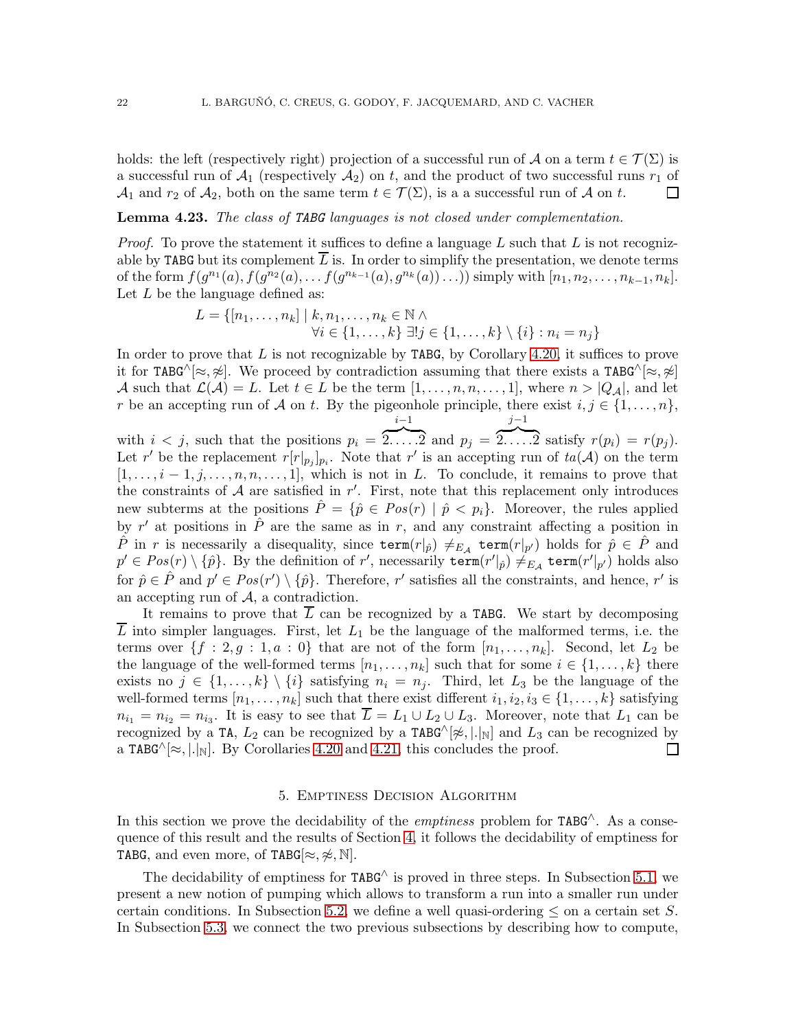holds: the left (respectively right) projection of a successful run of $\mathcal{A}$ on a term $t \in \mathcal{T}(\Sigma)$ is a successful run of $\mathcal{A}_1$ (respectively $\mathcal{A}_2$) on $t$, and the product of two successful runs $r_1$ of $\mathcal{A}_1$ and $r_2$ of $\mathcal{A}_2$, both on the same term $t \in \mathcal{T}(\Sigma)$, is a a successful run of $\mathcal{A}$ on $t$. ∎

**Lemma 4.23.** *The class of* `TABG` *languages is not closed under complementation.*

*Proof.* To prove the statement it suffices to define a language $L$ such that $L$ is not recognizable by `TABG` but its complement $\overline{L}$ is. In order to simplify the presentation, we denote terms of the form $f(g^{n_1}(a), f(g^{n_2}(a), \ldots f(g^{n_{k-1}}(a), g^{n_k}(a)) \ldots))$ simply with $[n_1, n_2, \ldots, n_{k-1}, n_k]$. Let $L$ be the language defined as:

$$L = \{[n_1, \ldots, n_k] \mid k, n_1, \ldots, n_k \in \mathbb{N} \wedge \forall i \in \{1, \ldots, k\} \; \exists! j \in \{1, \ldots, k\} \setminus \{i\} : n_i = n_j\}$$

In order to prove that $L$ is not recognizable by `TABG`, by Corollary 4.20, it suffices to prove it for $\texttt{TABG}^{\wedge}[\approx, \not\approx]$. We proceed by contradiction assuming that there exists a $\texttt{TABG}^{\wedge}[\approx, \not\approx]$ $\mathcal{A}$ such that $\mathcal{L}(\mathcal{A}) = L$. Let $t \in L$ be the term $[1, \ldots, n, n, \ldots, 1]$, where $n > |Q_{\mathcal{A}}|$, and let $r$ be an accepting run of $\mathcal{A}$ on $t$. By the pigeonhole principle, there exist $i, j \in \{1, \ldots, n\}$, with $i < j$, such that the positions $p_i = \overbrace{2.\ldots.2}^{i-1}$ and $p_j = \overbrace{2.\ldots.2}^{j-1}$ satisfy $r(p_i) = r(p_j)$. Let $r'$ be the replacement $r[r|_{p_j}]_{p_i}$. Note that $r'$ is an accepting run of $ta(\mathcal{A})$ on the term $[1, \ldots, i-1, j, \ldots, n, n, \ldots, 1]$, which is not in $L$. To conclude, it remains to prove that the constraints of $\mathcal{A}$ are satisfied in $r'$. First, note that this replacement only introduces new subterms at the positions $\hat{P} = \{\hat{p} \in Pos(r) \mid \hat{p} < p_i\}$. Moreover, the rules applied by $r'$ at positions in $\hat{P}$ are the same as in $r$, and any constraint affecting a position in $\hat{P}$ in $r$ is necessarily a disequality, since $\texttt{term}(r|_{\hat{p}}) \neq_{E_{\mathcal{A}}} \texttt{term}(r|_{p'})$ holds for $\hat{p} \in \hat{P}$ and $p' \in Pos(r) \setminus \{\hat{p}\}$. By the definition of $r'$, necessarily $\texttt{term}(r'|_{\hat{p}}) \neq_{E_{\mathcal{A}}} \texttt{term}(r'|_{p'})$ holds also for $\hat{p} \in \hat{P}$ and $p' \in Pos(r') \setminus \{\hat{p}\}$. Therefore, $r'$ satisfies all the constraints, and hence, $r'$ is an accepting run of $\mathcal{A}$, a contradiction.

It remains to prove that $\overline{L}$ can be recognized by a `TABG`. We start by decomposing $\overline{L}$ into simpler languages. First, let $L_1$ be the language of the malformed terms, i.e. the terms over $\{f : 2, g : 1, a : 0\}$ that are not of the form $[n_1, \ldots, n_k]$. Second, let $L_2$ be the language of the well-formed terms $[n_1, \ldots, n_k]$ such that for some $i \in \{1, \ldots, k\}$ there exists no $j \in \{1, \ldots, k\} \setminus \{i\}$ satisfying $n_i = n_j$. Third, let $L_3$ be the language of the well-formed terms $[n_1, \ldots, n_k]$ such that there exist different $i_1, i_2, i_3 \in \{1, \ldots, k\}$ satisfying $n_{i_1} = n_{i_2} = n_{i_3}$. It is easy to see that $\overline{L} = L_1 \cup L_2 \cup L_3$. Moreover, note that $L_1$ can be recognized by a `TA`, $L_2$ can be recognized by a $\texttt{TABG}^{\wedge}[\not\approx, |.|_{\mathbb{N}}]$ and $L_3$ can be recognized by a $\texttt{TABG}^{\wedge}[\approx, |.|_{\mathbb{N}}]$. By Corollaries 4.20 and 4.21, this concludes the proof. ∎

## 5. Emptiness Decision Algorithm

In this section we prove the decidability of the *emptiness* problem for $\texttt{TABG}^{\wedge}$. As a consequence of this result and the results of Section 4, it follows the decidability of emptiness for `TABG`, and even more, of $\texttt{TABG}[\approx, \not\approx, \mathbb{N}]$.

The decidability of emptiness for $\texttt{TABG}^{\wedge}$ is proved in three steps. In Subsection 5.1, we present a new notion of pumping which allows to transform a run into a smaller run under certain conditions. In Subsection 5.2, we define a well quasi-ordering $\leq$ on a certain set $S$. In Subsection 5.3, we connect the two previous subsections by describing how to compute,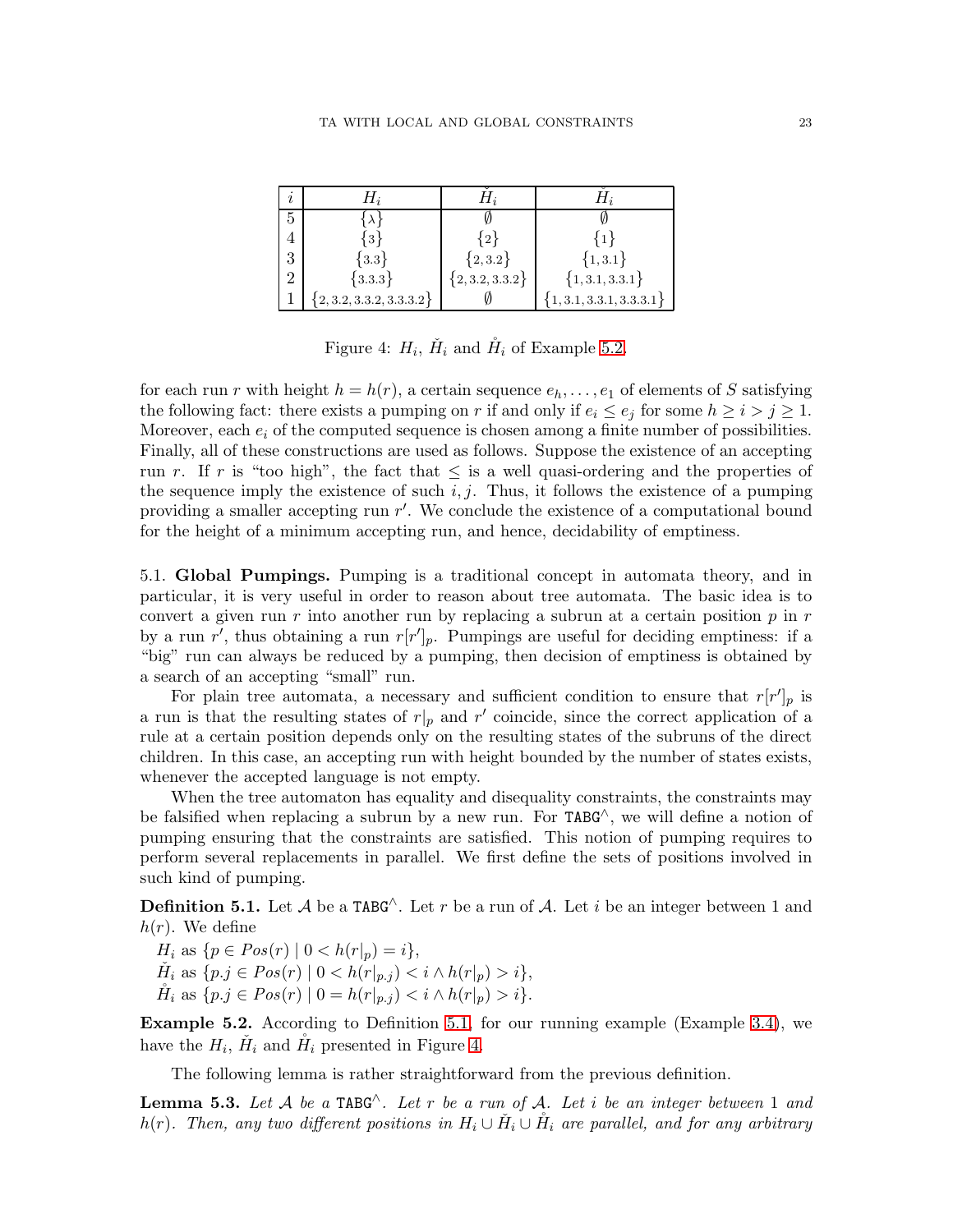| $i$ | $H_i$ | $\check{H}_i$ | $\mathring{H}_i$ |
|---|---|---|---|
| 5 | $\{\lambda\}$ | $\emptyset$ | $\emptyset$ |
| 4 | $\{3\}$ | $\{2\}$ | $\{1\}$ |
| 3 | $\{3.3\}$ | $\{2, 3.2\}$ | $\{1, 3.1\}$ |
| 2 | $\{3.3.3\}$ | $\{2, 3.2, 3.3.2\}$ | $\{1, 3.1, 3.3.1\}$ |
| 1 | $\{2, 3.2, 3.3.2, 3.3.3.2\}$ | $\emptyset$ | $\{1, 3.1, 3.3.1, 3.3.3.1\}$ |

Figure 4: $H_i$, $\check{H}_i$ and $\mathring{H}_i$ of Example 5.2.

for each run $r$ with height $h = h(r)$, a certain sequence $e_h, \ldots, e_1$ of elements of $S$ satisfying the following fact: there exists a pumping on $r$ if and only if $e_i \leq e_j$ for some $h \geq i > j \geq 1$. Moreover, each $e_i$ of the computed sequence is chosen among a finite number of possibilities. Finally, all of these constructions are used as follows. Suppose the existence of an accepting run $r$. If $r$ is "too high", the fact that $\leq$ is a well quasi-ordering and the properties of the sequence imply the existence of such $i, j$. Thus, it follows the existence of a pumping providing a smaller accepting run $r'$. We conclude the existence of a computational bound for the height of a minimum accepting run, and hence, decidability of emptiness.

5.1. **Global Pumpings.** Pumping is a traditional concept in automata theory, and in particular, it is very useful in order to reason about tree automata. The basic idea is to convert a given run $r$ into another run by replacing a subrun at a certain position $p$ in $r$ by a run $r'$, thus obtaining a run $r[r']_p$. Pumpings are useful for deciding emptiness: if a "big" run can always be reduced by a pumping, then decision of emptiness is obtained by a search of an accepting "small" run.

For plain tree automata, a necessary and sufficient condition to ensure that $r[r']_p$ is a run is that the resulting states of $r|_p$ and $r'$ coincide, since the correct application of a rule at a certain position depends only on the resulting states of the subruns of the direct children. In this case, an accepting run with height bounded by the number of states exists, whenever the accepted language is not empty.

When the tree automaton has equality and disequality constraints, the constraints may be falsified when replacing a subrun by a new run. For $\mathtt{TABG}^\wedge$, we will define a notion of pumping ensuring that the constraints are satisfied. This notion of pumping requires to perform several replacements in parallel. We first define the sets of positions involved in such kind of pumping.

**Definition 5.1.** Let $\mathcal{A}$ be a $\mathtt{TABG}^\wedge$. Let $r$ be a run of $\mathcal{A}$. Let $i$ be an integer between 1 and $h(r)$. We define

$H_i$ as $\{p \in Pos(r) \mid 0 < h(r|_p) = i\}$,
$\check{H}_i$ as $\{p.j \in Pos(r) \mid 0 < h(r|_{p.j}) < i \wedge h(r|_p) > i\}$,
$\mathring{H}_i$ as $\{p.j \in Pos(r) \mid 0 = h(r|_{p.j}) < i \wedge h(r|_p) > i\}$.

**Example 5.2.** According to Definition 5.1, for our running example (Example 3.4), we have the $H_i$, $\check{H}_i$ and $\mathring{H}_i$ presented in Figure 4.

The following lemma is rather straightforward from the previous definition.

**Lemma 5.3.** *Let $\mathcal{A}$ be a $\mathtt{TABG}^\wedge$. Let $r$ be a run of $\mathcal{A}$. Let $i$ be an integer between 1 and $h(r)$. Then, any two different positions in $H_i \cup \check{H}_i \cup \mathring{H}_i$ are parallel, and for any arbitrary*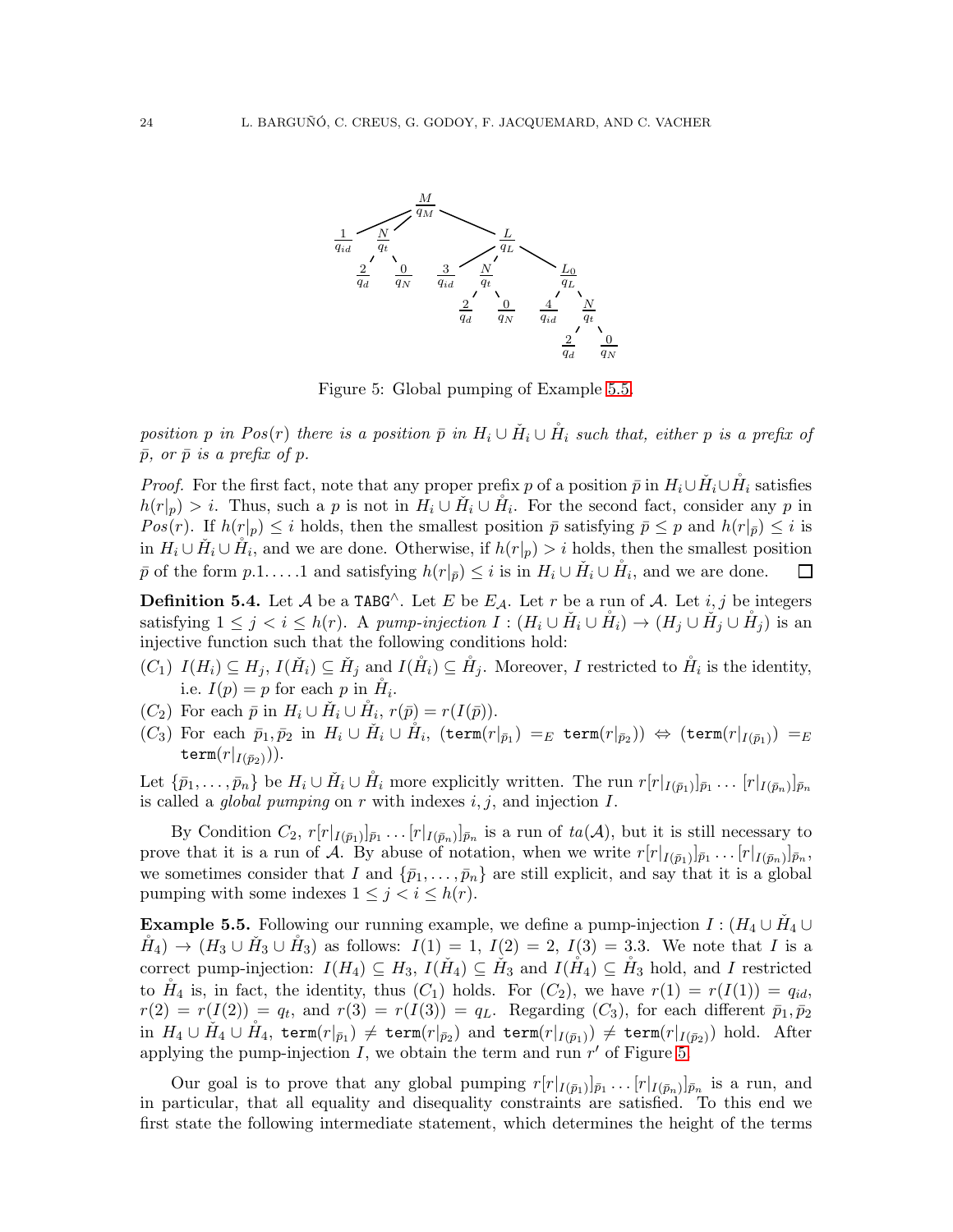Figure 5: Global pumping of Example 5.5.

*position $p$ in $Pos(r)$ there is a position $\bar{p}$ in $H_i \cup \check{H}_i \cup \mathring{H}_i$ such that, either $p$ is a prefix of $\bar{p}$, or $\bar{p}$ is a prefix of $p$.*

*Proof.* For the first fact, note that any proper prefix $p$ of a position $\bar{p}$ in $H_i \cup \check{H}_i \cup \mathring{H}_i$ satisfies $h(r|_p) > i$. Thus, such a $p$ is not in $H_i \cup \check{H}_i \cup \mathring{H}_i$. For the second fact, consider any $p$ in $Pos(r)$. If $h(r|_p) \leq i$ holds, then the smallest position $\bar{p}$ satisfying $\bar{p} \leq p$ and $h(r|_{\bar{p}}) \leq i$ is in $H_i \cup \check{H}_i \cup \mathring{H}_i$, and we are done. Otherwise, if $h(r|_p) > i$ holds, then the smallest position $\bar{p}$ of the form $p.1.\ldots.1$ and satisfying $h(r|_{\bar{p}}) \leq i$ is in $H_i \cup \check{H}_i \cup \mathring{H}_i$, and we are done. $\square$

**Definition 5.4.** Let $\mathcal{A}$ be a TABG$^\wedge$. Let $E$ be $E_\mathcal{A}$. Let $r$ be a run of $\mathcal{A}$. Let $i, j$ be integers satisfying $1 \leq j < i \leq h(r)$. A *pump-injection* $I : (H_i \cup \check{H}_i \cup \mathring{H}_i) \to (H_j \cup \check{H}_j \cup \mathring{H}_j)$ is an injective function such that the following conditions hold:

$(C_1)$ $I(H_i) \subseteq H_j$, $I(\check{H}_i) \subseteq \check{H}_j$ and $I(\mathring{H}_i) \subseteq \mathring{H}_j$. Moreover, $I$ restricted to $\mathring{H}_i$ is the identity, i.e. $I(p) = p$ for each $p$ in $\mathring{H}_i$.

$(C_2)$ For each $\bar{p}$ in $H_i \cup \check{H}_i \cup \mathring{H}_i$, $r(\bar{p}) = r(I(\bar{p}))$.

$(C_3)$ For each $\bar{p}_1, \bar{p}_2$ in $H_i \cup \check{H}_i \cup \mathring{H}_i$, $(\texttt{term}(r|_{\bar{p}_1}) =_E \texttt{term}(r|_{\bar{p}_2})) \Leftrightarrow (\texttt{term}(r|_{I(\bar{p}_1)}) =_E \texttt{term}(r|_{I(\bar{p}_2)}))$.

Let $\{\bar{p}_1, \ldots, \bar{p}_n\}$ be $H_i \cup \check{H}_i \cup \mathring{H}_i$ more explicitly written. The run $r[r|_{I(\bar{p}_1)}]_{\bar{p}_1} \ldots [r|_{I(\bar{p}_n)}]_{\bar{p}_n}$ is called a *global pumping* on $r$ with indexes $i, j$, and injection $I$.

By Condition $C_2$, $r[r|_{I(\bar{p}_1)}]_{\bar{p}_1} \ldots [r|_{I(\bar{p}_n)}]_{\bar{p}_n}$ is a run of $ta(\mathcal{A})$, but it is still necessary to prove that it is a run of $\mathcal{A}$. By abuse of notation, when we write $r[r|_{I(\bar{p}_1)}]_{\bar{p}_1} \ldots [r|_{I(\bar{p}_n)}]_{\bar{p}_n}$, we sometimes consider that $I$ and $\{\bar{p}_1, \ldots, \bar{p}_n\}$ are still explicit, and say that it is a global pumping with some indexes $1 \leq j < i \leq h(r)$.

**Example 5.5.** Following our running example, we define a pump-injection $I : (H_4 \cup \check{H}_4 \cup \mathring{H}_4) \to (H_3 \cup \check{H}_3 \cup \mathring{H}_3)$ as follows: $I(1) = 1$, $I(2) = 2$, $I(3) = 3.3$. We note that $I$ is a correct pump-injection: $I(H_4) \subseteq H_3$, $I(\check{H}_4) \subseteq \check{H}_3$ and $I(\mathring{H}_4) \subseteq \mathring{H}_3$ hold, and $I$ restricted to $\mathring{H}_4$ is, in fact, the identity, thus $(C_1)$ holds. For $(C_2)$, we have $r(1) = r(I(1)) = q_{id}$, $r(2) = r(I(2)) = q_t$, and $r(3) = r(I(3)) = q_L$. Regarding $(C_3)$, for each different $\bar{p}_1, \bar{p}_2$ in $H_4 \cup \check{H}_4 \cup \mathring{H}_4$, $\texttt{term}(r|_{\bar{p}_1}) \neq \texttt{term}(r|_{\bar{p}_2})$ and $\texttt{term}(r|_{I(\bar{p}_1)}) \neq \texttt{term}(r|_{I(\bar{p}_2)})$ hold. After applying the pump-injection $I$, we obtain the term and run $r'$ of Figure 5.

Our goal is to prove that any global pumping $r[r|_{I(\bar{p}_1)}]_{\bar{p}_1} \ldots [r|_{I(\bar{p}_n)}]_{\bar{p}_n}$ is a run, and in particular, that all equality and disequality constraints are satisfied. To this end we first state the following intermediate statement, which determines the height of the terms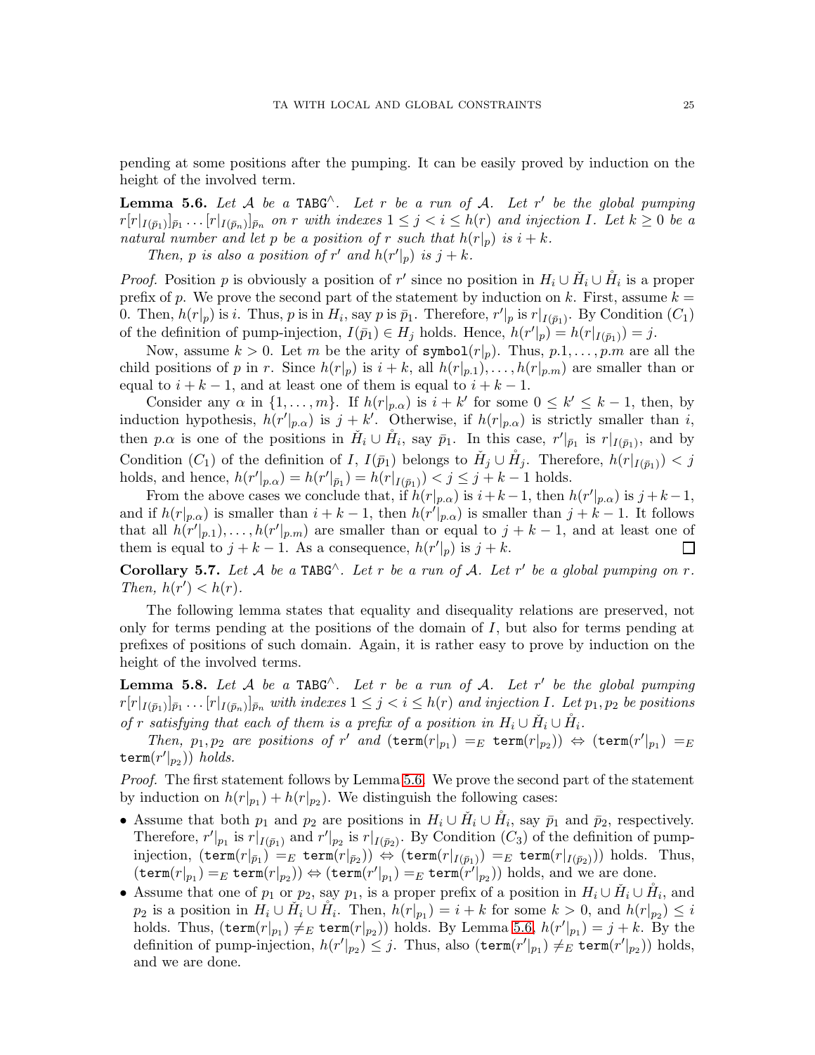pending at some positions after the pumping. It can be easily proved by induction on the height of the involved term.

**Lemma 5.6.** *Let $\mathcal{A}$ be a* $\texttt{TABG}^\wedge$*. Let $r$ be a run of $\mathcal{A}$. Let $r'$ be the global pumping $r[r|_{I(\bar{p}_1)}]_{\bar{p}_1} \ldots [r|_{I(\bar{p}_n)}]_{\bar{p}_n}$ on $r$ with indexes $1 \leq j < i \leq h(r)$ and injection $I$. Let $k \geq 0$ be a natural number and let $p$ be a position of $r$ such that $h(r|_p)$ is $i + k$.*

*Then, $p$ is also a position of $r'$ and $h(r'|_p)$ is $j + k$.*

*Proof.* Position $p$ is obviously a position of $r'$ since no position in $H_i \cup \check{H}_i \cup \mathring{H}_i$ is a proper prefix of $p$. We prove the second part of the statement by induction on $k$. First, assume $k = 0$. Then, $h(r|_p)$ is $i$. Thus, $p$ is in $H_i$, say $p$ is $\bar{p}_1$. Therefore, $r'|_p$ is $r|_{I(\bar{p}_1)}$. By Condition $(C_1)$ of the definition of pump-injection, $I(\bar{p}_1) \in H_j$ holds. Hence, $h(r'|_p) = h(r|_{I(\bar{p}_1)}) = j$.

Now, assume $k > 0$. Let $m$ be the arity of $\texttt{symbol}(r|_p)$. Thus, $p.1, \ldots, p.m$ are all the child positions of $p$ in $r$. Since $h(r|_p)$ is $i + k$, all $h(r|_{p.1}), \ldots, h(r|_{p.m})$ are smaller than or equal to $i + k - 1$, and at least one of them is equal to $i + k - 1$.

Consider any $\alpha$ in $\{1, \ldots, m\}$. If $h(r|_{p.\alpha})$ is $i + k'$ for some $0 \leq k' \leq k - 1$, then, by induction hypothesis, $h(r'|_{p.\alpha})$ is $j + k'$. Otherwise, if $h(r|_{p.\alpha})$ is strictly smaller than $i$, then $p.\alpha$ is one of the positions in $\check{H}_i \cup \mathring{H}_i$, say $\bar{p}_1$. In this case, $r'|_{\bar{p}_1}$ is $r|_{I(\bar{p}_1)}$, and by Condition $(C_1)$ of the definition of $I$, $I(\bar{p}_1)$ belongs to $\check{H}_j \cup \mathring{H}_j$. Therefore, $h(r|_{I(\bar{p}_1)}) < j$ holds, and hence, $h(r'|_{p.\alpha}) = h(r'|_{\bar{p}_1}) = h(r|_{I(\bar{p}_1)}) < j \leq j + k - 1$ holds.

From the above cases we conclude that, if $h(r|_{p.\alpha})$ is $i+k-1$, then $h(r'|_{p.\alpha})$ is $j+k-1$, and if $h(r|_{p.\alpha})$ is smaller than $i + k - 1$, then $h(r'|_{p.\alpha})$ is smaller than $j + k - 1$. It follows that all $h(r'|_{p.1}), \ldots, h(r'|_{p.m})$ are smaller than or equal to $j + k - 1$, and at least one of them is equal to $j + k - 1$. As a consequence, $h(r'|_p)$ is $j + k$. $\square$

**Corollary 5.7.** *Let $\mathcal{A}$ be a* $\texttt{TABG}^\wedge$*. Let $r$ be a run of $\mathcal{A}$. Let $r'$ be a global pumping on $r$. Then, $h(r') < h(r)$.*

The following lemma states that equality and disequality relations are preserved, not only for terms pending at the positions of the domain of $I$, but also for terms pending at prefixes of positions of such domain. Again, it is rather easy to prove by induction on the height of the involved terms.

**Lemma 5.8.** *Let $\mathcal{A}$ be a* $\texttt{TABG}^\wedge$*. Let $r$ be a run of $\mathcal{A}$. Let $r'$ be the global pumping $r[r|_{I(\bar{p}_1)}]_{\bar{p}_1} \ldots [r|_{I(\bar{p}_n)}]_{\bar{p}_n}$ with indexes $1 \leq j < i \leq h(r)$ and injection $I$. Let $p_1, p_2$ be positions of $r$ satisfying that each of them is a prefix of a position in $H_i \cup \check{H}_i \cup \mathring{H}_i$.*

*Then, $p_1, p_2$ are positions of $r'$ and $(\texttt{term}(r|_{p_1}) =_E \texttt{term}(r|_{p_2})) \Leftrightarrow (\texttt{term}(r'|_{p_1}) =_E \texttt{term}(r'|_{p_2}))$ holds.*

*Proof.* The first statement follows by Lemma 5.6. We prove the second part of the statement by induction on $h(r|_{p_1}) + h(r|_{p_2})$. We distinguish the following cases:

- Assume that both $p_1$ and $p_2$ are positions in $H_i \cup \check{H}_i \cup \mathring{H}_i$, say $\bar{p}_1$ and $\bar{p}_2$, respectively. Therefore, $r'|_{p_1}$ is $r|_{I(\bar{p}_1)}$ and $r'|_{p_2}$ is $r|_{I(\bar{p}_2)}$. By Condition $(C_3)$ of the definition of pump-injection, $(\texttt{term}(r|_{\bar{p}_1}) =_E \texttt{term}(r|_{\bar{p}_2})) \Leftrightarrow (\texttt{term}(r|_{I(\bar{p}_1)}) =_E \texttt{term}(r|_{I(\bar{p}_2)}))$ holds. Thus, $(\texttt{term}(r|_{p_1}) =_E \texttt{term}(r|_{p_2})) \Leftrightarrow (\texttt{term}(r'|_{p_1}) =_E \texttt{term}(r'|_{p_2}))$ holds, and we are done.
- Assume that one of $p_1$ or $p_2$, say $p_1$, is a proper prefix of a position in $H_i \cup \check{H}_i \cup \mathring{H}_i$, and $p_2$ is a position in $H_i \cup \check{H}_i \cup \mathring{H}_i$. Then, $h(r|_{p_1}) = i + k$ for some $k > 0$, and $h(r|_{p_2}) \leq i$ holds. Thus, $(\texttt{term}(r|_{p_1}) \neq_E \texttt{term}(r|_{p_2}))$ holds. By Lemma 5.6, $h(r'|_{p_1}) = j + k$. By the definition of pump-injection, $h(r'|_{p_2}) \leq j$. Thus, also $(\texttt{term}(r'|_{p_1}) \neq_E \texttt{term}(r'|_{p_2}))$ holds, and we are done.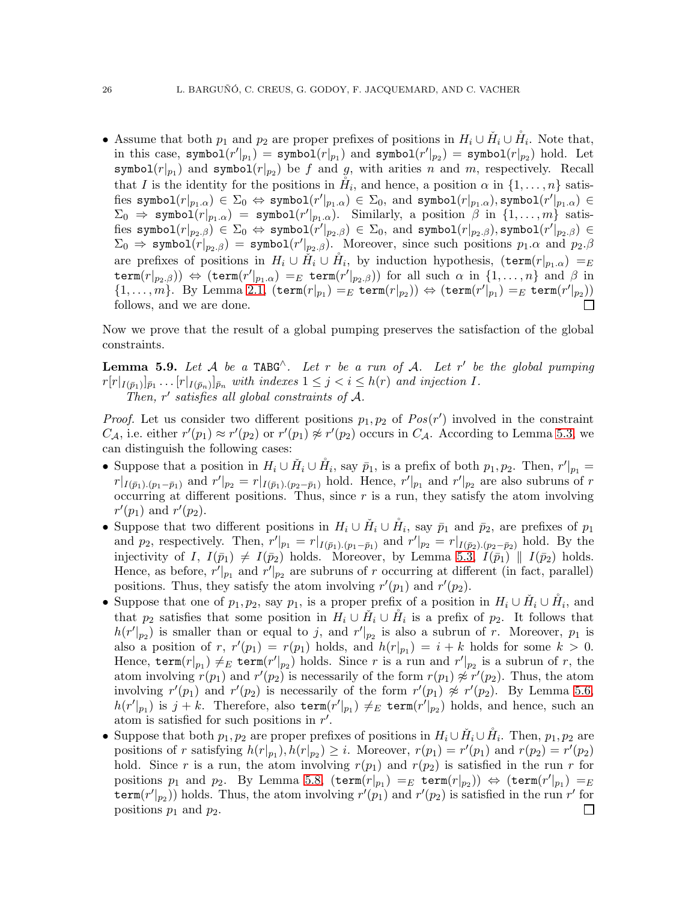- Assume that both $p_1$ and $p_2$ are proper prefixes of positions in $H_i \cup \check{H}_i \cup \mathring{H}_i$. Note that, in this case, $\mathtt{symbol}(r'|_{p_1}) = \mathtt{symbol}(r|_{p_1})$ and $\mathtt{symbol}(r'|_{p_2}) = \mathtt{symbol}(r|_{p_2})$ hold. Let $\mathtt{symbol}(r|_{p_1})$ and $\mathtt{symbol}(r|_{p_2})$ be $f$ and $g$, with arities $n$ and $m$, respectively. Recall that $I$ is the identity for the positions in $\mathring{H}_i$, and hence, a position $\alpha$ in $\{1, \ldots, n\}$ satisfies $\mathtt{symbol}(r|_{p_1.\alpha}) \in \Sigma_0 \Leftrightarrow \mathtt{symbol}(r'|_{p_1.\alpha}) \in \Sigma_0$, and $\mathtt{symbol}(r|_{p_1.\alpha}), \mathtt{symbol}(r'|_{p_1.\alpha}) \in \Sigma_0 \Rightarrow \mathtt{symbol}(r|_{p_1.\alpha}) = \mathtt{symbol}(r'|_{p_1.\alpha})$. Similarly, a position $\beta$ in $\{1, \ldots, m\}$ satisfies $\mathtt{symbol}(r|_{p_2.\beta}) \in \Sigma_0 \Leftrightarrow \mathtt{symbol}(r'|_{p_2.\beta}) \in \Sigma_0$, and $\mathtt{symbol}(r|_{p_2.\beta}), \mathtt{symbol}(r'|_{p_2.\beta}) \in \Sigma_0 \Rightarrow \mathtt{symbol}(r|_{p_2.\beta}) = \mathtt{symbol}(r'|_{p_2.\beta})$. Moreover, since such positions $p_1.\alpha$ and $p_2.\beta$ are prefixes of positions in $H_i \cup \check{H}_i \cup \mathring{H}_i$, by induction hypothesis, $(\mathtt{term}(r|_{p_1.\alpha}) =_E \mathtt{term}(r|_{p_2.\beta})) \Leftrightarrow (\mathtt{term}(r'|_{p_1.\alpha}) =_E \mathtt{term}(r'|_{p_2.\beta}))$ for all such $\alpha$ in $\{1, \ldots, n\}$ and $\beta$ in $\{1, \ldots, m\}$. By Lemma 2.1, $(\mathtt{term}(r|_{p_1}) =_E \mathtt{term}(r|_{p_2})) \Leftrightarrow (\mathtt{term}(r'|_{p_1}) =_E \mathtt{term}(r'|_{p_2}))$ follows, and we are done. □

Now we prove that the result of a global pumping preserves the satisfaction of the global constraints.

**Lemma 5.9.** *Let $\mathcal{A}$ be a* $\mathtt{TABG}^{\wedge}$*. Let $r$ be a run of $\mathcal{A}$. Let $r'$ be the global pumping $r[r|_{I(\bar{p}_1)}]_{\bar{p}_1} \ldots [r|_{I(\bar{p}_n)}]_{\bar{p}_n}$ with indexes $1 \leq j < i \leq h(r)$ and injection $I$.*
*Then, $r'$ satisfies all global constraints of $\mathcal{A}$.*

*Proof.* Let us consider two different positions $p_1, p_2$ of $Pos(r')$ involved in the constraint $C_{\mathcal{A}}$, i.e. either $r'(p_1) \approx r'(p_2)$ or $r'(p_1) \not\approx r'(p_2)$ occurs in $C_{\mathcal{A}}$. According to Lemma 5.3, we can distinguish the following cases:

- Suppose that a position in $H_i \cup \check{H}_i \cup \mathring{H}_i$, say $\bar{p}_1$, is a prefix of both $p_1, p_2$. Then, $r'|_{p_1} = r|_{I(\bar{p}_1).(p_1 - \bar{p}_1)}$ and $r'|_{p_2} = r|_{I(\bar{p}_1).(p_2 - \bar{p}_1)}$ hold. Hence, $r'|_{p_1}$ and $r'|_{p_2}$ are also subruns of $r$ occurring at different positions. Thus, since $r$ is a run, they satisfy the atom involving $r'(p_1)$ and $r'(p_2)$.
- Suppose that two different positions in $H_i \cup \check{H}_i \cup \mathring{H}_i$, say $\bar{p}_1$ and $\bar{p}_2$, are prefixes of $p_1$ and $p_2$, respectively. Then, $r'|_{p_1} = r|_{I(\bar{p}_1).(p_1 - \bar{p}_1)}$ and $r'|_{p_2} = r|_{I(\bar{p}_2).(p_2 - \bar{p}_2)}$ hold. By the injectivity of $I$, $I(\bar{p}_1) \neq I(\bar{p}_2)$ holds. Moreover, by Lemma 5.3, $I(\bar{p}_1) \parallel I(\bar{p}_2)$ holds. Hence, as before, $r'|_{p_1}$ and $r'|_{p_2}$ are subruns of $r$ occurring at different (in fact, parallel) positions. Thus, they satisfy the atom involving $r'(p_1)$ and $r'(p_2)$.
- Suppose that one of $p_1, p_2$, say $p_1$, is a proper prefix of a position in $H_i \cup \check{H}_i \cup \mathring{H}_i$, and that $p_2$ satisfies that some position in $H_i \cup \check{H}_i \cup \mathring{H}_i$ is a prefix of $p_2$. It follows that $h(r'|_{p_2})$ is smaller than or equal to $j$, and $r'|_{p_2}$ is also a subrun of $r$. Moreover, $p_1$ is also a position of $r$, $r'(p_1) = r(p_1)$ holds, and $h(r|_{p_1}) = i + k$ holds for some $k > 0$. Hence, $\mathtt{term}(r|_{p_1}) \neq_E \mathtt{term}(r'|_{p_2})$ holds. Since $r$ is a run and $r'|_{p_2}$ is a subrun of $r$, the atom involving $r(p_1)$ and $r'(p_2)$ is necessarily of the form $r(p_1) \not\approx r'(p_2)$. Thus, the atom involving $r'(p_1)$ and $r'(p_2)$ is necessarily of the form $r'(p_1) \not\approx r'(p_2)$. By Lemma 5.6, $h(r'|_{p_1})$ is $j + k$. Therefore, also $\mathtt{term}(r'|_{p_1}) \neq_E \mathtt{term}(r'|_{p_2})$ holds, and hence, such an atom is satisfied for such positions in $r'$.
- Suppose that both $p_1, p_2$ are proper prefixes of positions in $H_i \cup \check{H}_i \cup \mathring{H}_i$. Then, $p_1, p_2$ are positions of $r$ satisfying $h(r|_{p_1}), h(r|_{p_2}) \geq i$. Moreover, $r(p_1) = r'(p_1)$ and $r(p_2) = r'(p_2)$ hold. Since $r$ is a run, the atom involving $r(p_1)$ and $r(p_2)$ is satisfied in the run $r$ for positions $p_1$ and $p_2$. By Lemma 5.8, $(\mathtt{term}(r|_{p_1}) =_E \mathtt{term}(r|_{p_2})) \Leftrightarrow (\mathtt{term}(r'|_{p_1}) =_E \mathtt{term}(r'|_{p_2}))$ holds. Thus, the atom involving $r'(p_1)$ and $r'(p_2)$ is satisfied in the run $r'$ for positions $p_1$ and $p_2$. □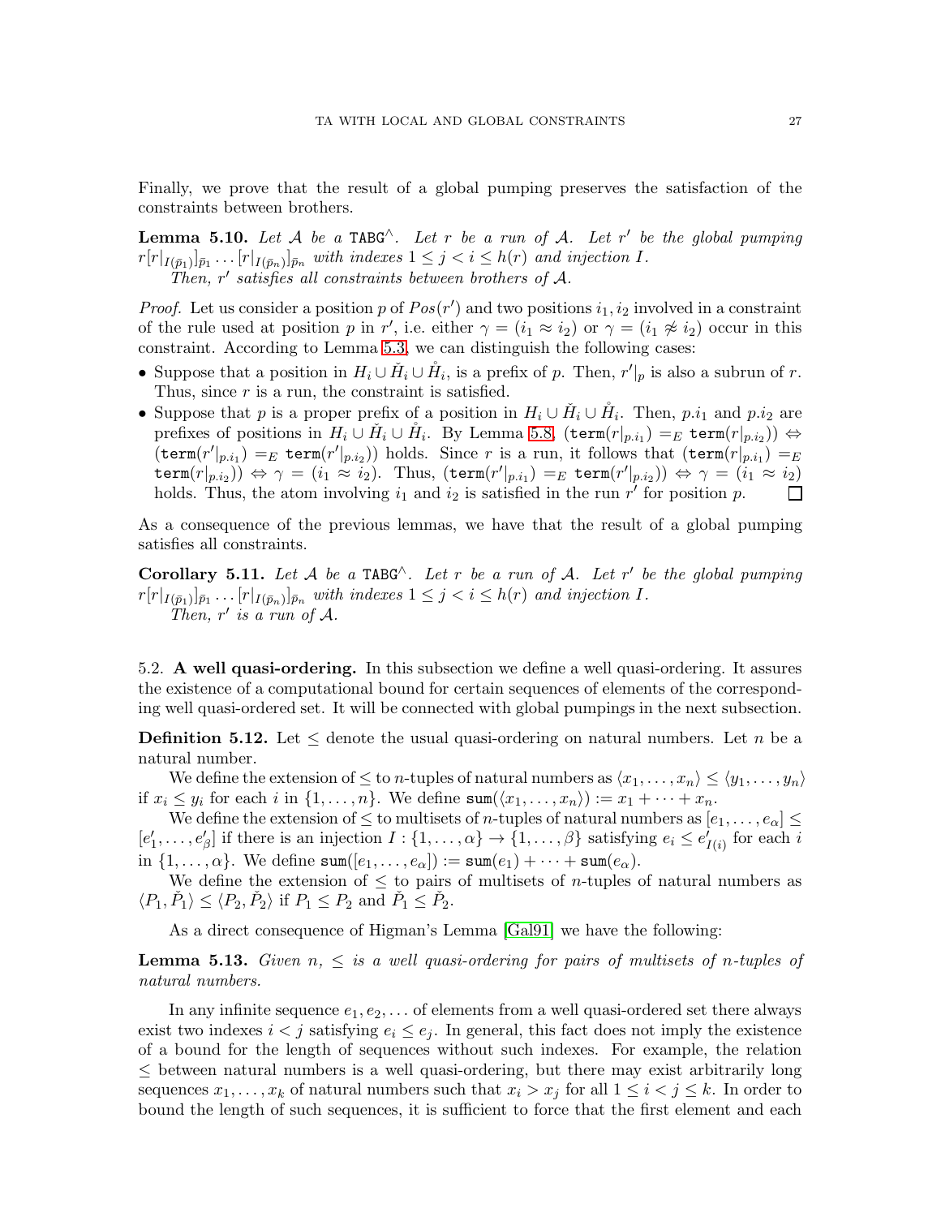Finally, we prove that the result of a global pumping preserves the satisfaction of the constraints between brothers.

**Lemma 5.10.** *Let $\mathcal{A}$ be a* $\texttt{TABG}^\wedge$*. Let $r$ be a run of $\mathcal{A}$. Let $r'$ be the global pumping $r[r|_{I(\bar{p}_1)}]_{\bar{p}_1} \ldots [r|_{I(\bar{p}_n)}]_{\bar{p}_n}$ with indexes $1 \leq j < i \leq h(r)$ and injection $I$.*

*Then, $r'$ satisfies all constraints between brothers of $\mathcal{A}$.*

*Proof.* Let us consider a position $p$ of $Pos(r')$ and two positions $i_1, i_2$ involved in a constraint of the rule used at position $p$ in $r'$, i.e. either $\gamma = (i_1 \approx i_2)$ or $\gamma = (i_1 \not\approx i_2)$ occur in this constraint. According to Lemma 5.3, we can distinguish the following cases:

- Suppose that a position in $H_i \cup \check{H}_i \cup \mathring{H}_i$, is a prefix of $p$. Then, $r'|_p$ is also a subrun of $r$. Thus, since $r$ is a run, the constraint is satisfied.
- Suppose that $p$ is a proper prefix of a position in $H_i \cup \check{H}_i \cup \mathring{H}_i$. Then, $p.i_1$ and $p.i_2$ are prefixes of positions in $H_i \cup \check{H}_i \cup \mathring{H}_i$. By Lemma 5.8, $(\texttt{term}(r|_{p.i_1}) =_E \texttt{term}(r|_{p.i_2})) \Leftrightarrow (\texttt{term}(r'|_{p.i_1}) =_E \texttt{term}(r'|_{p.i_2}))$ holds. Since $r$ is a run, it follows that $(\texttt{term}(r|_{p.i_1}) =_E \texttt{term}(r|_{p.i_2})) \Leftrightarrow \gamma = (i_1 \approx i_2)$. Thus, $(\texttt{term}(r'|_{p.i_1}) =_E \texttt{term}(r'|_{p.i_2})) \Leftrightarrow \gamma = (i_1 \approx i_2)$ holds. Thus, the atom involving $i_1$ and $i_2$ is satisfied in the run $r'$ for position $p$. $\square$

As a consequence of the previous lemmas, we have that the result of a global pumping satisfies all constraints.

**Corollary 5.11.** *Let $\mathcal{A}$ be a* $\texttt{TABG}^\wedge$*. Let $r$ be a run of $\mathcal{A}$. Let $r'$ be the global pumping $r[r|_{I(\bar{p}_1)}]_{\bar{p}_1} \ldots [r|_{I(\bar{p}_n)}]_{\bar{p}_n}$ with indexes $1 \leq j < i \leq h(r)$ and injection $I$.*

*Then, $r'$ is a run of $\mathcal{A}$.*

5.2. **A well quasi-ordering.** In this subsection we define a well quasi-ordering. It assures the existence of a computational bound for certain sequences of elements of the corresponding well quasi-ordered set. It will be connected with global pumpings in the next subsection.

**Definition 5.12.** Let $\leq$ denote the usual quasi-ordering on natural numbers. Let $n$ be a natural number.

We define the extension of $\leq$ to $n$-tuples of natural numbers as $\langle x_1, \ldots, x_n \rangle \leq \langle y_1, \ldots, y_n \rangle$ if $x_i \leq y_i$ for each $i$ in $\{1, \ldots, n\}$. We define $\texttt{sum}(\langle x_1, \ldots, x_n \rangle) := x_1 + \cdots + x_n$.

We define the extension of $\leq$ to multisets of $n$-tuples of natural numbers as $[e_1, \ldots, e_\alpha] \leq [e'_1, \ldots, e'_\beta]$ if there is an injection $I : \{1, \ldots, \alpha\} \to \{1, \ldots, \beta\}$ satisfying $e_i \leq e'_{I(i)}$ for each $i$ in $\{1, \ldots, \alpha\}$. We define $\texttt{sum}([e_1, \ldots, e_\alpha]) := \texttt{sum}(e_1) + \cdots + \texttt{sum}(e_\alpha)$.

We define the extension of $\leq$ to pairs of multisets of $n$-tuples of natural numbers as $\langle P_1, \check{P}_1 \rangle \leq \langle P_2, \check{P}_2 \rangle$ if $P_1 \leq P_2$ and $\check{P}_1 \leq \check{P}_2$.

As a direct consequence of Higman's Lemma [Gal91] we have the following:

**Lemma 5.13.** *Given $n$, $\leq$ is a well quasi-ordering for pairs of multisets of $n$-tuples of natural numbers.*

In any infinite sequence $e_1, e_2, \ldots$ of elements from a well quasi-ordered set there always exist two indexes $i < j$ satisfying $e_i \leq e_j$. In general, this fact does not imply the existence of a bound for the length of sequences without such indexes. For example, the relation $\leq$ between natural numbers is a well quasi-ordering, but there may exist arbitrarily long sequences $x_1, \ldots, x_k$ of natural numbers such that $x_i > x_j$ for all $1 \leq i < j \leq k$. In order to bound the length of such sequences, it is sufficient to force that the first element and each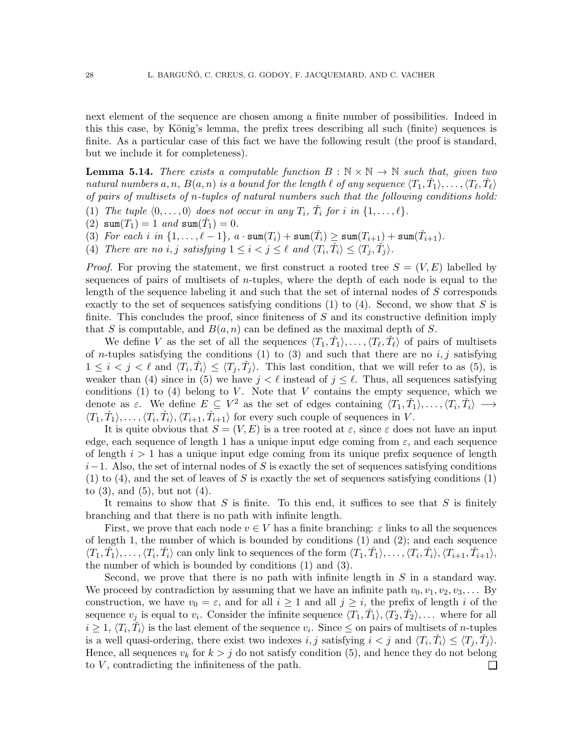next element of the sequence are chosen among a finite number of possibilities. Indeed in this this case, by König's lemma, the prefix trees describing all such (finite) sequences is finite. As a particular case of this fact we have the following result (the proof is standard, but we include it for completeness).

**Lemma 5.14.** *There exists a computable function $B : \mathbb{N} \times \mathbb{N} \to \mathbb{N}$ such that, given two natural numbers $a, n$, $B(a, n)$ is a bound for the length $\ell$ of any sequence $\langle T_1, \check{T}_1 \rangle, \ldots, \langle T_\ell, \check{T}_\ell \rangle$ of pairs of multisets of $n$-tuples of natural numbers such that the following conditions hold:*

(1) *The tuple $\langle 0, \ldots, 0 \rangle$ does not occur in any $T_i$, $\check{T}_i$ for $i$ in $\{1, \ldots, \ell\}$.*
(2) $\mathtt{sum}(T_1) = 1$ *and* $\mathtt{sum}(\check{T}_1) = 0$.
(3) *For each $i$ in $\{1, \ldots, \ell - 1\}$, $a \cdot \mathtt{sum}(T_i) + \mathtt{sum}(\check{T}_i) \geq \mathtt{sum}(T_{i+1}) + \mathtt{sum}(\check{T}_{i+1})$.*
(4) *There are no $i, j$ satisfying $1 \leq i < j \leq \ell$ and $\langle T_i, \check{T}_i \rangle \leq \langle T_j, \check{T}_j \rangle$.*

*Proof.* For proving the statement, we first construct a rooted tree $S = (V, E)$ labelled by sequences of pairs of multisets of $n$-tuples, where the depth of each node is equal to the length of the sequence labeling it and such that the set of internal nodes of $S$ corresponds exactly to the set of sequences satisfying conditions (1) to (4). Second, we show that $S$ is finite. This concludes the proof, since finiteness of $S$ and its constructive definition imply that $S$ is computable, and $B(a, n)$ can be defined as the maximal depth of $S$.

We define $V$ as the set of all the sequences $\langle T_1, \check{T}_1 \rangle, \ldots, \langle T_\ell, \check{T}_\ell \rangle$ of pairs of multisets of $n$-tuples satisfying the conditions (1) to (3) and such that there are no $i, j$ satisfying $1 \leq i < j < \ell$ and $\langle T_i, \check{T}_i \rangle \leq \langle T_j, \check{T}_j \rangle$. This last condition, that we will refer to as (5), is weaker than (4) since in (5) we have $j < \ell$ instead of $j \leq \ell$. Thus, all sequences satisfying conditions (1) to (4) belong to $V$. Note that $V$ contains the empty sequence, which we denote as $\varepsilon$. We define $E \subseteq V^2$ as the set of edges containing $\langle T_1, \check{T}_1 \rangle, \ldots, \langle T_i, \check{T}_i \rangle \longrightarrow \langle T_1, \check{T}_1 \rangle, \ldots, \langle T_i, \check{T}_i \rangle, \langle T_{i+1}, \check{T}_{i+1} \rangle$ for every such couple of sequences in $V$.

It is quite obvious that $S = (V, E)$ is a tree rooted at $\varepsilon$, since $\varepsilon$ does not have an input edge, each sequence of length 1 has a unique input edge coming from $\varepsilon$, and each sequence of length $i > 1$ has a unique input edge coming from its unique prefix sequence of length $i - 1$. Also, the set of internal nodes of $S$ is exactly the set of sequences satisfying conditions (1) to (4), and the set of leaves of $S$ is exactly the set of sequences satisfying conditions (1) to (3), and (5), but not (4).

It remains to show that $S$ is finite. To this end, it suffices to see that $S$ is finitely branching and that there is no path with infinite length.

First, we prove that each node $v \in V$ has a finite branching: $\varepsilon$ links to all the sequences of length 1, the number of which is bounded by conditions (1) and (2); and each sequence $\langle T_1, \check{T}_1 \rangle, \ldots, \langle T_i, \check{T}_i \rangle$ can only link to sequences of the form $\langle T_1, \check{T}_1 \rangle, \ldots, \langle T_i, \check{T}_i \rangle, \langle T_{i+1}, \check{T}_{i+1} \rangle$, the number of which is bounded by conditions (1) and (3).

Second, we prove that there is no path with infinite length in $S$ in a standard way. We proceed by contradiction by assuming that we have an infinite path $v_0, v_1, v_2, v_3, \ldots$ By construction, we have $v_0 = \varepsilon$, and for all $i \geq 1$ and all $j \geq i$, the prefix of length $i$ of the sequence $v_j$ is equal to $v_i$. Consider the infinite sequence $\langle T_1, \check{T}_1 \rangle, \langle T_2, \check{T}_2 \rangle, \ldots$ where for all $i \geq 1$, $\langle T_i, \check{T}_i \rangle$ is the last element of the sequence $v_i$. Since $\leq$ on pairs of multisets of $n$-tuples is a well quasi-ordering, there exist two indexes $i, j$ satisfying $i < j$ and $\langle T_i, \check{T}_i \rangle \leq \langle T_j, \check{T}_j \rangle$. Hence, all sequences $v_k$ for $k > j$ do not satisfy condition (5), and hence they do not belong to $V$, contradicting the infiniteness of the path. $\square$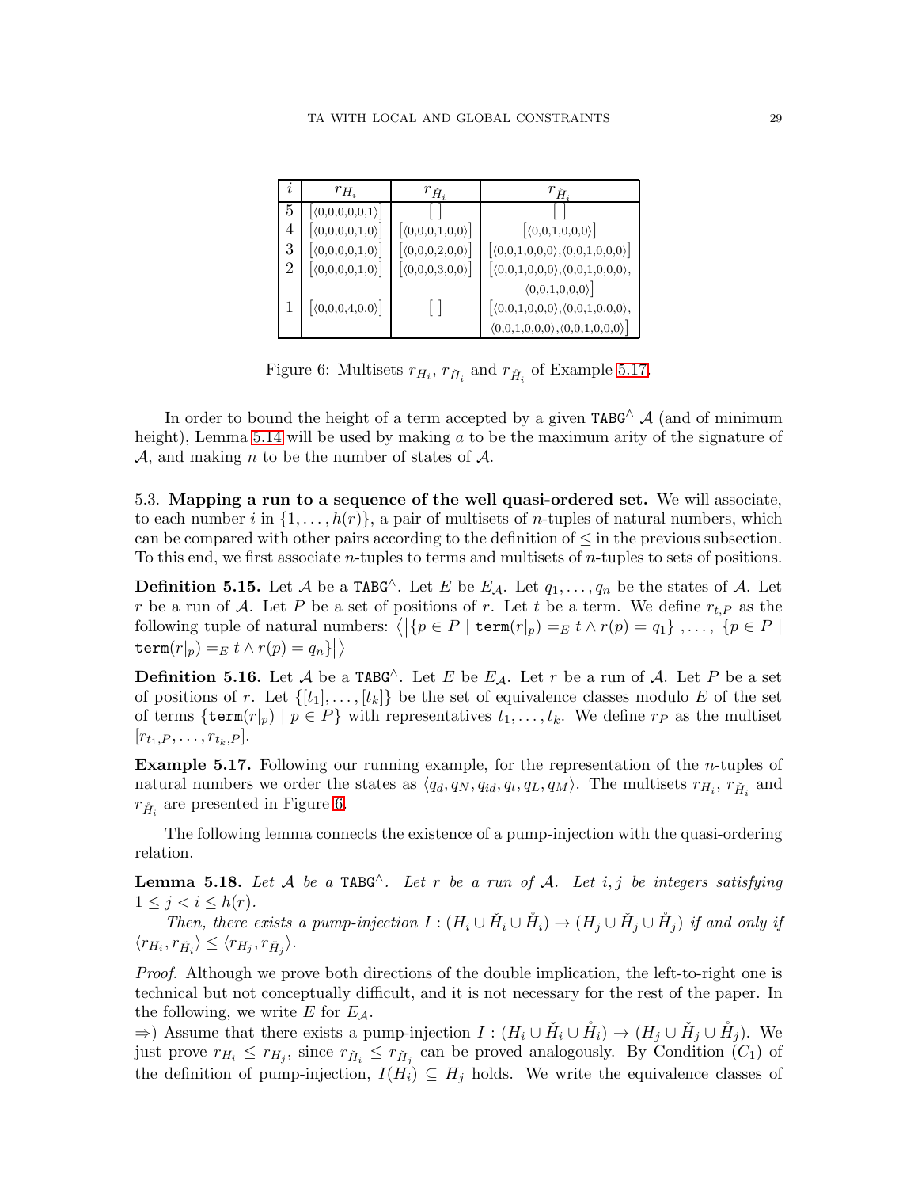| $i$ | $r_{H_i}$ | $r_{\check{H}_i}$ | $r_{\mathring{H}_i}$ |
|---|---|---|---|
| 5 | $[\langle 0,0,0,0,0,1\rangle]$ | $[\,]$ | $[\,]$ |
| 4 | $[\langle 0,0,0,0,1,0\rangle]$ | $[\langle 0,0,0,1,0,0\rangle]$ | $[\langle 0,0,1,0,0,0\rangle]$ |
| 3 | $[\langle 0,0,0,0,1,0\rangle]$ | $[\langle 0,0,0,2,0,0\rangle]$ | $[\langle 0,0,1,0,0,0\rangle, \langle 0,0,1,0,0,0\rangle]$ |
| 2 | $[\langle 0,0,0,0,1,0\rangle]$ | $[\langle 0,0,0,3,0,0\rangle]$ | $[\langle 0,0,1,0,0,0\rangle, \langle 0,0,1,0,0,0\rangle, \langle 0,0,1,0,0,0\rangle]$ |
| 1 | $[\langle 0,0,0,4,0,0\rangle]$ | $[\,]$ | $[\langle 0,0,1,0,0,0\rangle, \langle 0,0,1,0,0,0\rangle, \langle 0,0,1,0,0,0\rangle, \langle 0,0,1,0,0,0\rangle]$ |

Figure 6: Multisets $r_{H_i}$, $r_{\check{H}_i}$ and $r_{\mathring{H}_i}$ of Example 5.17.

In order to bound the height of a term accepted by a given TABG$^\wedge$ $\mathcal{A}$ (and of minimum height), Lemma 5.14 will be used by making $a$ to be the maximum arity of the signature of $\mathcal{A}$, and making $n$ to be the number of states of $\mathcal{A}$.

5.3. **Mapping a run to a sequence of the well quasi-ordered set.** We will associate, to each number $i$ in $\{1,\ldots,h(r)\}$, a pair of multisets of $n$-tuples of natural numbers, which can be compared with other pairs according to the definition of $\leq$ in the previous subsection. To this end, we first associate $n$-tuples to terms and multisets of $n$-tuples to sets of positions.

**Definition 5.15.** Let $\mathcal{A}$ be a TABG$^\wedge$. Let $E$ be $E_\mathcal{A}$. Let $q_1,\ldots,q_n$ be the states of $\mathcal{A}$. Let $r$ be a run of $\mathcal{A}$. Let $P$ be a set of positions of $r$. Let $t$ be a term. We define $r_{t,P}$ as the following tuple of natural numbers: $\big\langle \big|\{p \in P \mid \mathtt{term}(r|_p) =_E t \wedge r(p) = q_1\}\big|, \ldots, \big|\{p \in P \mid \mathtt{term}(r|_p) =_E t \wedge r(p) = q_n\}\big| \big\rangle$

**Definition 5.16.** Let $\mathcal{A}$ be a TABG$^\wedge$. Let $E$ be $E_\mathcal{A}$. Let $r$ be a run of $\mathcal{A}$. Let $P$ be a set of positions of $r$. Let $\{[t_1],\ldots,[t_k]\}$ be the set of equivalence classes modulo $E$ of the set of terms $\{\mathtt{term}(r|_p) \mid p \in P\}$ with representatives $t_1,\ldots,t_k$. We define $r_P$ as the multiset $[r_{t_1,P},\ldots,r_{t_k,P}]$.

**Example 5.17.** Following our running example, for the representation of the $n$-tuples of natural numbers we order the states as $\langle q_d, q_N, q_{id}, q_t, q_L, q_M\rangle$. The multisets $r_{H_i}$, $r_{\check{H}_i}$ and $r_{\mathring{H}_i}$ are presented in Figure 6.

The following lemma connects the existence of a pump-injection with the quasi-ordering relation.

**Lemma 5.18.** *Let $\mathcal{A}$ be a TABG$^\wedge$. Let $r$ be a run of $\mathcal{A}$. Let $i,j$ be integers satisfying $1 \leq j < i \leq h(r)$.*

*Then, there exists a pump-injection $I : (H_i \cup \check{H}_i \cup \mathring{H}_i) \to (H_j \cup \check{H}_j \cup \mathring{H}_j)$ if and only if $\langle r_{H_i}, r_{\check{H}_i}\rangle \leq \langle r_{H_j}, r_{\check{H}_j}\rangle$.*

*Proof.* Although we prove both directions of the double implication, the left-to-right one is technical but not conceptually difficult, and it is not necessary for the rest of the paper. In the following, we write $E$ for $E_\mathcal{A}$.

$\Rightarrow$) Assume that there exists a pump-injection $I : (H_i \cup \check{H}_i \cup \mathring{H}_i) \to (H_j \cup \check{H}_j \cup \mathring{H}_j)$. We just prove $r_{H_i} \leq r_{H_j}$, since $r_{\check{H}_i} \leq r_{\check{H}_j}$ can be proved analogously. By Condition $(C_1)$ of the definition of pump-injection, $I(H_i) \subseteq H_j$ holds. We write the equivalence classes of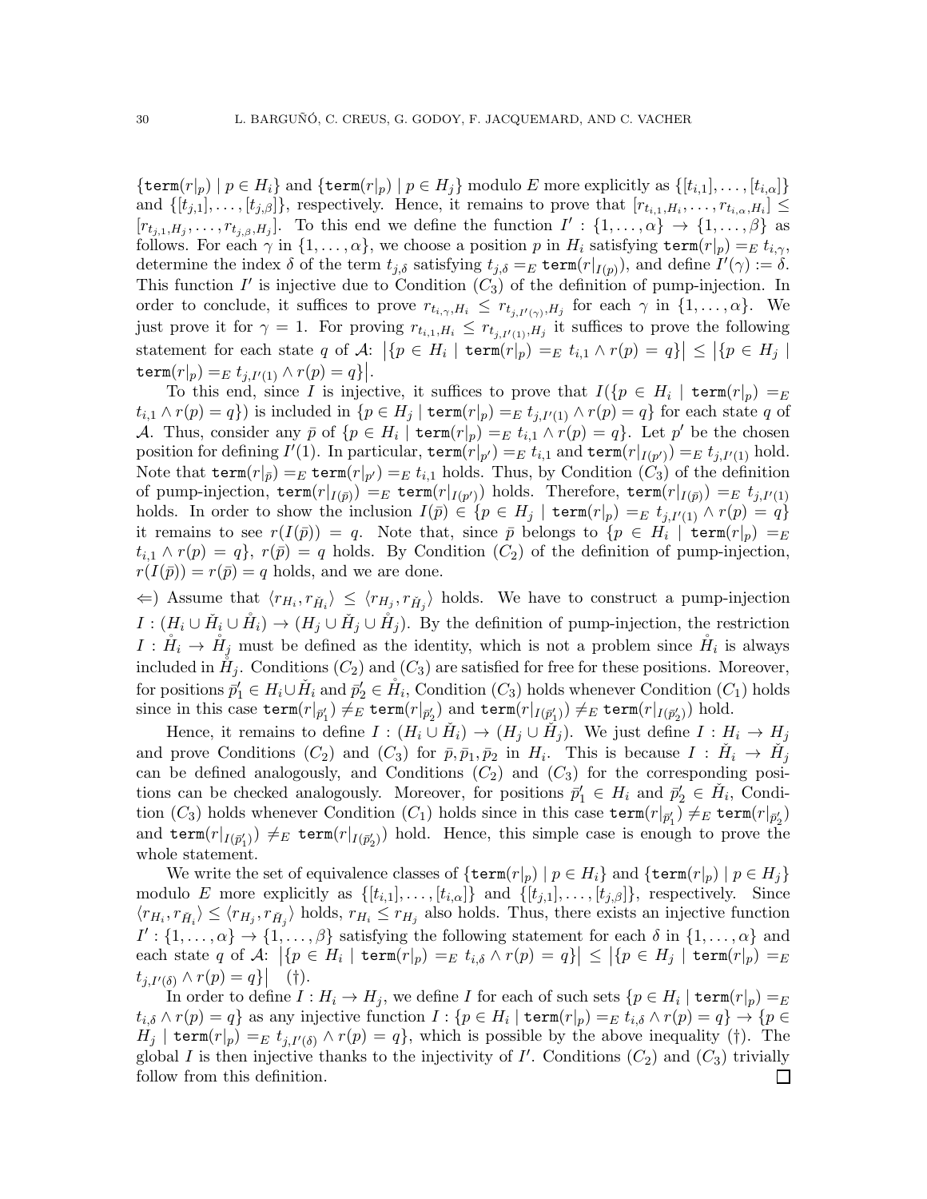$\{\mathtt{term}(r|_p) \mid p \in H_i\}$ and $\{\mathtt{term}(r|_p) \mid p \in H_j\}$ modulo $E$ more explicitly as $\{[t_{i,1}], \ldots, [t_{i,\alpha}]\}$ and $\{[t_{j,1}], \ldots, [t_{j,\beta}]\}$, respectively. Hence, it remains to prove that $[r_{t_{i,1},H_i}, \ldots, r_{t_{i,\alpha},H_i}] \leq [r_{t_{j,1},H_j}, \ldots, r_{t_{j,\beta},H_j}]$. To this end we define the function $I' : \{1, \ldots, \alpha\} \to \{1, \ldots, \beta\}$ as follows. For each $\gamma$ in $\{1, \ldots, \alpha\}$, we choose a position $p$ in $H_i$ satisfying $\mathtt{term}(r|_p) =_E t_{i,\gamma}$, determine the index $\delta$ of the term $t_{j,\delta}$ satisfying $t_{j,\delta} =_E \mathtt{term}(r|_{I(p)})$, and define $I'(\gamma) := \delta$. This function $I'$ is injective due to Condition $(C_3)$ of the definition of pump-injection. In order to conclude, it suffices to prove $r_{t_{i,\gamma},H_i} \leq r_{t_{j,I'(\gamma)},H_j}$ for each $\gamma$ in $\{1, \ldots, \alpha\}$. We just prove it for $\gamma = 1$. For proving $r_{t_{i,1},H_i} \leq r_{t_{j,I'(1)},H_j}$ it suffices to prove the following statement for each state $q$ of $\mathcal{A}$: $\left|\{p \in H_i \mid \mathtt{term}(r|_p) =_E t_{i,1} \wedge r(p) = q\}\right| \leq \left|\{p \in H_j \mid \mathtt{term}(r|_p) =_E t_{j,I'(1)} \wedge r(p) = q\}\right|$.

To this end, since $I$ is injective, it suffices to prove that $I(\{p \in H_i \mid \mathtt{term}(r|_p) =_E t_{i,1} \wedge r(p) = q\})$ is included in $\{p \in H_j \mid \mathtt{term}(r|_p) =_E t_{j,I'(1)} \wedge r(p) = q\}$ for each state $q$ of $\mathcal{A}$. Thus, consider any $\bar{p}$ of $\{p \in H_i \mid \mathtt{term}(r|_p) =_E t_{i,1} \wedge r(p) = q\}$. Let $p'$ be the chosen position for defining $I'(1)$. In particular, $\mathtt{term}(r|_{p'}) =_E t_{i,1}$ and $\mathtt{term}(r|_{I(p')}) =_E t_{j,I'(1)}$ hold. Note that $\mathtt{term}(r|_{\bar{p}}) =_E \mathtt{term}(r|_{p'}) =_E t_{i,1}$ holds. Thus, by Condition $(C_3)$ of the definition of pump-injection, $\mathtt{term}(r|_{I(\bar{p})}) =_E \mathtt{term}(r|_{I(p')})$ holds. Therefore, $\mathtt{term}(r|_{I(\bar{p})}) =_E t_{j,I'(1)}$ holds. In order to show the inclusion $I(\bar{p}) \in \{p \in H_j \mid \mathtt{term}(r|_p) =_E t_{j,I'(1)} \wedge r(p) = q\}$ it remains to see $r(I(\bar{p})) = q$. Note that, since $\bar{p}$ belongs to $\{p \in H_i \mid \mathtt{term}(r|_p) =_E t_{i,1} \wedge r(p) = q\}$, $r(\bar{p}) = q$ holds. By Condition $(C_2)$ of the definition of pump-injection, $r(I(\bar{p})) = r(\bar{p}) = q$ holds, and we are done.

$\Leftarrow$) Assume that $\langle r_{H_i}, r_{\check{H}_i}\rangle \leq \langle r_{H_j}, r_{\check{H}_j}\rangle$ holds. We have to construct a pump-injection $I : (H_i \cup \check{H}_i \cup \mathring{H}_i) \to (H_j \cup \check{H}_j \cup \mathring{H}_j)$. By the definition of pump-injection, the restriction $I : \mathring{H}_i \to \mathring{H}_j$ must be defined as the identity, which is not a problem since $\mathring{H}_i$ is always included in $\mathring{H}_j$. Conditions $(C_2)$ and $(C_3)$ are satisfied for free for these positions. Moreover, for positions $\bar{p}'_1 \in H_i \cup \check{H}_i$ and $\bar{p}'_2 \in \mathring{H}_i$, Condition $(C_3)$ holds whenever Condition $(C_1)$ holds since in this case $\mathtt{term}(r|_{\bar{p}'_1}) \neq_E \mathtt{term}(r|_{\bar{p}'_2})$ and $\mathtt{term}(r|_{I(\bar{p}'_1)}) \neq_E \mathtt{term}(r|_{I(\bar{p}'_2)})$ hold.

Hence, it remains to define $I : (H_i \cup \check{H}_i) \to (H_j \cup \check{H}_j)$. We just define $I : H_i \to H_j$ and prove Conditions $(C_2)$ and $(C_3)$ for $\bar{p}, \bar{p}_1, \bar{p}_2$ in $H_i$. This is because $I : \check{H}_i \to \check{H}_j$ can be defined analogously, and Conditions $(C_2)$ and $(C_3)$ for the corresponding positions can be checked analogously. Moreover, for positions $\bar{p}'_1 \in H_i$ and $\bar{p}'_2 \in \check{H}_i$, Condition $(C_3)$ holds whenever Condition $(C_1)$ holds since in this case $\mathtt{term}(r|_{\bar{p}'_1}) \neq_E \mathtt{term}(r|_{\bar{p}'_2})$ and $\mathtt{term}(r|_{I(\bar{p}'_1)}) \neq_E \mathtt{term}(r|_{I(\bar{p}'_2)})$ hold. Hence, this simple case is enough to prove the whole statement.

We write the set of equivalence classes of $\{\mathtt{term}(r|_p) \mid p \in H_i\}$ and $\{\mathtt{term}(r|_p) \mid p \in H_j\}$ modulo $E$ more explicitly as $\{[t_{i,1}], \ldots, [t_{i,\alpha}]\}$ and $\{[t_{j,1}], \ldots, [t_{j,\beta}]\}$, respectively. Since $\langle r_{H_i}, r_{\check{H}_i}\rangle \leq \langle r_{H_j}, r_{\check{H}_j}\rangle$ holds, $r_{H_i} \leq r_{H_j}$ also holds. Thus, there exists an injective function $I' : \{1, \ldots, \alpha\} \to \{1, \ldots, \beta\}$ satisfying the following statement for each $\delta$ in $\{1, \ldots, \alpha\}$ and each state $q$ of $\mathcal{A}$: $\left|\{p \in H_i \mid \mathtt{term}(r|_p) =_E t_{i,\delta} \wedge r(p) = q\}\right| \leq \left|\{p \in H_j \mid \mathtt{term}(r|_p) =_E t_{j,I'(\delta)} \wedge r(p) = q\}\right|$ (†).

In order to define $I : H_i \to H_j$, we define $I$ for each of such sets $\{p \in H_i \mid \mathtt{term}(r|_p) =_E t_{i,\delta} \wedge r(p) = q\}$ as any injective function $I : \{p \in H_i \mid \mathtt{term}(r|_p) =_E t_{i,\delta} \wedge r(p) = q\} \to \{p \in H_j \mid \mathtt{term}(r|_p) =_E t_{j,I'(\delta)} \wedge r(p) = q\}$, which is possible by the above inequality (†). The global $I$ is then injective thanks to the injectivity of $I'$. Conditions $(C_2)$ and $(C_3)$ trivially follow from this definition. ☐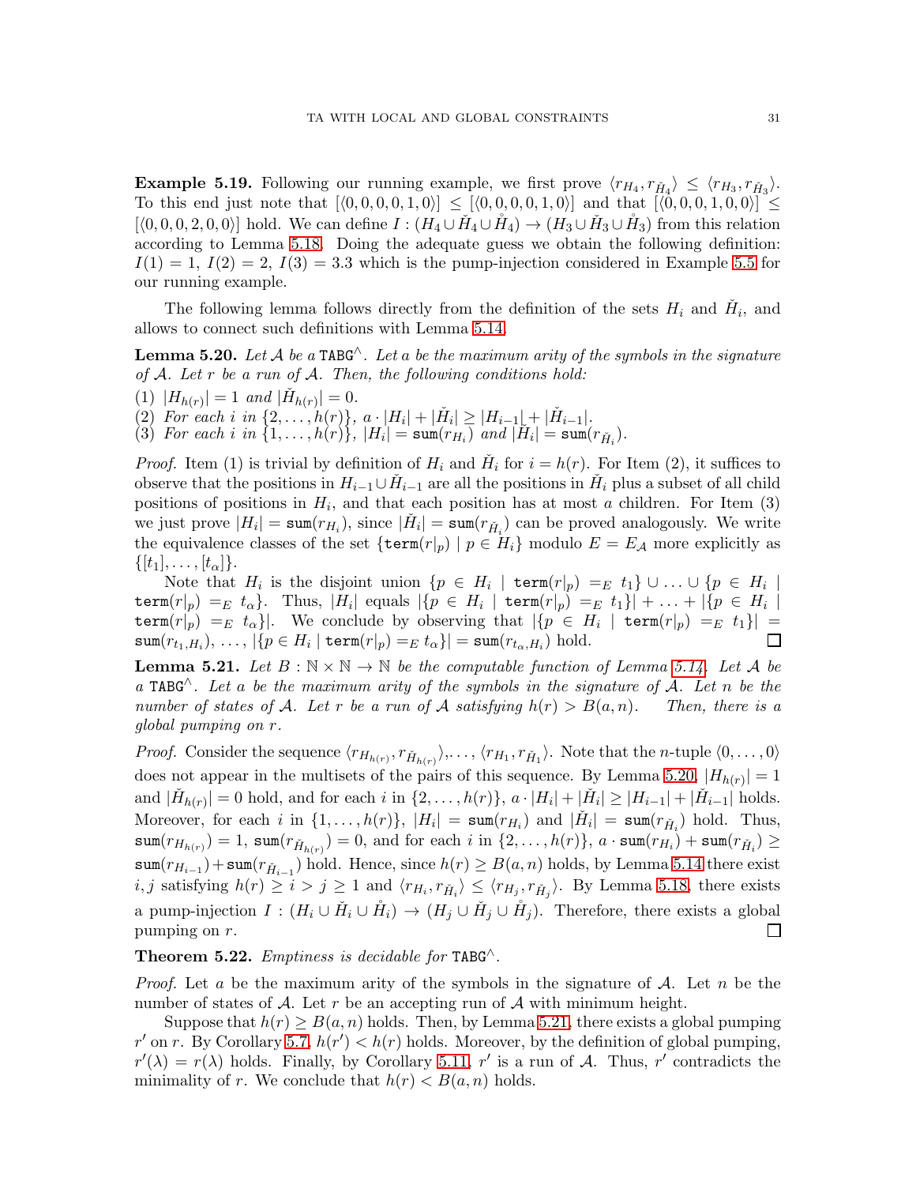**Example 5.19.** Following our running example, we first prove $\langle r_{H_4}, r_{\check{H}_4}\rangle \leq \langle r_{H_3}, r_{\check{H}_3}\rangle$. To this end just note that $[\langle 0,0,0,0,1,0\rangle] \leq [\langle 0,0,0,0,1,0\rangle]$ and that $[\langle 0,0,0,1,0,0\rangle] \leq [\langle 0,0,0,2,0,0\rangle]$ hold. We can define $I : (H_4 \cup \check{H}_4 \cup \mathring{H}_4) \to (H_3 \cup \check{H}_3 \cup \mathring{H}_3)$ from this relation according to Lemma 5.18. Doing the adequate guess we obtain the following definition: $I(1) = 1$, $I(2) = 2$, $I(3) = 3.3$ which is the pump-injection considered in Example 5.5 for our running example.

The following lemma follows directly from the definition of the sets $H_i$ and $\check{H}_i$, and allows to connect such definitions with Lemma 5.14.

**Lemma 5.20.** *Let $\mathcal{A}$ be a* $\mathtt{TABG}^{\wedge}$*. Let $a$ be the maximum arity of the symbols in the signature of $\mathcal{A}$. Let $r$ be a run of $\mathcal{A}$. Then, the following conditions hold:*

(1) *$|H_{h(r)}| = 1$ and $|\check{H}_{h(r)}| = 0$.*
(2) *For each $i$ in $\{2,\dots,h(r)\}$, $a \cdot |H_i| + |\check{H}_i| \geq |H_{i-1}| + |\check{H}_{i-1}|$.*
(3) *For each $i$ in $\{1,\dots,h(r)\}$, $|H_i| = \mathtt{sum}(r_{H_i})$ and $|\check{H}_i| = \mathtt{sum}(r_{\check{H}_i})$.*

*Proof.* Item (1) is trivial by definition of $H_i$ and $\check{H}_i$ for $i = h(r)$. For Item (2), it suffices to observe that the positions in $H_{i-1} \cup \check{H}_{i-1}$ are all the positions in $\check{H}_i$ plus a subset of all child positions of positions in $H_i$, and that each position has at most $a$ children. For Item (3) we just prove $|H_i| = \mathtt{sum}(r_{H_i})$, since $|\check{H}_i| = \mathtt{sum}(r_{\check{H}_i})$ can be proved analogously. We write the equivalence classes of the set $\{\mathtt{term}(r|_p) \mid p \in H_i\}$ modulo $E = E_{\mathcal{A}}$ more explicitly as $\{[t_1],\dots,[t_\alpha]\}$.

Note that $H_i$ is the disjoint union $\{p \in H_i \mid \mathtt{term}(r|_p) =_E t_1\} \cup \ldots \cup \{p \in H_i \mid \mathtt{term}(r|_p) =_E t_\alpha\}$. Thus, $|H_i|$ equals $|\{p \in H_i \mid \mathtt{term}(r|_p) =_E t_1\}| + \ldots + |\{p \in H_i \mid \mathtt{term}(r|_p) =_E t_\alpha\}|$. We conclude by observing that $|\{p \in H_i \mid \mathtt{term}(r|_p) =_E t_1\}| = \mathtt{sum}(r_{t_1,H_i})$, ..., $|\{p \in H_i \mid \mathtt{term}(r|_p) =_E t_\alpha\}| = \mathtt{sum}(r_{t_\alpha,H_i})$ hold. □

**Lemma 5.21.** *Let $B : \mathbb{N} \times \mathbb{N} \to \mathbb{N}$ be the computable function of Lemma 5.14. Let $\mathcal{A}$ be a* $\mathtt{TABG}^{\wedge}$*. Let $a$ be the maximum arity of the symbols in the signature of $\mathcal{A}$. Let $n$ be the number of states of $\mathcal{A}$. Let $r$ be a run of $\mathcal{A}$ satisfying $h(r) > B(a,n)$. Then, there is a global pumping on $r$.*

*Proof.* Consider the sequence $\langle r_{H_{h(r)}}, r_{\check{H}_{h(r)}}\rangle, \dots, \langle r_{H_1}, r_{\check{H}_1}\rangle$. Note that the $n$-tuple $\langle 0,\dots,0\rangle$ does not appear in the multisets of the pairs of this sequence. By Lemma 5.20, $|H_{h(r)}| = 1$ and $|\check{H}_{h(r)}| = 0$ hold, and for each $i$ in $\{2,\dots,h(r)\}$, $a \cdot |H_i| + |\check{H}_i| \geq |H_{i-1}| + |\check{H}_{i-1}|$ holds. Moreover, for each $i$ in $\{1,\dots,h(r)\}$, $|H_i| = \mathtt{sum}(r_{H_i})$ and $|\check{H}_i| = \mathtt{sum}(r_{\check{H}_i})$ hold. Thus, $\mathtt{sum}(r_{H_{h(r)}}) = 1$, $\mathtt{sum}(r_{\check{H}_{h(r)}}) = 0$, and for each $i$ in $\{2,\dots,h(r)\}$, $a \cdot \mathtt{sum}(r_{H_i}) + \mathtt{sum}(r_{\check{H}_i}) \geq \mathtt{sum}(r_{H_{i-1}}) + \mathtt{sum}(r_{\check{H}_{i-1}})$ hold. Hence, since $h(r) \geq B(a,n)$ holds, by Lemma 5.14 there exist $i,j$ satisfying $h(r) \geq i > j \geq 1$ and $\langle r_{H_i}, r_{\check{H}_i}\rangle \leq \langle r_{H_j}, r_{\check{H}_j}\rangle$. By Lemma 5.18, there exists a pump-injection $I : (H_i \cup \check{H}_i \cup \mathring{H}_i) \to (H_j \cup \check{H}_j \cup \mathring{H}_j)$. Therefore, there exists a global pumping on $r$. □

**Theorem 5.22.** *Emptiness is decidable for* $\mathtt{TABG}^{\wedge}$*.*

*Proof.* Let $a$ be the maximum arity of the symbols in the signature of $\mathcal{A}$. Let $n$ be the number of states of $\mathcal{A}$. Let $r$ be an accepting run of $\mathcal{A}$ with minimum height.

Suppose that $h(r) \geq B(a,n)$ holds. Then, by Lemma 5.21, there exists a global pumping $r'$ on $r$. By Corollary 5.7, $h(r') < h(r)$ holds. Moreover, by the definition of global pumping, $r'(\lambda) = r(\lambda)$ holds. Finally, by Corollary 5.11, $r'$ is a run of $\mathcal{A}$. Thus, $r'$ contradicts the minimality of $r$. We conclude that $h(r) < B(a,n)$ holds.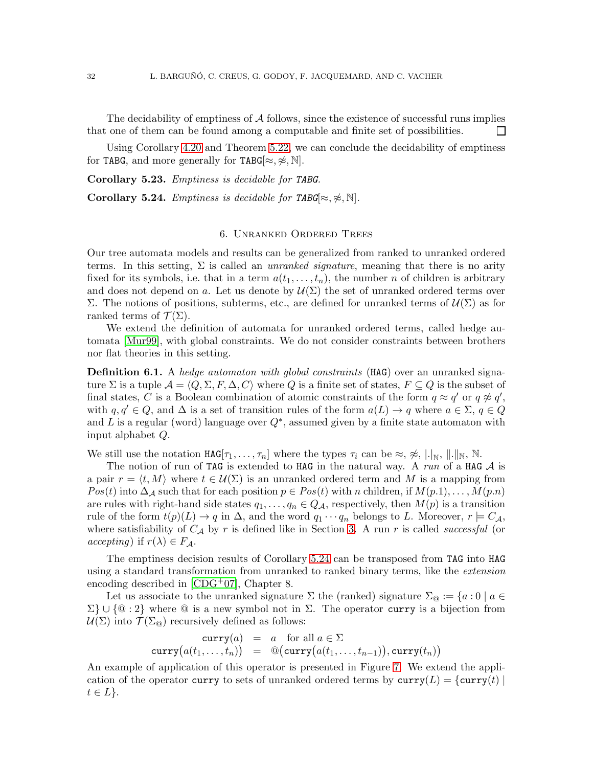The decidability of emptiness of $\mathcal{A}$ follows, since the existence of successful runs implies that one of them can be found among a computable and finite set of possibilities. □

Using Corollary 4.20 and Theorem 5.22, we can conclude the decidability of emptiness for TABG, and more generally for TABG$[\approx, \not\approx, \mathbb{N}]$.

**Corollary 5.23.** *Emptiness is decidable for TABG.*

**Corollary 5.24.** *Emptiness is decidable for TABG$[\approx, \not\approx, \mathbb{N}]$.*

## 6. Unranked Ordered Trees

Our tree automata models and results can be generalized from ranked to unranked ordered terms. In this setting, $\Sigma$ is called an *unranked signature*, meaning that there is no arity fixed for its symbols, i.e. that in a term $a(t_1, \ldots, t_n)$, the number $n$ of children is arbitrary and does not depend on $a$. Let us denote by $\mathcal{U}(\Sigma)$ the set of unranked ordered terms over $\Sigma$. The notions of positions, subterms, etc., are defined for unranked terms of $\mathcal{U}(\Sigma)$ as for ranked terms of $\mathcal{T}(\Sigma)$.

We extend the definition of automata for unranked ordered terms, called hedge automata [Mur99], with global constraints. We do not consider constraints between brothers nor flat theories in this setting.

**Definition 6.1.** A *hedge automaton with global constraints* (HAG) over an unranked signature $\Sigma$ is a tuple $\mathcal{A} = \langle Q, \Sigma, F, \Delta, C\rangle$ where $Q$ is a finite set of states, $F \subseteq Q$ is the subset of final states, $C$ is a Boolean combination of atomic constraints of the form $q \approx q'$ or $q \not\approx q'$, with $q, q' \in Q$, and $\Delta$ is a set of transition rules of the form $a(L) \to q$ where $a \in \Sigma$, $q \in Q$ and $L$ is a regular (word) language over $Q^*$, assumed given by a finite state automaton with input alphabet $Q$.

We still use the notation HAG$[\tau_1, \ldots, \tau_n]$ where the types $\tau_i$ can be $\approx$, $\not\approx$, $|.|_{\mathbb{N}}$, $\|.\|_{\mathbb{N}}$, $\mathbb{N}$.

The notion of run of TAG is extended to HAG in the natural way. A *run* of a HAG $\mathcal{A}$ is a pair $r = \langle t, M\rangle$ where $t \in \mathcal{U}(\Sigma)$ is an unranked ordered term and $M$ is a mapping from $Pos(t)$ into $\Delta_{\mathcal{A}}$ such that for each position $p \in Pos(t)$ with $n$ children, if $M(p.1), \ldots, M(p.n)$ are rules with right-hand side states $q_1, \ldots, q_n \in Q_{\mathcal{A}}$, respectively, then $M(p)$ is a transition rule of the form $t(p)(L) \to q$ in $\Delta$, and the word $q_1 \cdots q_n$ belongs to $L$. Moreover, $r \models C_{\mathcal{A}}$, where satisfiability of $C_{\mathcal{A}}$ by $r$ is defined like in Section 3. A run $r$ is called *successful* (or *accepting*) if $r(\lambda) \in F_{\mathcal{A}}$.

The emptiness decision results of Corollary 5.24 can be transposed from TAG into HAG using a standard transformation from unranked to ranked binary terms, like the *extension* encoding described in [CDG+07], Chapter 8.

Let us associate to the unranked signature $\Sigma$ the (ranked) signature $\Sigma_@ := \{a : 0 \mid a \in \Sigma\} \cup \{@ : 2\}$ where @ is a new symbol not in $\Sigma$. The operator curry is a bijection from $\mathcal{U}(\Sigma)$ into $\mathcal{T}(\Sigma_@)$ recursively defined as follows:

$$\begin{array}{rcl} \mathtt{curry}(a) & = & a \quad \text{for all } a \in \Sigma \\ \mathtt{curry}\big(a(t_1, \ldots, t_n)\big) & = & @\big(\mathtt{curry}\big(a(t_1, \ldots, t_{n-1})\big), \mathtt{curry}(t_n)\big) \end{array}$$

An example of application of this operator is presented in Figure 7. We extend the application of the operator curry to sets of unranked ordered terms by $\mathtt{curry}(L) = \{\mathtt{curry}(t) \mid t \in L\}$.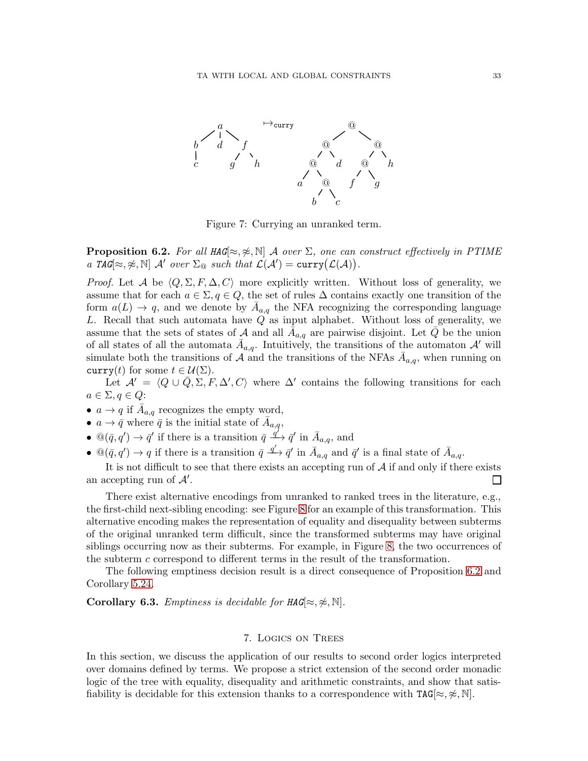Figure 7: Currying an unranked term.

**Proposition 6.2.** *For all HAG$[\approx, \not\approx, \mathbb{N}]$ $\mathcal{A}$ over $\Sigma$, one can construct effectively in PTIME a TAG$[\approx, \not\approx, \mathbb{N}]$ $\mathcal{A}'$ over $\Sigma_@$ such that $\mathcal{L}(\mathcal{A}') = \texttt{curry}\big(\mathcal{L}(\mathcal{A})\big)$.*

*Proof.* Let $\mathcal{A}$ be $\langle Q, \Sigma, F, \Delta, C\rangle$ more explicitly written. Without loss of generality, we assume that for each $a \in \Sigma, q \in Q$, the set of rules $\Delta$ contains exactly one transition of the form $a(L) \to q$, and we denote by $\bar{A}_{a,q}$ the NFA recognizing the corresponding language $L$. Recall that such automata have $Q$ as input alphabet. Without loss of generality, we assume that the sets of states of $\mathcal{A}$ and all $\bar{A}_{a,q}$ are pairwise disjoint. Let $\bar{Q}$ be the union of all states of all the automata $\bar{A}_{a,q}$. Intuitively, the transitions of the automaton $\mathcal{A}'$ will simulate both the transitions of $\mathcal{A}$ and the transitions of the NFAs $\bar{A}_{a,q}$, when running on $\texttt{curry}(t)$ for some $t \in \mathcal{U}(\Sigma)$.

Let $\mathcal{A}' = \langle Q \cup \bar{Q}, \Sigma, F, \Delta', C\rangle$ where $\Delta'$ contains the following transitions for each $a \in \Sigma, q \in Q$:

- $a \to q$ if $\bar{A}_{a,q}$ recognizes the empty word,
- $a \to \bar{q}$ where $\bar{q}$ is the initial state of $\bar{A}_{a,q}$,
- $@(\bar{q}, q') \to \bar{q}'$ if there is a transition $\bar{q} \xrightarrow{q'} \bar{q}'$ in $\bar{A}_{a,q}$, and
- $@(\bar{q}, q') \to q$ if there is a transition $\bar{q} \xrightarrow{q'} \bar{q}'$ in $\bar{A}_{a,q}$ and $\bar{q}'$ is a final state of $\bar{A}_{a,q}$.

It is not difficult to see that there exists an accepting run of $\mathcal{A}$ if and only if there exists an accepting run of $\mathcal{A}'$. ◻

There exist alternative encodings from unranked to ranked trees in the literature, e.g., the first-child next-sibling encoding: see Figure 8 for an example of this transformation. This alternative encoding makes the representation of equality and disequality between subterms of the original unranked term difficult, since the transformed subterms may have original siblings occurring now as their subterms. For example, in Figure 8, the two occurrences of the subterm $c$ correspond to different terms in the result of the transformation.

The following emptiness decision result is a direct consequence of Proposition 6.2 and Corollary 5.24.

**Corollary 6.3.** *Emptiness is decidable for HAG$[\approx, \not\approx, \mathbb{N}]$.*

## 7. Logics on Trees

In this section, we discuss the application of our results to second order logics interpreted over domains defined by terms. We propose a strict extension of the second order monadic logic of the tree with equality, disequality and arithmetic constraints, and show that satisfiability is decidable for this extension thanks to a correspondence with TAG$[\approx, \not\approx, \mathbb{N}]$.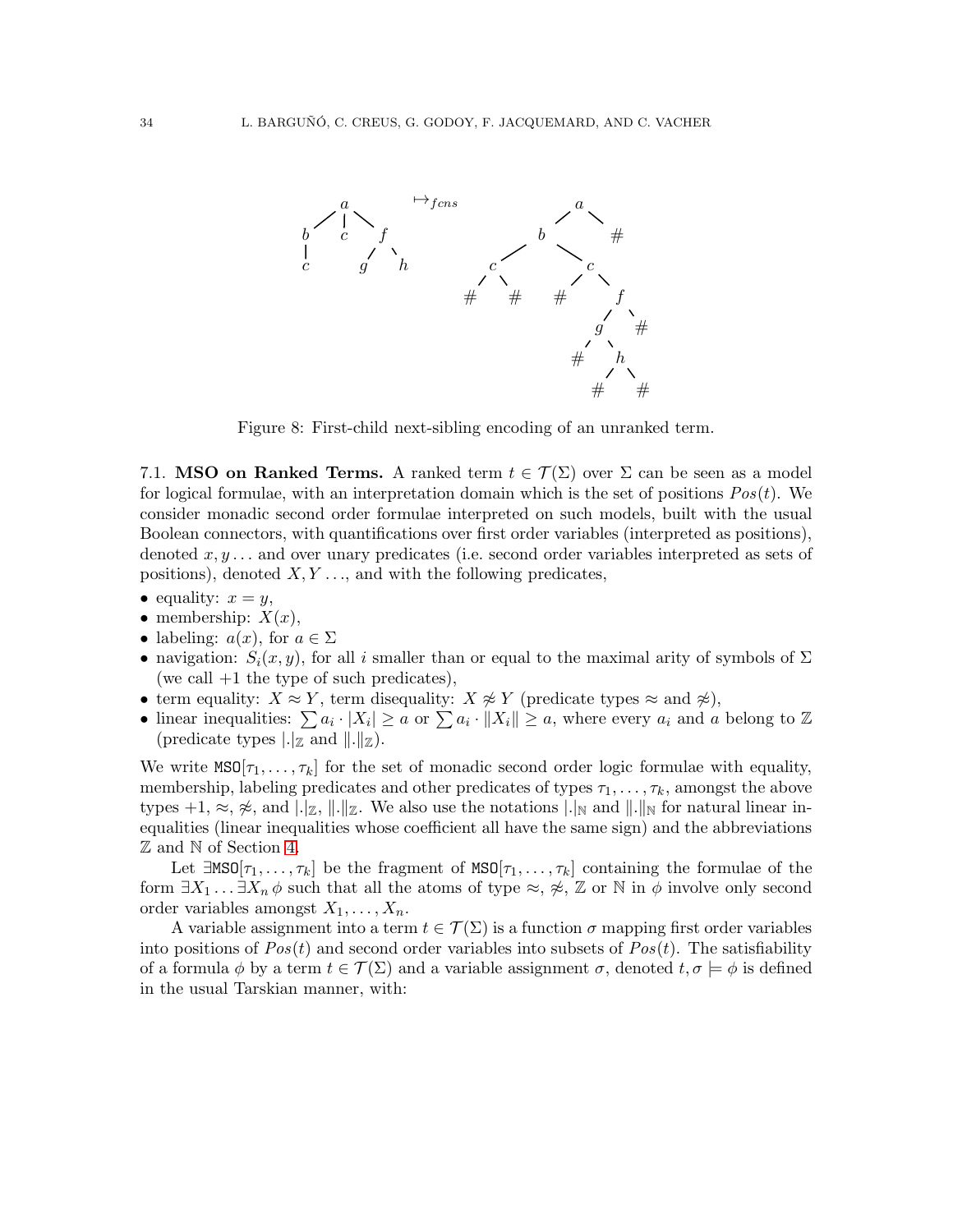Figure 8: First-child next-sibling encoding of an unranked term.

7.1. **MSO on Ranked Terms.** A ranked term $t \in \mathcal{T}(\Sigma)$ over $\Sigma$ can be seen as a model for logical formulae, with an interpretation domain which is the set of positions $Pos(t)$. We consider monadic second order formulae interpreted on such models, built with the usual Boolean connectors, with quantifications over first order variables (interpreted as positions), denoted $x, y \ldots$ and over unary predicates (i.e. second order variables interpreted as sets of positions), denoted $X, Y \ldots$, and with the following predicates,

- equality: $x = y$,
- membership: $X(x)$,
- labeling: $a(x)$, for $a \in \Sigma$
- navigation: $S_i(x, y)$, for all $i$ smaller than or equal to the maximal arity of symbols of $\Sigma$ (we call $+1$ the type of such predicates),
- term equality: $X \approx Y$, term disequality: $X \not\approx Y$ (predicate types $\approx$ and $\not\approx$),
- linear inequalities: $\sum a_i \cdot |X_i| \geq a$ or $\sum a_i \cdot \|X_i\| \geq a$, where every $a_i$ and $a$ belong to $\mathbb{Z}$ (predicate types $|.|_{\mathbb{Z}}$ and $\|.\|_{\mathbb{Z}}$).

We write $\mathtt{MSO}[\tau_1, \ldots, \tau_k]$ for the set of monadic second order logic formulae with equality, membership, labeling predicates and other predicates of types $\tau_1, \ldots, \tau_k$, amongst the above types $+1$, $\approx$, $\not\approx$, and $|.|_{\mathbb{Z}}$, $\|.\|_{\mathbb{Z}}$. We also use the notations $|.|_{\mathbb{N}}$ and $\|.\|_{\mathbb{N}}$ for natural linear inequalities (linear inequalities whose coefficient all have the same sign) and the abbreviations $\mathbb{Z}$ and $\mathbb{N}$ of Section 4.

Let $\exists\mathtt{MSO}[\tau_1, \ldots, \tau_k]$ be the fragment of $\mathtt{MSO}[\tau_1, \ldots, \tau_k]$ containing the formulae of the form $\exists X_1 \ldots \exists X_n \, \phi$ such that all the atoms of type $\approx$, $\not\approx$, $\mathbb{Z}$ or $\mathbb{N}$ in $\phi$ involve only second order variables amongst $X_1, \ldots, X_n$.

A variable assignment into a term $t \in \mathcal{T}(\Sigma)$ is a function $\sigma$ mapping first order variables into positions of $Pos(t)$ and second order variables into subsets of $Pos(t)$. The satisfiability of a formula $\phi$ by a term $t \in \mathcal{T}(\Sigma)$ and a variable assignment $\sigma$, denoted $t, \sigma \models \phi$ is defined in the usual Tarskian manner, with: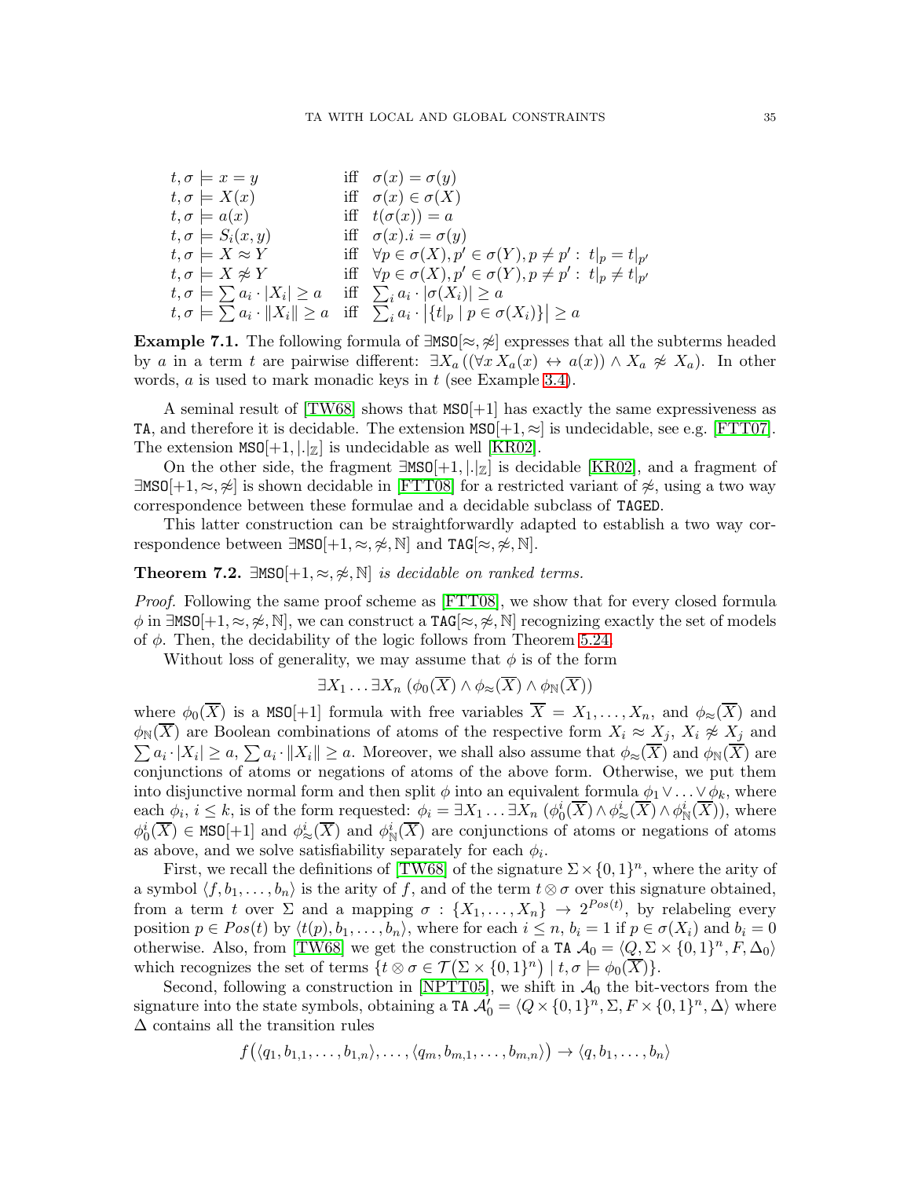$$
\begin{array}{lll}
t, \sigma \models x = y & \text{iff} & \sigma(x) = \sigma(y) \\
t, \sigma \models X(x) & \text{iff} & \sigma(x) \in \sigma(X) \\
t, \sigma \models a(x) & \text{iff} & t(\sigma(x)) = a \\
t, \sigma \models S_i(x, y) & \text{iff} & \sigma(x).i = \sigma(y) \\
t, \sigma \models X \approx Y & \text{iff} & \forall p \in \sigma(X), p' \in \sigma(Y), p \neq p' : \ t|_p = t|_{p'} \\
t, \sigma \models X \not\approx Y & \text{iff} & \forall p \in \sigma(X), p' \in \sigma(Y), p \neq p' : \ t|_p \neq t|_{p'} \\
t, \sigma \models \sum a_i \cdot |X_i| \geq a & \text{iff} & \sum_i a_i \cdot |\sigma(X_i)| \geq a \\
t, \sigma \models \sum a_i \cdot \|X_i\| \geq a & \text{iff} & \sum_i a_i \cdot \big|\{t|_p \mid p \in \sigma(X_i)\}\big| \geq a
\end{array}
$$

**Example 7.1.** The following formula of $\exists$MSO$[\approx, \not\approx]$ expresses that all the subterms headed by $a$ in a term $t$ are pairwise different: $\exists X_a \left((\forall x \, X_a(x) \leftrightarrow a(x)) \wedge X_a \not\approx X_a\right)$. In other words, $a$ is used to mark monadic keys in $t$ (see Example 3.4).

A seminal result of [TW68] shows that MSO$[+1]$ has exactly the same expressiveness as TA, and therefore it is decidable. The extension MSO$[+1, \approx]$ is undecidable, see e.g. [FTT07]. The extension MSO$[+1, |.|_{\mathbb{Z}}]$ is undecidable as well [KR02].

On the other side, the fragment $\exists$MSO$[+1, |.|_{\mathbb{Z}}]$ is decidable [KR02], and a fragment of $\exists$MSO$[+1, \approx, \not\approx]$ is shown decidable in [FTT08] for a restricted variant of $\not\approx$, using a two way correspondence between these formulae and a decidable subclass of TAGED.

This latter construction can be straightforwardly adapted to establish a two way correspondence between $\exists$MSO$[+1, \approx, \not\approx, \mathbb{N}]$ and TAG$[\approx, \not\approx, \mathbb{N}]$.

**Theorem 7.2.** *$\exists$MSO$[+1, \approx, \not\approx, \mathbb{N}]$ is decidable on ranked terms.*

*Proof.* Following the same proof scheme as [FTT08], we show that for every closed formula $\phi$ in $\exists$MSO$[+1, \approx, \not\approx, \mathbb{N}]$, we can construct a TAG$[\approx, \not\approx, \mathbb{N}]$ recognizing exactly the set of models of $\phi$. Then, the decidability of the logic follows from Theorem 5.24.

Without loss of generality, we may assume that $\phi$ is of the form

$$
\exists X_1 \ldots \exists X_n \left(\phi_0(\overline{X}) \wedge \phi_{\approx}(\overline{X}) \wedge \phi_{\mathbb{N}}(\overline{X})\right)
$$

where $\phi_0(\overline{X})$ is a MSO$[+1]$ formula with free variables $\overline{X} = X_1, \ldots, X_n$, and $\phi_{\approx}(\overline{X})$ and $\phi_{\mathbb{N}}(\overline{X})$ are Boolean combinations of atoms of the respective form $X_i \approx X_j$, $X_i \not\approx X_j$ and $\sum a_i \cdot |X_i| \geq a$, $\sum a_i \cdot \|X_i\| \geq a$. Moreover, we shall also assume that $\phi_{\approx}(\overline{X})$ and $\phi_{\mathbb{N}}(\overline{X})$ are conjunctions of atoms or negations of atoms of the above form. Otherwise, we put them into disjunctive normal form and then split $\phi$ into an equivalent formula $\phi_1 \vee \ldots \vee \phi_k$, where each $\phi_i$, $i \leq k$, is of the form requested: $\phi_i = \exists X_1 \ldots \exists X_n \left(\phi_0^i(\overline{X}) \wedge \phi_{\approx}^i(\overline{X}) \wedge \phi_{\mathbb{N}}^i(\overline{X})\right)$, where $\phi_0^i(\overline{X}) \in$ MSO$[+1]$ and $\phi_{\approx}^i(\overline{X})$ and $\phi_{\mathbb{N}}^i(\overline{X})$ are conjunctions of atoms or negations of atoms as above, and we solve satisfiability separately for each $\phi_i$.

First, we recall the definitions of [TW68] of the signature $\Sigma \times \{0,1\}^n$, where the arity of a symbol $\langle f, b_1, \ldots, b_n \rangle$ is the arity of $f$, and of the term $t \otimes \sigma$ over this signature obtained, from a term $t$ over $\Sigma$ and a mapping $\sigma : \{X_1, \ldots, X_n\} \to 2^{Pos(t)}$, by relabeling every position $p \in Pos(t)$ by $\langle t(p), b_1, \ldots, b_n \rangle$, where for each $i \leq n$, $b_i = 1$ if $p \in \sigma(X_i)$ and $b_i = 0$ otherwise. Also, from [TW68] we get the construction of a TA $\mathcal{A}_0 = \langle Q, \Sigma \times \{0,1\}^n, F, \Delta_0 \rangle$ which recognizes the set of terms $\{t \otimes \sigma \in \mathcal{T}(\Sigma \times \{0,1\}^n) \mid t, \sigma \models \phi_0(\overline{X})\}$.

Second, following a construction in [NPTT05], we shift in $\mathcal{A}_0$ the bit-vectors from the signature into the state symbols, obtaining a TA $\mathcal{A}_0' = \langle Q \times \{0,1\}^n, \Sigma, F \times \{0,1\}^n, \Delta \rangle$ where $\Delta$ contains all the transition rules

$$
f\big(\langle q_1, b_{1,1}, \ldots, b_{1,n} \rangle, \ldots, \langle q_m, b_{m,1}, \ldots, b_{m,n} \rangle\big) \to \langle q, b_1, \ldots, b_n \rangle
$$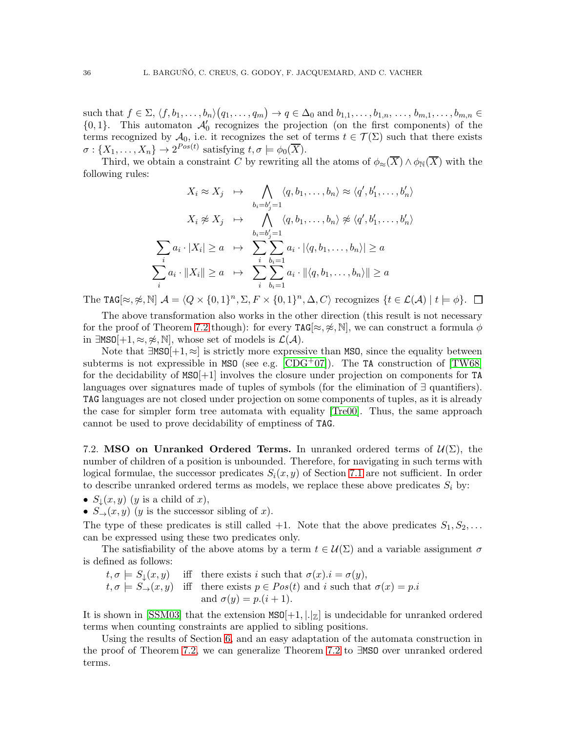such that $f \in \Sigma$, $\langle f, b_1, \ldots, b_n\rangle(q_1, \ldots, q_m) \to q \in \Delta_0$ and $b_{1,1}, \ldots, b_{1,n}, \ldots, b_{m,1}, \ldots, b_{m,n} \in \{0,1\}$. This automaton $\mathcal{A}'_0$ recognizes the projection (on the first components) of the terms recognized by $\mathcal{A}_0$, i.e. it recognizes the set of terms $t \in \mathcal{T}(\Sigma)$ such that there exists $\sigma : \{X_1, \ldots, X_n\} \to 2^{Pos(t)}$ satisfying $t, \sigma \models \phi_0(\overline{X})$.

Third, we obtain a constraint $C$ by rewriting all the atoms of $\phi_{\approx}(\overline{X}) \wedge \phi_{\mathbb{N}}(\overline{X})$ with the following rules:

$$
\begin{array}{rcl}
X_i \approx X_j & \mapsto & \displaystyle\bigwedge_{b_i = b'_j = 1} \langle q, b_1, \ldots, b_n\rangle \approx \langle q', b'_1, \ldots, b'_n\rangle \\
X_i \not\approx X_j & \mapsto & \displaystyle\bigwedge_{b_i = b'_j = 1} \langle q, b_1, \ldots, b_n\rangle \not\approx \langle q', b'_1, \ldots, b'_n\rangle \\
\displaystyle\sum_i a_i \cdot |X_i| \geq a & \mapsto & \displaystyle\sum_i \sum_{b_i = 1} a_i \cdot |\langle q, b_1, \ldots, b_n\rangle| \geq a \\
\displaystyle\sum_i a_i \cdot \|X_i\| \geq a & \mapsto & \displaystyle\sum_i \sum_{b_i = 1} a_i \cdot \|\langle q, b_1, \ldots, b_n\rangle\| \geq a
\end{array}
$$

The TAG$[\approx, \not\approx, \mathbb{N}]$ $\mathcal{A} = \langle Q \times \{0,1\}^n, \Sigma, F \times \{0,1\}^n, \Delta, C\rangle$ recognizes $\{t \in \mathcal{L}(\mathcal{A}) \mid t \models \phi\}$. ☐

The above transformation also works in the other direction (this result is not necessary for the proof of Theorem 7.2 though): for every TAG$[\approx, \not\approx, \mathbb{N}]$, we can construct a formula $\phi$ in $\exists$MSO$[+1, \approx, \not\approx, \mathbb{N}]$, whose set of models is $\mathcal{L}(\mathcal{A})$.

Note that $\exists$MSO$[+1, \approx]$ is strictly more expressive than MSO, since the equality between subterms is not expressible in MSO (see e.g. [CDG+07]). The TA construction of [TW68] for the decidability of MSO$[+1]$ involves the closure under projection on components for TA languages over signatures made of tuples of symbols (for the elimination of $\exists$ quantifiers). TAG languages are not closed under projection on some components of tuples, as it is already the case for simpler form tree automata with equality [Tre00]. Thus, the same approach cannot be used to prove decidability of emptiness of TAG.

**7.2. MSO on Unranked Ordered Terms.** In unranked ordered terms of $\mathcal{U}(\Sigma)$, the number of children of a position is unbounded. Therefore, for navigating in such terms with logical formulae, the successor predicates $S_i(x, y)$ of Section 7.1 are not sufficient. In order to describe unranked ordered terms as models, we replace these above predicates $S_i$ by:

- $S_{\downarrow}(x, y)$ ($y$ is a child of $x$),
- $S_{\rightarrow}(x, y)$ ($y$ is the successor sibling of $x$).

The type of these predicates is still called $+1$. Note that the above predicates $S_1, S_2, \ldots$ can be expressed using these two predicates only.

The satisfiability of the above atoms by a term $t \in \mathcal{U}(\Sigma)$ and a variable assignment $\sigma$ is defined as follows:

$$
\begin{array}{lll}
t, \sigma \models S_{\downarrow}(x, y) & \text{iff} & \text{there exists } i \text{ such that } \sigma(x).i = \sigma(y), \\
t, \sigma \models S_{\rightarrow}(x, y) & \text{iff} & \text{there exists } p \in Pos(t) \text{ and } i \text{ such that } \sigma(x) = p.i \\
& & \text{and } \sigma(y) = p.(i+1).
\end{array}
$$

It is shown in [SSM03] that the extension MSO$[+1, |.|_{\mathbb{Z}}]$ is undecidable for unranked ordered terms when counting constraints are applied to sibling positions.

Using the results of Section 6, and an easy adaptation of the automata construction in the proof of Theorem 7.2, we can generalize Theorem 7.2 to $\exists$MSO over unranked ordered terms.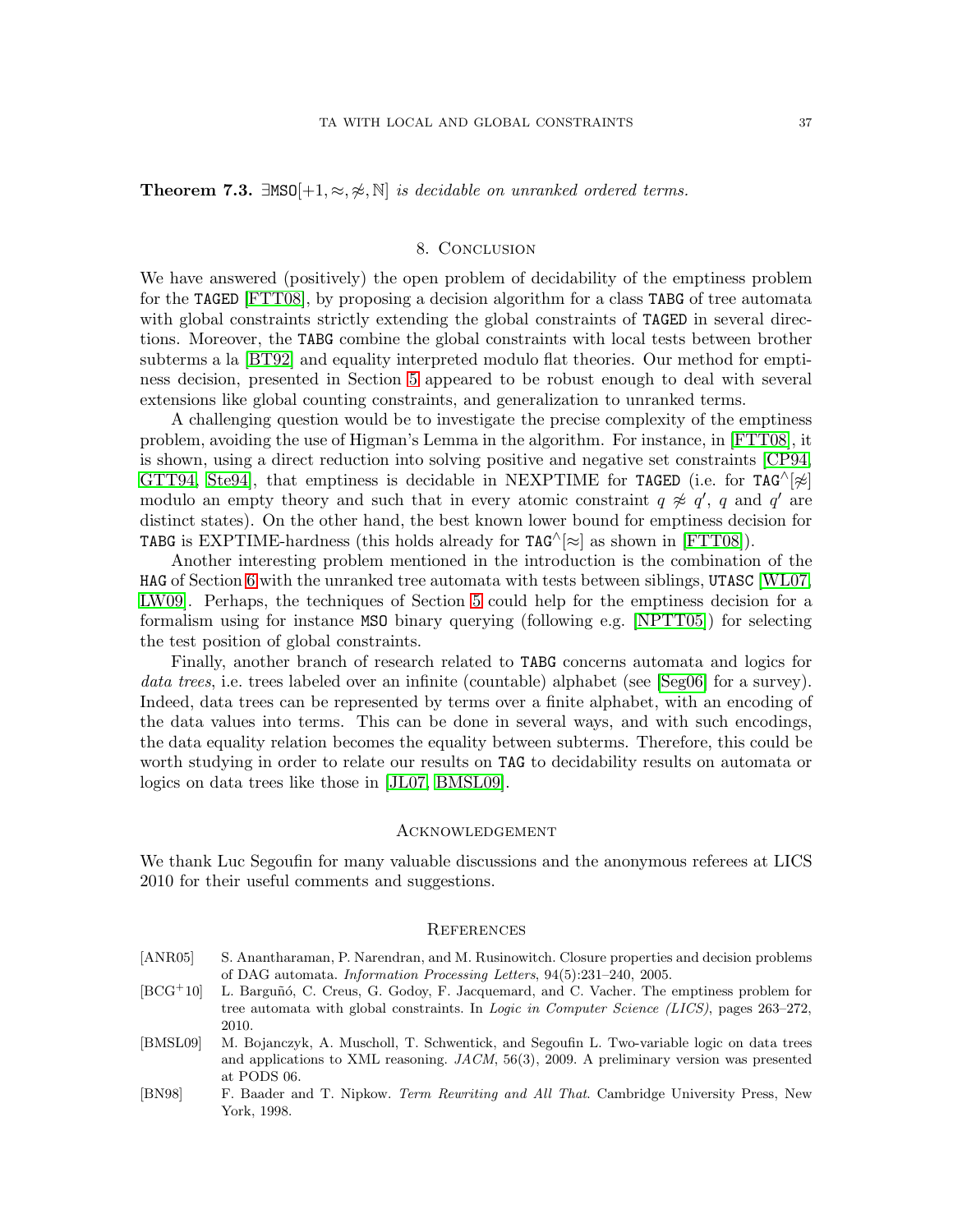**Theorem 7.3.** $\exists\texttt{MSO}[+1, \approx, \not\approx, \mathbb{N}]$ *is decidable on unranked ordered terms.*

## 8. Conclusion

We have answered (positively) the open problem of decidability of the emptiness problem for the TAGED [FTT08], by proposing a decision algorithm for a class TABG of tree automata with global constraints strictly extending the global constraints of TAGED in several directions. Moreover, the TABG combine the global constraints with local tests between brother subterms a la [BT92] and equality interpreted modulo flat theories. Our method for emptiness decision, presented in Section 5 appeared to be robust enough to deal with several extensions like global counting constraints, and generalization to unranked terms.

A challenging question would be to investigate the precise complexity of the emptiness problem, avoiding the use of Higman's Lemma in the algorithm. For instance, in [FTT08], it is shown, using a direct reduction into solving positive and negative set constraints [CP94, GTT94, Ste94], that emptiness is decidable in NEXPTIME for TAGED (i.e. for $\texttt{TAG}^{\wedge}[\not\approx]$ modulo an empty theory and such that in every atomic constraint $q \not\approx q'$, $q$ and $q'$ are distinct states). On the other hand, the best known lower bound for emptiness decision for TABG is EXPTIME-hardness (this holds already for $\texttt{TAG}^{\wedge}[\approx]$ as shown in [FTT08]).

Another interesting problem mentioned in the introduction is the combination of the HAG of Section 6 with the unranked tree automata with tests between siblings, UTASC [WL07, LW09]. Perhaps, the techniques of Section 5 could help for the emptiness decision for a formalism using for instance MSO binary querying (following e.g. [NPTT05]) for selecting the test position of global constraints.

Finally, another branch of research related to TABG concerns automata and logics for *data trees*, i.e. trees labeled over an infinite (countable) alphabet (see [Seg06] for a survey). Indeed, data trees can be represented by terms over a finite alphabet, with an encoding of the data values into terms. This can be done in several ways, and with such encodings, the data equality relation becomes the equality between subterms. Therefore, this could be worth studying in order to relate our results on TAG to decidability results on automata or logics on data trees like those in [JL07, BMSL09].

## Acknowledgement

We thank Luc Segoufin for many valuable discussions and the anonymous referees at LICS 2010 for their useful comments and suggestions.

## References

- [ANR05] S. Anantharaman, P. Narendran, and M. Rusinowitch. Closure properties and decision problems of DAG automata. *Information Processing Letters*, 94(5):231–240, 2005.
- [BCG+10] L. Barguñó, C. Creus, G. Godoy, F. Jacquemard, and C. Vacher. The emptiness problem for tree automata with global constraints. In *Logic in Computer Science (LICS)*, pages 263–272, 2010.
- [BMSL09] M. Bojanczyk, A. Muscholl, T. Schwentick, and Segoufin L. Two-variable logic on data trees and applications to XML reasoning. *JACM*, 56(3), 2009. A preliminary version was presented at PODS 06.
- [BN98] F. Baader and T. Nipkow. *Term Rewriting and All That*. Cambridge University Press, New York, 1998.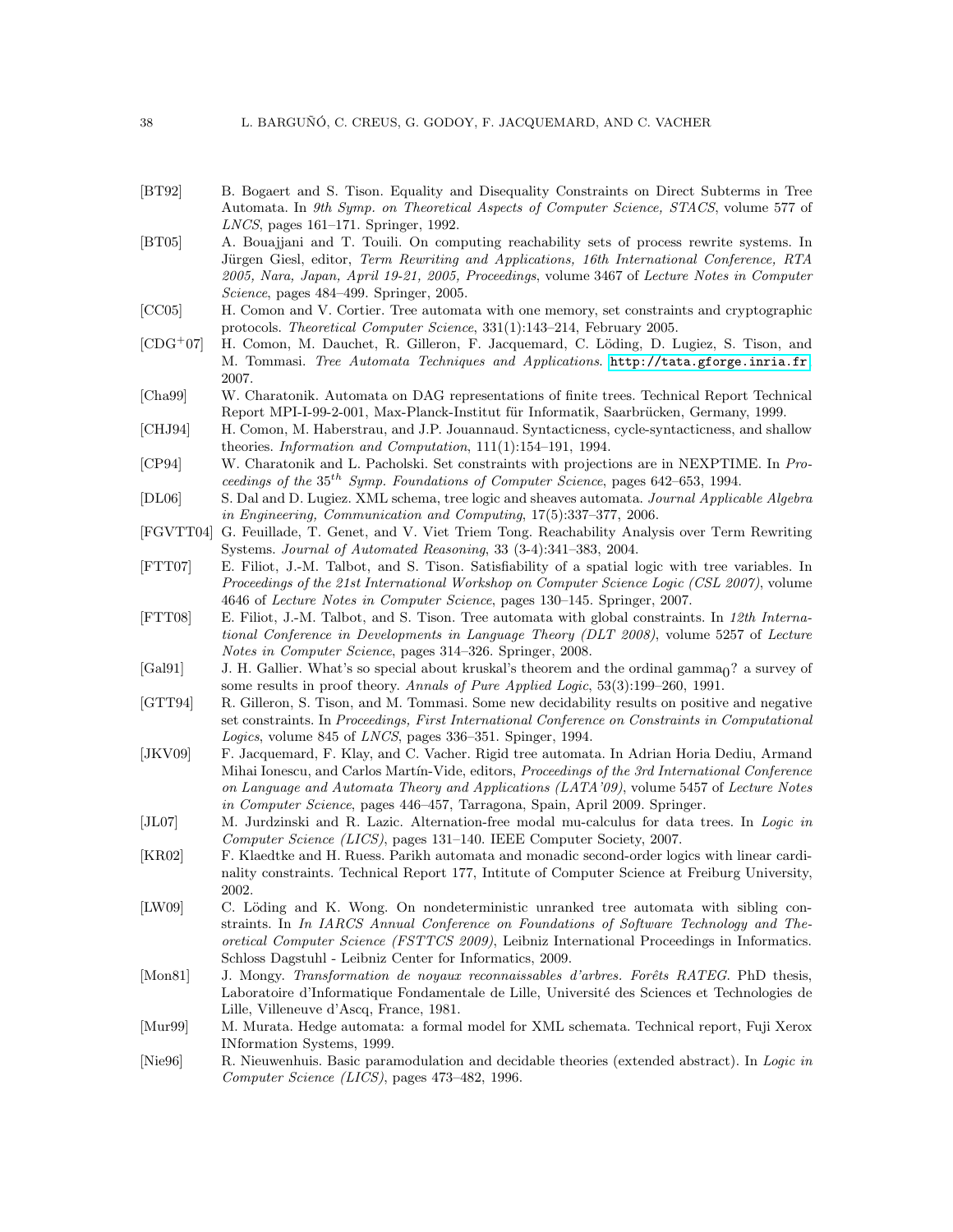[BT92] B. Bogaert and S. Tison. Equality and Disequality Constraints on Direct Subterms in Tree Automata. In *9th Symp. on Theoretical Aspects of Computer Science, STACS*, volume 577 of *LNCS*, pages 161–171. Springer, 1992.

[BT05] A. Bouajjani and T. Touili. On computing reachability sets of process rewrite systems. In Jürgen Giesl, editor, *Term Rewriting and Applications, 16th International Conference, RTA 2005, Nara, Japan, April 19-21, 2005, Proceedings*, volume 3467 of *Lecture Notes in Computer Science*, pages 484–499. Springer, 2005.

[CC05] H. Comon and V. Cortier. Tree automata with one memory, set constraints and cryptographic protocols. *Theoretical Computer Science*, 331(1):143–214, February 2005.

[CDG+07] H. Comon, M. Dauchet, R. Gilleron, F. Jacquemard, C. Löding, D. Lugiez, S. Tison, and M. Tommasi. *Tree Automata Techniques and Applications*. http://tata.gforge.inria.fr, 2007.

[Cha99] W. Charatonik. Automata on DAG representations of finite trees. Technical Report Technical Report MPI-I-99-2-001, Max-Planck-Institut für Informatik, Saarbrücken, Germany, 1999.

[CHJ94] H. Comon, M. Haberstrau, and J.P. Jouannaud. Syntacticness, cycle-syntacticness, and shallow theories. *Information and Computation*, 111(1):154–191, 1994.

[CP94] W. Charatonik and L. Pacholski. Set constraints with projections are in NEXPTIME. In *Proceedings of the* $35^{th}$ *Symp. Foundations of Computer Science*, pages 642–653, 1994.

[DL06] S. Dal and D. Lugiez. XML schema, tree logic and sheaves automata. *Journal Applicable Algebra in Engineering, Communication and Computing*, 17(5):337–377, 2006.

[FGVTT04] G. Feuillade, T. Genet, and V. Viet Triem Tong. Reachability Analysis over Term Rewriting Systems. *Journal of Automated Reasoning*, 33 (3-4):341–383, 2004.

[FTT07] E. Filiot, J.-M. Talbot, and S. Tison. Satisfiability of a spatial logic with tree variables. In *Proceedings of the 21st International Workshop on Computer Science Logic (CSL 2007)*, volume 4646 of *Lecture Notes in Computer Science*, pages 130–145. Springer, 2007.

[FTT08] E. Filiot, J.-M. Talbot, and S. Tison. Tree automata with global constraints. In *12th International Conference in Developments in Language Theory (DLT 2008)*, volume 5257 of *Lecture Notes in Computer Science*, pages 314–326. Springer, 2008.

[Gal91] J. H. Gallier. What's so special about kruskal's theorem and the ordinal $\text{gamma}_0$? a survey of some results in proof theory. *Annals of Pure Applied Logic*, 53(3):199–260, 1991.

[GTT94] R. Gilleron, S. Tison, and M. Tommasi. Some new decidability results on positive and negative set constraints. In *Proceedings, First International Conference on Constraints in Computational Logics*, volume 845 of *LNCS*, pages 336–351. Spinger, 1994.

[JKV09] F. Jacquemard, F. Klay, and C. Vacher. Rigid tree automata. In Adrian Horia Dediu, Armand Mihai Ionescu, and Carlos Martín-Vide, editors, *Proceedings of the 3rd International Conference on Language and Automata Theory and Applications (LATA'09)*, volume 5457 of *Lecture Notes in Computer Science*, pages 446–457, Tarragona, Spain, April 2009. Springer.

[JL07] M. Jurdzinski and R. Lazic. Alternation-free modal mu-calculus for data trees. In *Logic in Computer Science (LICS)*, pages 131–140. IEEE Computer Society, 2007.

[KR02] F. Klaedtke and H. Ruess. Parikh automata and monadic second-order logics with linear cardinality constraints. Technical Report 177, Intitute of Computer Science at Freiburg University, 2002.

[LW09] C. Löding and K. Wong. On nondeterministic unranked tree automata with sibling constraints. In *In IARCS Annual Conference on Foundations of Software Technology and Theoretical Computer Science (FSTTCS 2009)*, Leibniz International Proceedings in Informatics. Schloss Dagstuhl - Leibniz Center for Informatics, 2009.

[Mon81] J. Mongy. *Transformation de noyaux reconnaissables d'arbres. Forêts RATEG*. PhD thesis, Laboratoire d'Informatique Fondamentale de Lille, Université des Sciences et Technologies de Lille, Villeneuve d'Ascq, France, 1981.

[Mur99] M. Murata. Hedge automata: a formal model for XML schemata. Technical report, Fuji Xerox INformation Systems, 1999.

[Nie96] R. Nieuwenhuis. Basic paramodulation and decidable theories (extended abstract). In *Logic in Computer Science (LICS)*, pages 473–482, 1996.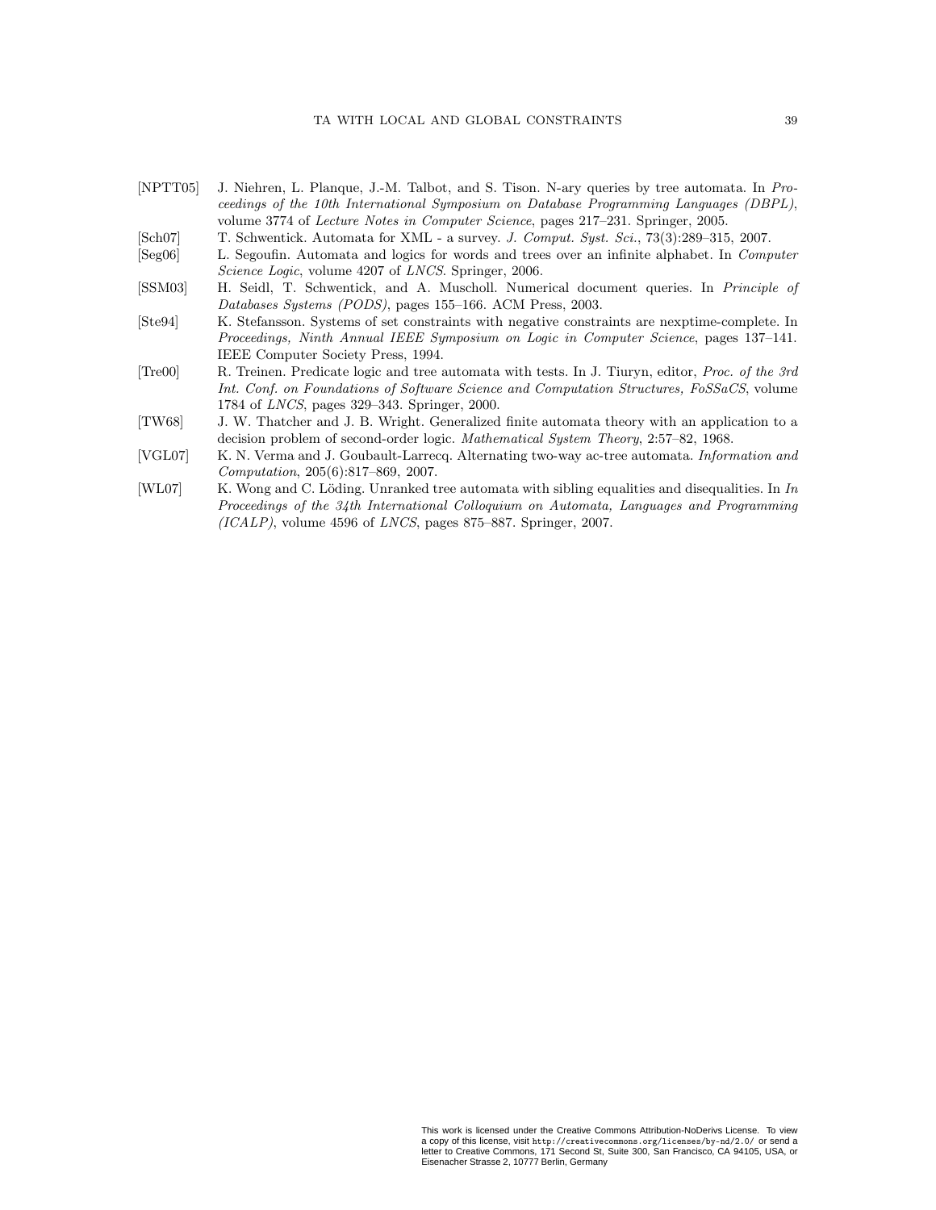[NPTT05] J. Niehren, L. Planque, J.-M. Talbot, and S. Tison. N-ary queries by tree automata. In *Proceedings of the 10th International Symposium on Database Programming Languages (DBPL)*, volume 3774 of *Lecture Notes in Computer Science*, pages 217–231. Springer, 2005.

[Sch07] T. Schwentick. Automata for XML - a survey. *J. Comput. Syst. Sci.*, 73(3):289–315, 2007.

[Seg06] L. Segoufin. Automata and logics for words and trees over an infinite alphabet. In *Computer Science Logic*, volume 4207 of *LNCS*. Springer, 2006.

[SSM03] H. Seidl, T. Schwentick, and A. Muscholl. Numerical document queries. In *Principle of Databases Systems (PODS)*, pages 155–166. ACM Press, 2003.

[Ste94] K. Stefansson. Systems of set constraints with negative constraints are nexptime-complete. In *Proceedings, Ninth Annual IEEE Symposium on Logic in Computer Science*, pages 137–141. IEEE Computer Society Press, 1994.

[Tre00] R. Treinen. Predicate logic and tree automata with tests. In J. Tiuryn, editor, *Proc. of the 3rd Int. Conf. on Foundations of Software Science and Computation Structures, FoSSaCS*, volume 1784 of *LNCS*, pages 329–343. Springer, 2000.

[TW68] J. W. Thatcher and J. B. Wright. Generalized finite automata theory with an application to a decision problem of second-order logic. *Mathematical System Theory*, 2:57–82, 1968.

[VGL07] K. N. Verma and J. Goubault-Larrecq. Alternating two-way ac-tree automata. *Information and Computation*, 205(6):817–869, 2007.

[WL07] K. Wong and C. Löding. Unranked tree automata with sibling equalities and disequalities. In *In Proceedings of the 34th International Colloquium on Automata, Languages and Programming (ICALP)*, volume 4596 of *LNCS*, pages 875–887. Springer, 2007.

This work is licensed under the Creative Commons Attribution-NoDerivs License. To view a copy of this license, visit http://creativecommons.org/licenses/by-nd/2.0/ or send a letter to Creative Commons, 171 Second St, Suite 300, San Francisco, CA 94105, USA, or Eisenacher Strasse 2, 10777 Berlin, Germany